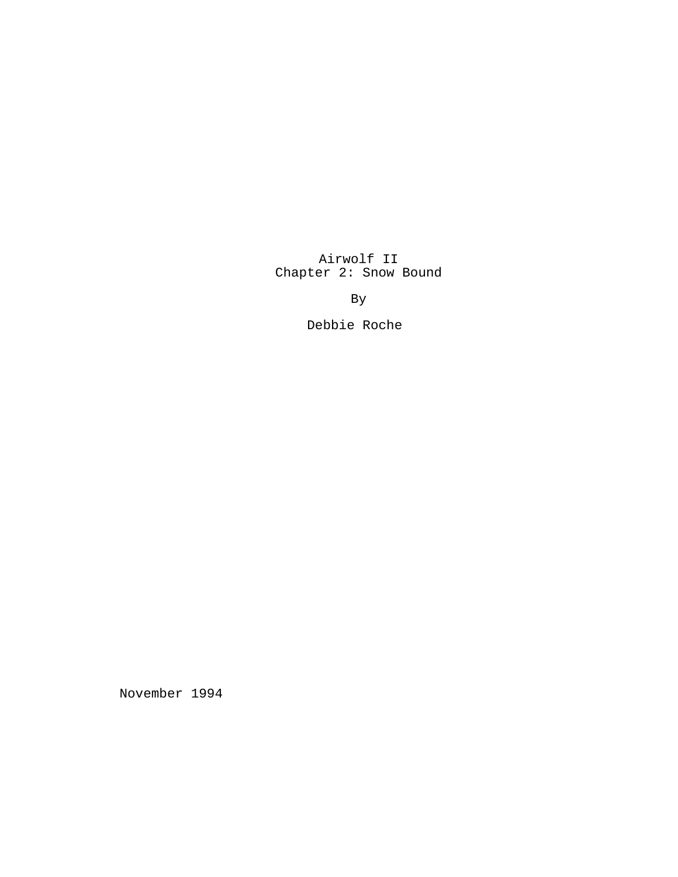# Airwolf II
## Chapter 2: Snow Bound

By

Debbie Roche

November 1994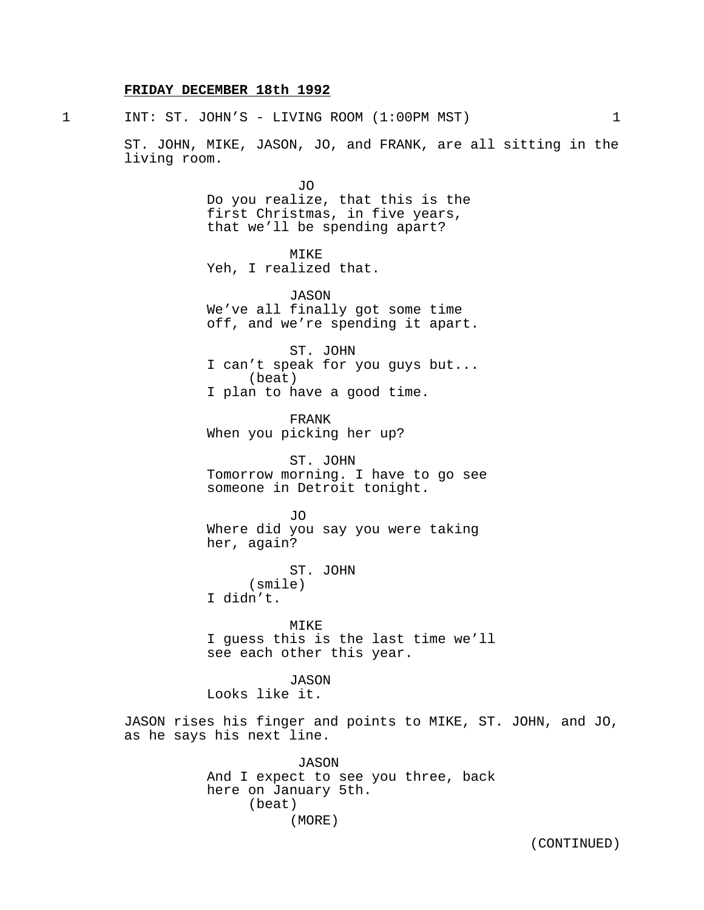**FRIDAY DECEMBER 18th 1992**

1 INT: ST. JOHN'S - LIVING ROOM (1:00PM MST) 1

ST. JOHN, MIKE, JASON, JO, and FRANK, are all sitting in the living room.

JO
Do you realize, that this is the first Christmas, in five years, that we'll be spending apart?

MIKE
Yeh, I realized that.

JASON
We've all finally got some time off, and we're spending it apart.

ST. JOHN
I can't speak for you guys but...
(beat)
I plan to have a good time.

FRANK
When you picking her up?

ST. JOHN
Tomorrow morning. I have to go see someone in Detroit tonight.

JO
Where did you say you were taking her, again?

ST. JOHN
(smile)
I didn't.

MIKE
I guess this is the last time we'll see each other this year.

JASON
Looks like it.

JASON rises his finger and points to MIKE, ST. JOHN, and JO, as he says his next line.

JASON
And I expect to see you three, back here on January 5th.
(beat)
(MORE)

(CONTINUED)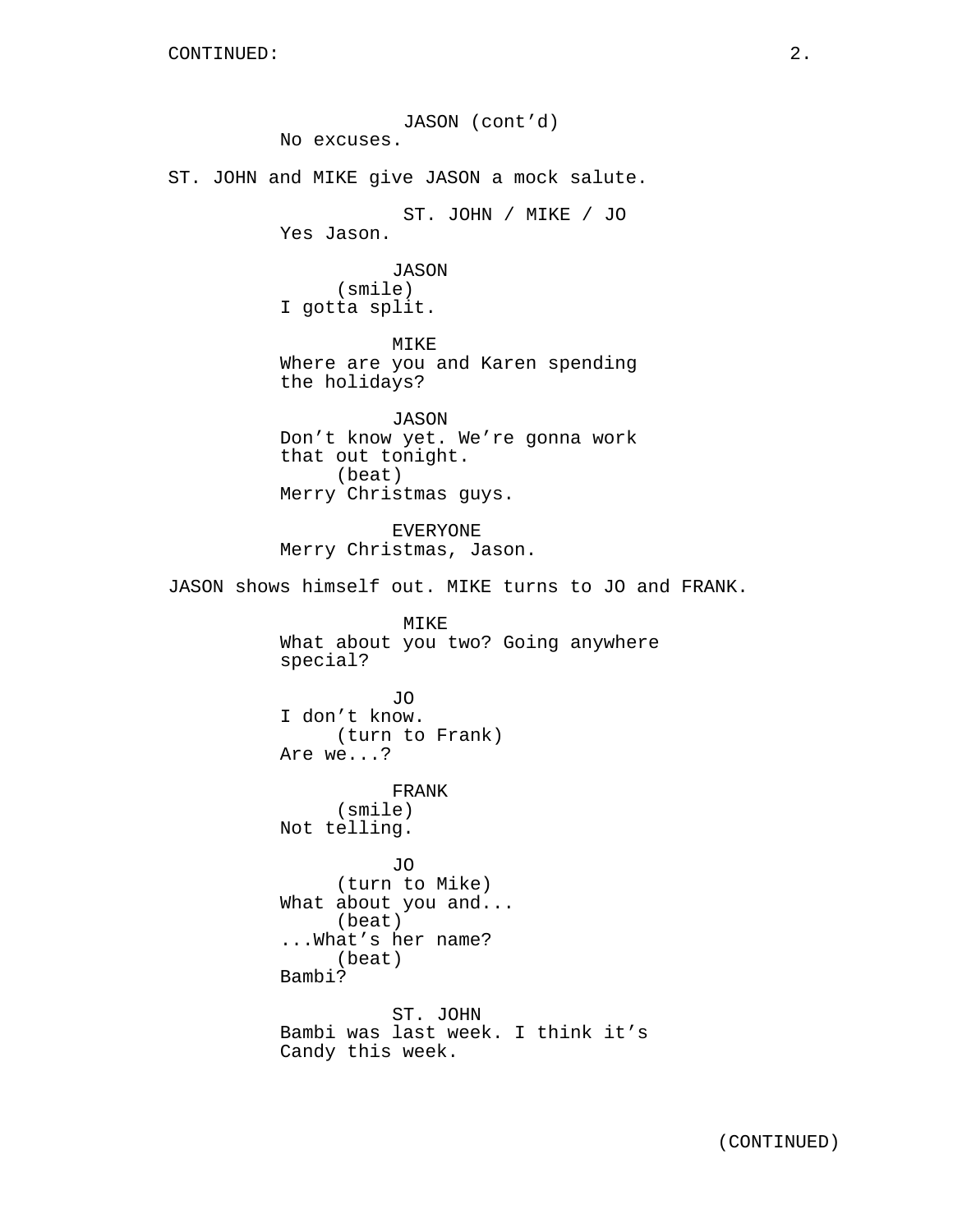JASON (cont'd)
No excuses.

ST. JOHN and MIKE give JASON a mock salute.

ST. JOHN / MIKE / JO
Yes Jason.

JASON
(smile)
I gotta split.

MIKE
Where are you and Karen spending the holidays?

JASON
Don't know yet. We're gonna work that out tonight.
(beat)
Merry Christmas guys.

EVERYONE
Merry Christmas, Jason.

JASON shows himself out. MIKE turns to JO and FRANK.

MIKE
What about you two? Going anywhere special?

JO
I don't know.
(turn to Frank)
Are we...?

FRANK
(smile)
Not telling.

JO
(turn to Mike)
What about you and...
(beat)
...What's her name?
(beat)
Bambi?

ST. JOHN
Bambi was last week. I think it's Candy this week.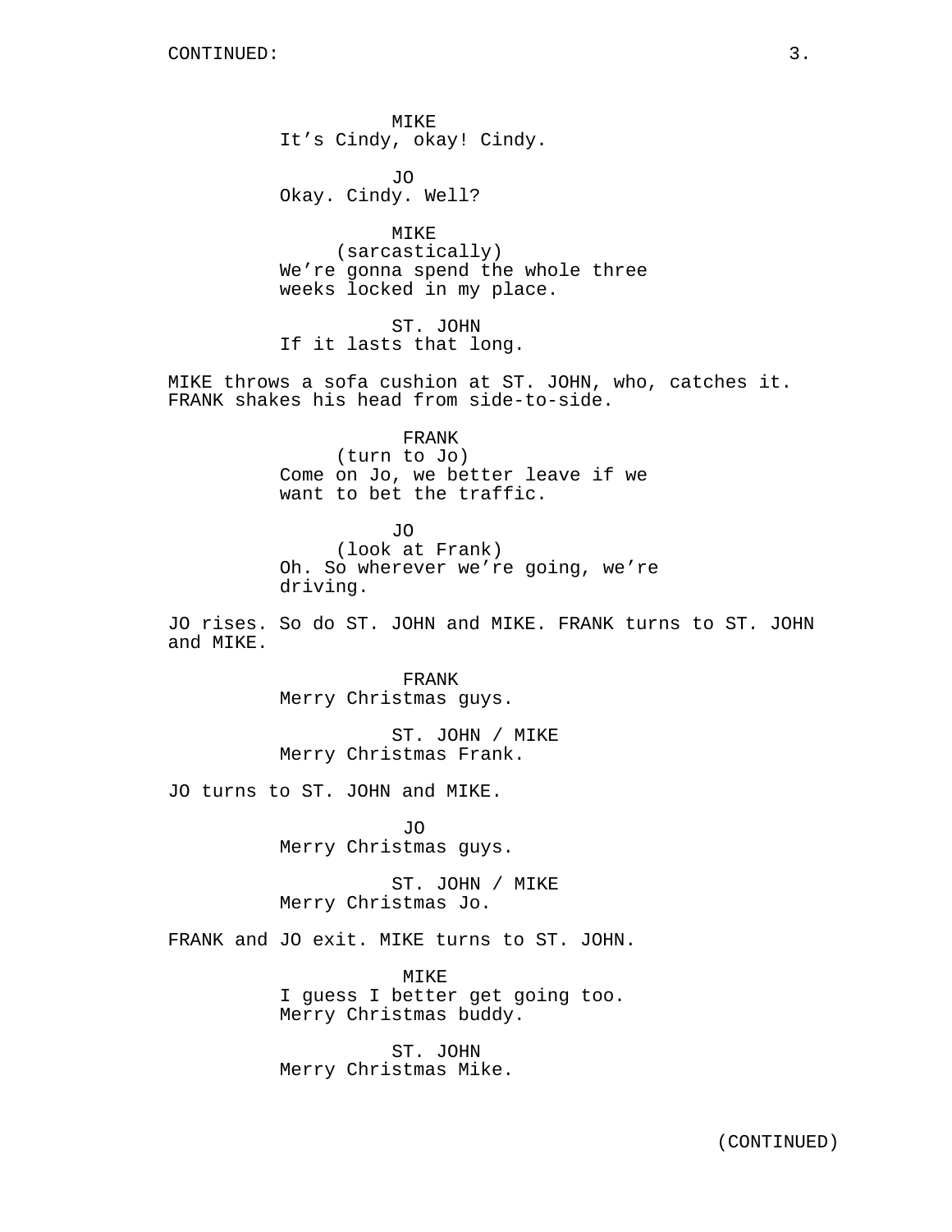MIKE
It's Cindy, okay! Cindy.

JO
Okay. Cindy. Well?

MIKE
(sarcastically)
We're gonna spend the whole three weeks locked in my place.

ST. JOHN
If it lasts that long.

MIKE throws a sofa cushion at ST. JOHN, who, catches it. FRANK shakes his head from side-to-side.

FRANK
(turn to Jo)
Come on Jo, we better leave if we want to bet the traffic.

JO
(look at Frank)
Oh. So wherever we're going, we're driving.

JO rises. So do ST. JOHN and MIKE. FRANK turns to ST. JOHN and MIKE.

FRANK
Merry Christmas guys.

ST. JOHN / MIKE
Merry Christmas Frank.

JO turns to ST. JOHN and MIKE.

JO
Merry Christmas guys.

ST. JOHN / MIKE
Merry Christmas Jo.

FRANK and JO exit. MIKE turns to ST. JOHN.

MIKE
I guess I better get going too. Merry Christmas buddy.

ST. JOHN
Merry Christmas Mike.

(CONTINUED)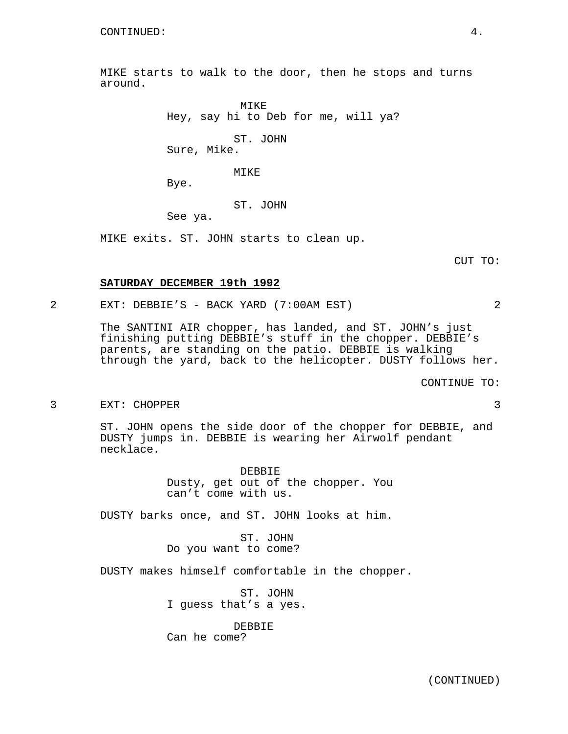CONTINUED:

MIKE starts to walk to the door, then he stops and turns around.

MIKE
Hey, say hi to Deb for me, will ya?

ST. JOHN
Sure, Mike.

MIKE
Bye.

ST. JOHN
See ya.

MIKE exits. ST. JOHN starts to clean up.

CUT TO:

**SATURDAY DECEMBER 19th 1992**

2 EXT: DEBBIE'S - BACK YARD (7:00AM EST) 2

The SANTINI AIR chopper, has landed, and ST. JOHN's just finishing putting DEBBIE's stuff in the chopper. DEBBIE's parents, are standing on the patio. DEBBIE is walking through the yard, back to the helicopter. DUSTY follows her.

CONTINUE TO:

3 EXT: CHOPPER 3

ST. JOHN opens the side door of the chopper for DEBBIE, and DUSTY jumps in. DEBBIE is wearing her Airwolf pendant necklace.

DEBBIE
Dusty, get out of the chopper. You can't come with us.

DUSTY barks once, and ST. JOHN looks at him.

ST. JOHN
Do you want to come?

DUSTY makes himself comfortable in the chopper.

ST. JOHN
I guess that's a yes.

DEBBIE
Can he come?

(CONTINUED)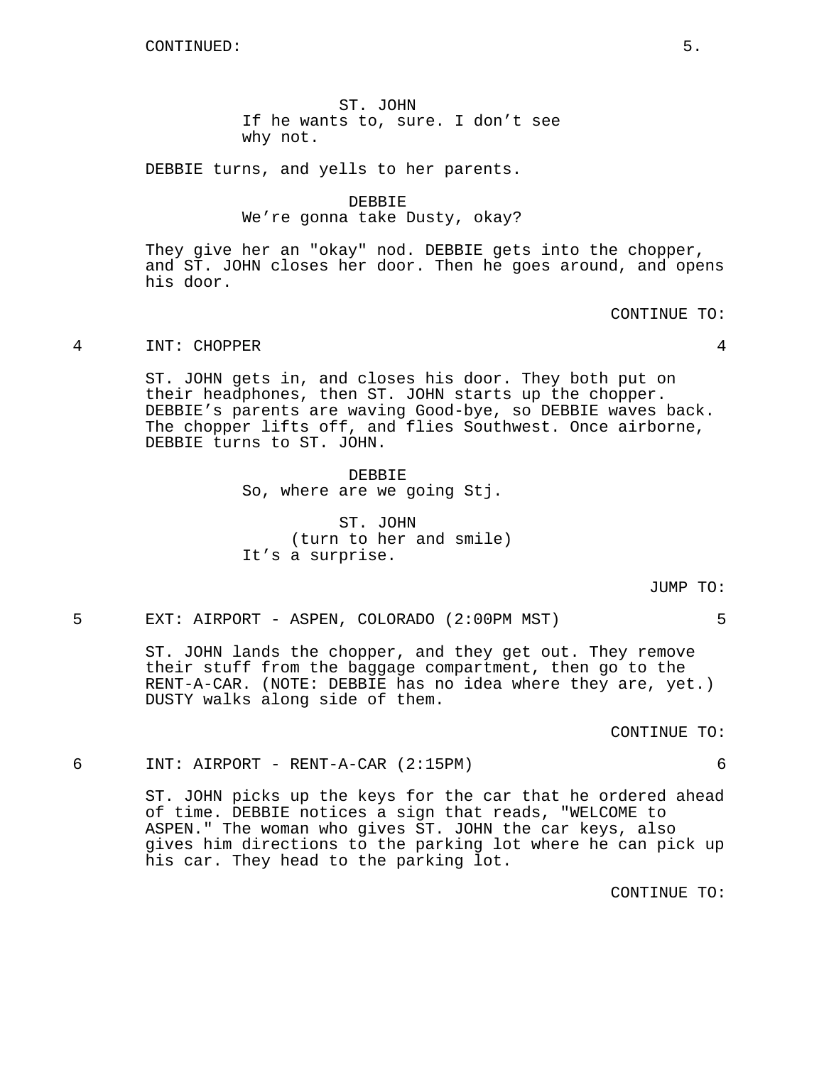CONTINUED:

ST. JOHN
If he wants to, sure. I don't see why not.

DEBBIE turns, and yells to her parents.

DEBBIE
We're gonna take Dusty, okay?

They give her an "okay" nod. DEBBIE gets into the chopper, and ST. JOHN closes her door. Then he goes around, and opens his door.

CONTINUE TO:

4 INT: CHOPPER 4

ST. JOHN gets in, and closes his door. They both put on their headphones, then ST. JOHN starts up the chopper. DEBBIE's parents are waving Good-bye, so DEBBIE waves back. The chopper lifts off, and flies Southwest. Once airborne, DEBBIE turns to ST. JOHN.

DEBBIE
So, where are we going Stj.

ST. JOHN
(turn to her and smile)
It's a surprise.

JUMP TO:

5 EXT: AIRPORT - ASPEN, COLORADO (2:00PM MST) 5

ST. JOHN lands the chopper, and they get out. They remove their stuff from the baggage compartment, then go to the RENT-A-CAR. (NOTE: DEBBIE has no idea where they are, yet.) DUSTY walks along side of them.

CONTINUE TO:

6 INT: AIRPORT - RENT-A-CAR (2:15PM) 6

ST. JOHN picks up the keys for the car that he ordered ahead of time. DEBBIE notices a sign that reads, "WELCOME to ASPEN." The woman who gives ST. JOHN the car keys, also gives him directions to the parking lot where he can pick up his car. They head to the parking lot.

CONTINUE TO: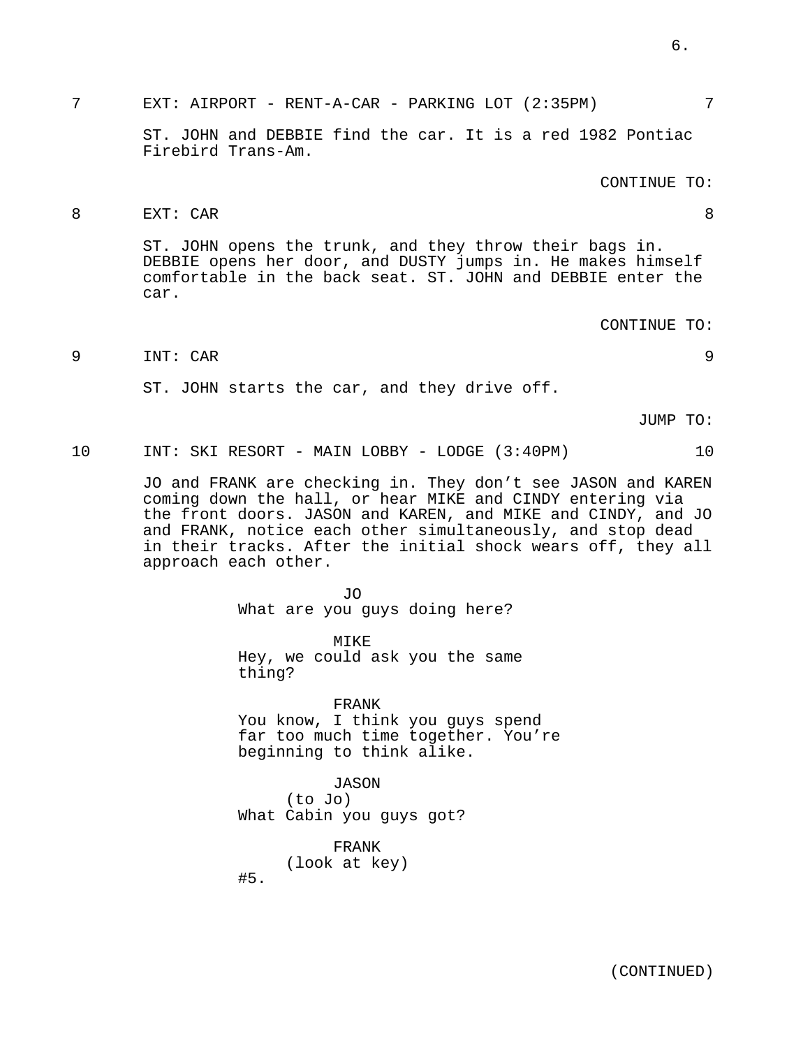7 EXT: AIRPORT - RENT-A-CAR - PARKING LOT (2:35PM) 7

ST. JOHN and DEBBIE find the car. It is a red 1982 Pontiac Firebird Trans-Am.

CONTINUE TO:

8 EXT: CAR 8

ST. JOHN opens the trunk, and they throw their bags in. DEBBIE opens her door, and DUSTY jumps in. He makes himself comfortable in the back seat. ST. JOHN and DEBBIE enter the car.

CONTINUE TO:

9 INT: CAR 9

ST. JOHN starts the car, and they drive off.

JUMP TO:

10 INT: SKI RESORT - MAIN LOBBY - LODGE (3:40PM) 10

JO and FRANK are checking in. They don't see JASON and KAREN coming down the hall, or hear MIKE and CINDY entering via the front doors. JASON and KAREN, and MIKE and CINDY, and JO and FRANK, notice each other simultaneously, and stop dead in their tracks. After the initial shock wears off, they all approach each other.

JO
What are you guys doing here?

MIKE
Hey, we could ask you the same thing?

FRANK
You know, I think you guys spend far too much time together. You're beginning to think alike.

JASON
(to Jo)
What Cabin you guys got?

FRANK
(look at key)
#5.

(CONTINUED)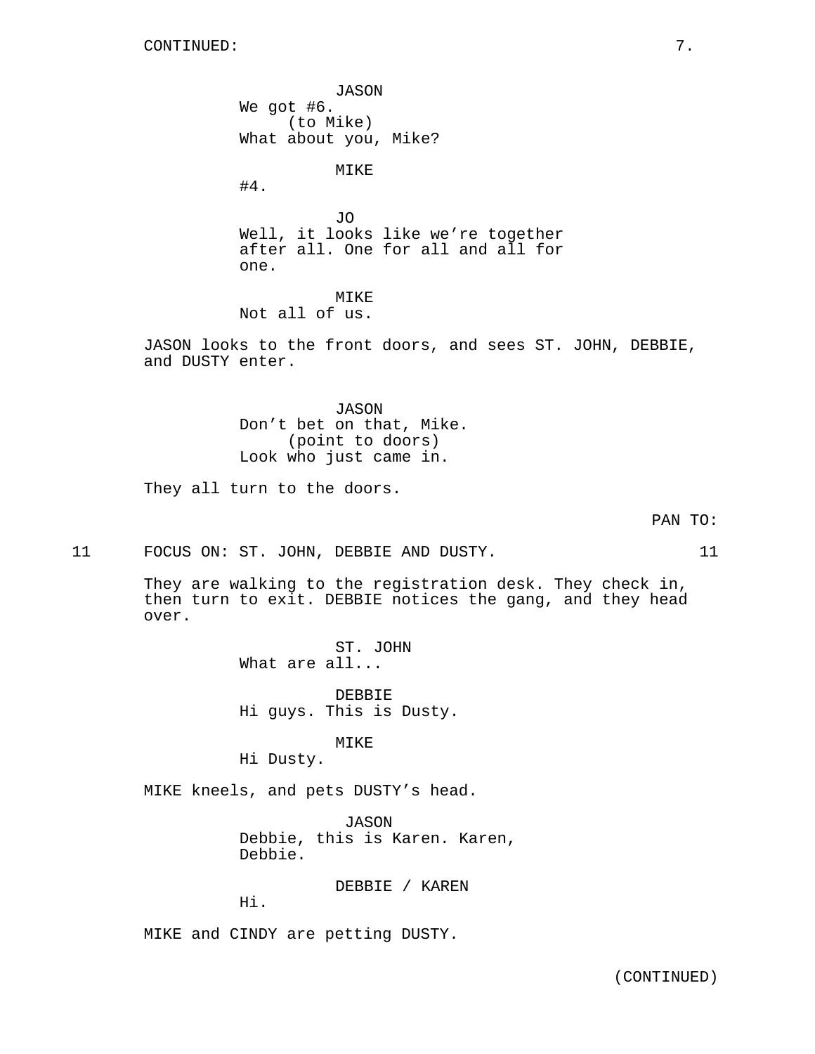CONTINUED:

JASON
We got #6.
(to Mike)
What about you, Mike?

MIKE
#4.

JO
Well, it looks like we're together after all. One for all and all for one.

MIKE
Not all of us.

JASON looks to the front doors, and sees ST. JOHN, DEBBIE, and DUSTY enter.

JASON
Don't bet on that, Mike.
(point to doors)
Look who just came in.

They all turn to the doors.

PAN TO:

11 FOCUS ON: ST. JOHN, DEBBIE AND DUSTY. 11

They are walking to the registration desk. They check in, then turn to exit. DEBBIE notices the gang, and they head over.

ST. JOHN
What are all...

DEBBIE
Hi guys. This is Dusty.

MIKE
Hi Dusty.

MIKE kneels, and pets DUSTY's head.

JASON
Debbie, this is Karen. Karen, Debbie.

DEBBIE / KAREN
Hi.

MIKE and CINDY are petting DUSTY.

(CONTINUED)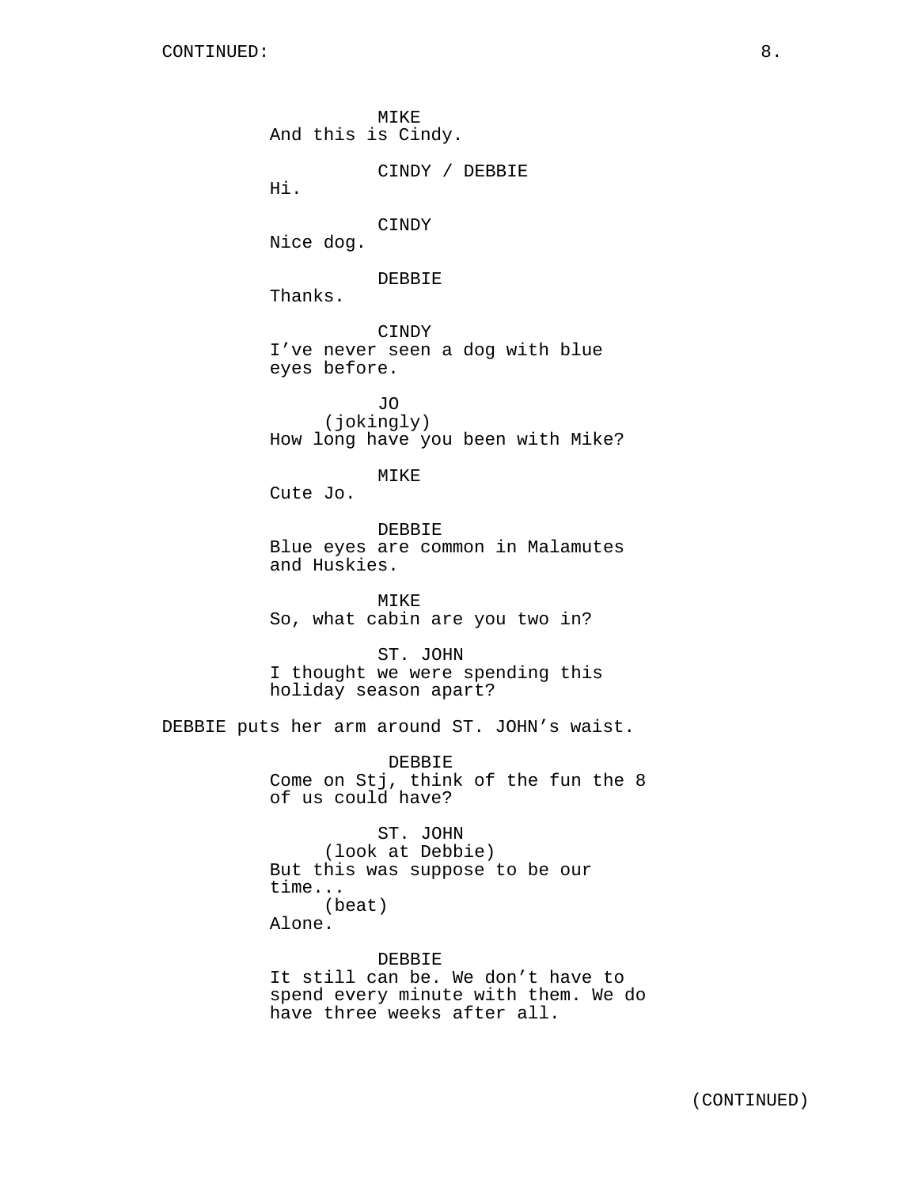MIKE
And this is Cindy.

CINDY / DEBBIE
Hi.

CINDY
Nice dog.

DEBBIE
Thanks.

CINDY
I've never seen a dog with blue eyes before.

JO
(jokingly)
How long have you been with Mike?

MIKE
Cute Jo.

DEBBIE
Blue eyes are common in Malamutes and Huskies.

MIKE
So, what cabin are you two in?

ST. JOHN
I thought we were spending this holiday season apart?

DEBBIE puts her arm around ST. JOHN's waist.

DEBBIE
Come on Stj, think of the fun the 8 of us could have?

ST. JOHN
(look at Debbie)
But this was suppose to be our time...
(beat)
Alone.

DEBBIE
It still can be. We don't have to spend every minute with them. We do have three weeks after all.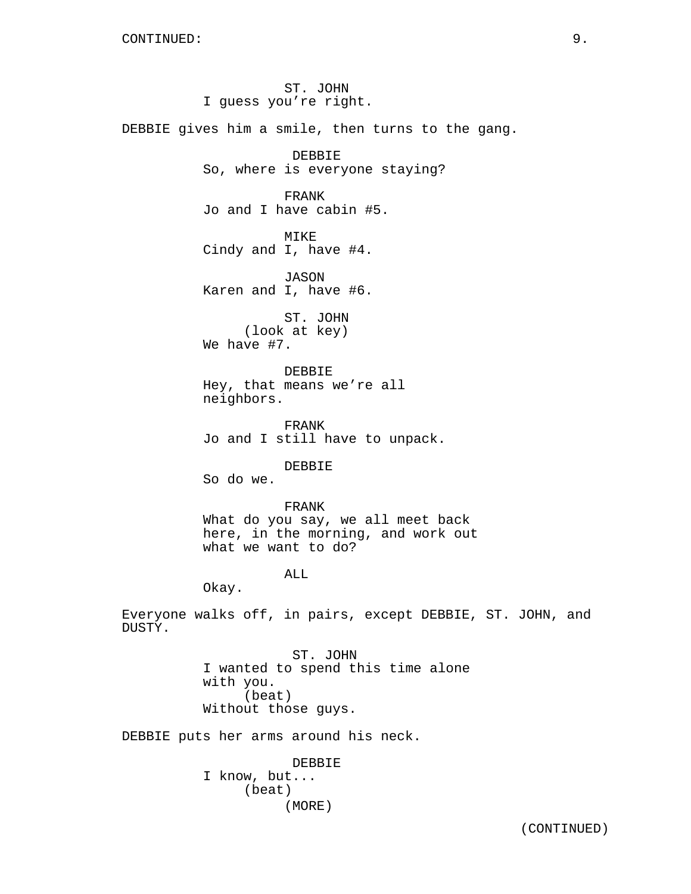CONTINUED:

ST. JOHN
I guess you’re right.

DEBBIE gives him a smile, then turns to the gang.

DEBBIE
So, where is everyone staying?

FRANK
Jo and I have cabin #5.

MIKE
Cindy and I, have #4.

JASON
Karen and I, have #6.

ST. JOHN
(look at key)
We have #7.

DEBBIE
Hey, that means we’re all neighbors.

FRANK
Jo and I still have to unpack.

DEBBIE
So do we.

FRANK
What do you say, we all meet back here, in the morning, and work out what we want to do?

ALL
Okay.

Everyone walks off, in pairs, except DEBBIE, ST. JOHN, and DUSTY.

ST. JOHN
I wanted to spend this time alone with you.
(beat)
Without those guys.

DEBBIE puts her arms around his neck.

DEBBIE
I know, but...
(beat)
(MORE)

(CONTINUED)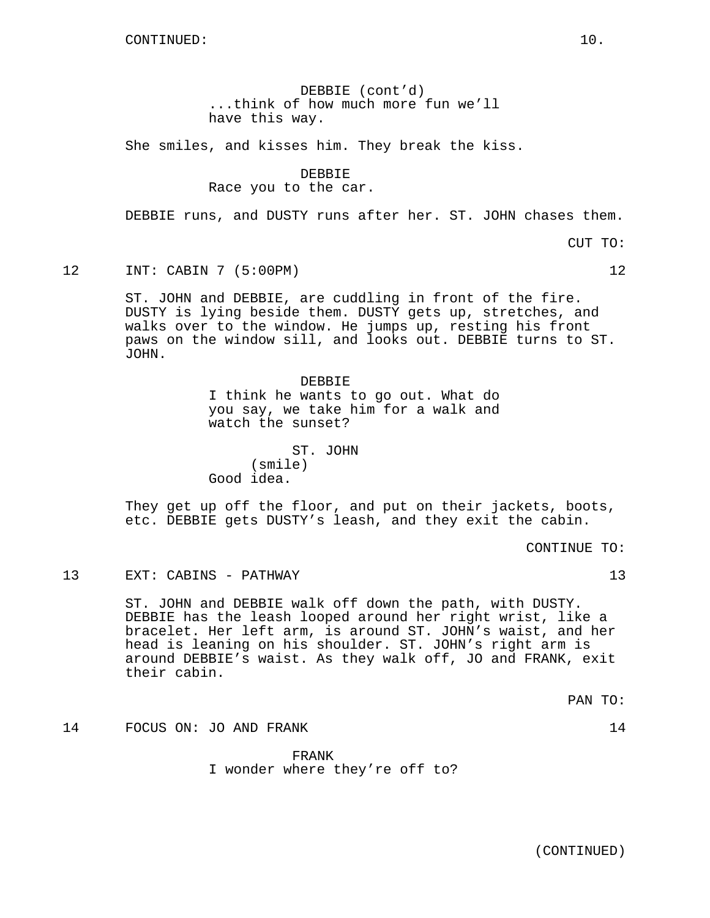CONTINUED:

DEBBIE (cont'd)
...think of how much more fun we'll have this way.

She smiles, and kisses him. They break the kiss.

DEBBIE
Race you to the car.

DEBBIE runs, and DUSTY runs after her. ST. JOHN chases them.

CUT TO:

12 INT: CABIN 7 (5:00PM) 12

ST. JOHN and DEBBIE, are cuddling in front of the fire. DUSTY is lying beside them. DUSTY gets up, stretches, and walks over to the window. He jumps up, resting his front paws on the window sill, and looks out. DEBBIE turns to ST. JOHN.

DEBBIE
I think he wants to go out. What do you say, we take him for a walk and watch the sunset?

ST. JOHN
(smile)
Good idea.

They get up off the floor, and put on their jackets, boots, etc. DEBBIE gets DUSTY's leash, and they exit the cabin.

CONTINUE TO:

13 EXT: CABINS - PATHWAY 13

ST. JOHN and DEBBIE walk off down the path, with DUSTY. DEBBIE has the leash looped around her right wrist, like a bracelet. Her left arm, is around ST. JOHN's waist, and her head is leaning on his shoulder. ST. JOHN's right arm is around DEBBIE's waist. As they walk off, JO and FRANK, exit their cabin.

PAN TO:

14 FOCUS ON: JO AND FRANK 14

FRANK
I wonder where they're off to?

(CONTINUED)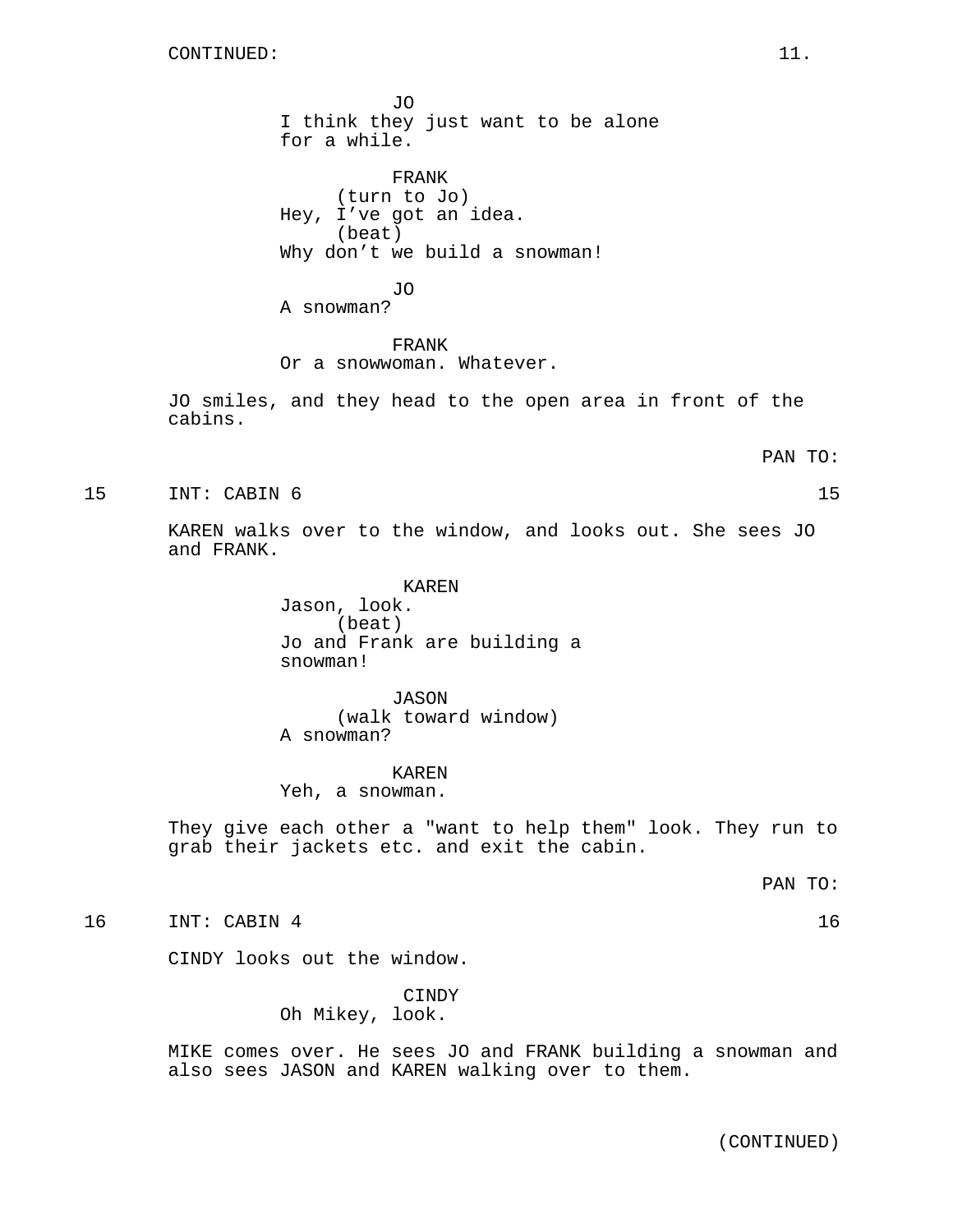CONTINUED:

JO
I think they just want to be alone for a while.

FRANK
(turn to Jo)
Hey, I've got an idea.
(beat)
Why don't we build a snowman!

JO
A snowman?

FRANK
Or a snowwoman. Whatever.

JO smiles, and they head to the open area in front of the cabins.

PAN TO:

15 INT: CABIN 6 15

KAREN walks over to the window, and looks out. She sees JO and FRANK.

KAREN
Jason, look.
(beat)
Jo and Frank are building a snowman!

JASON
(walk toward window)
A snowman?

KAREN
Yeh, a snowman.

They give each other a "want to help them" look. They run to grab their jackets etc. and exit the cabin.

PAN TO:

16 INT: CABIN 4 16

CINDY looks out the window.

CINDY
Oh Mikey, look.

MIKE comes over. He sees JO and FRANK building a snowman and also sees JASON and KAREN walking over to them.

(CONTINUED)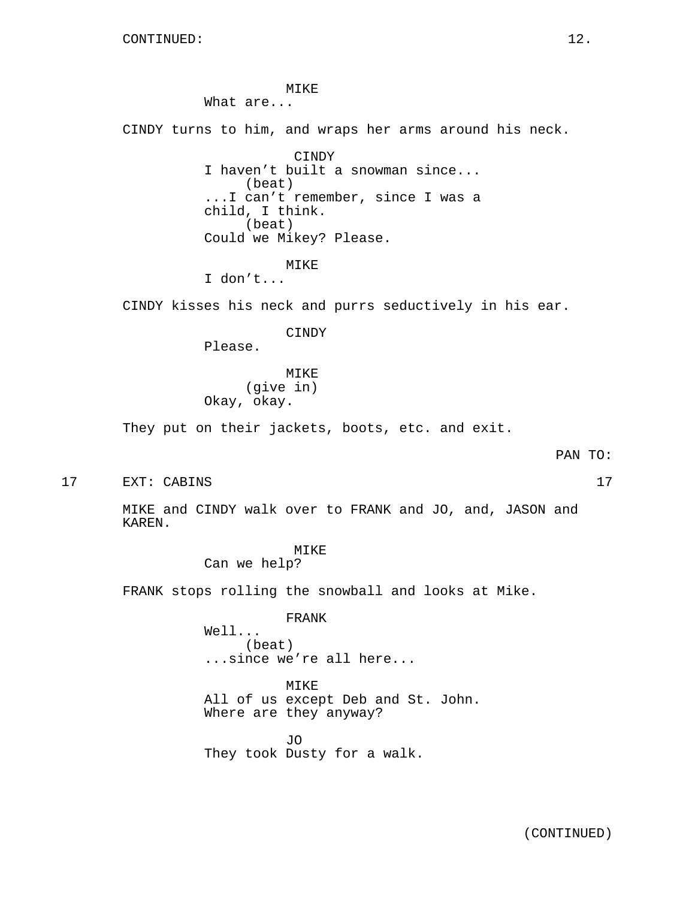CONTINUED:

MIKE
What are...

CINDY turns to him, and wraps her arms around his neck.

CINDY
I haven't built a snowman since...
(beat)
...I can't remember, since I was a child, I think.
(beat)
Could we Mikey? Please.

MIKE
I don't...

CINDY kisses his neck and purrs seductively in his ear.

CINDY
Please.

MIKE
(give in)
Okay, okay.

They put on their jackets, boots, etc. and exit.

PAN TO:

17 EXT: CABINS 17

MIKE and CINDY walk over to FRANK and JO, and, JASON and KAREN.

MIKE
Can we help?

FRANK stops rolling the snowball and looks at Mike.

FRANK
Well...
(beat)
...since we're all here...

MIKE
All of us except Deb and St. John.
Where are they anyway?

JO
They took Dusty for a walk.

(CONTINUED)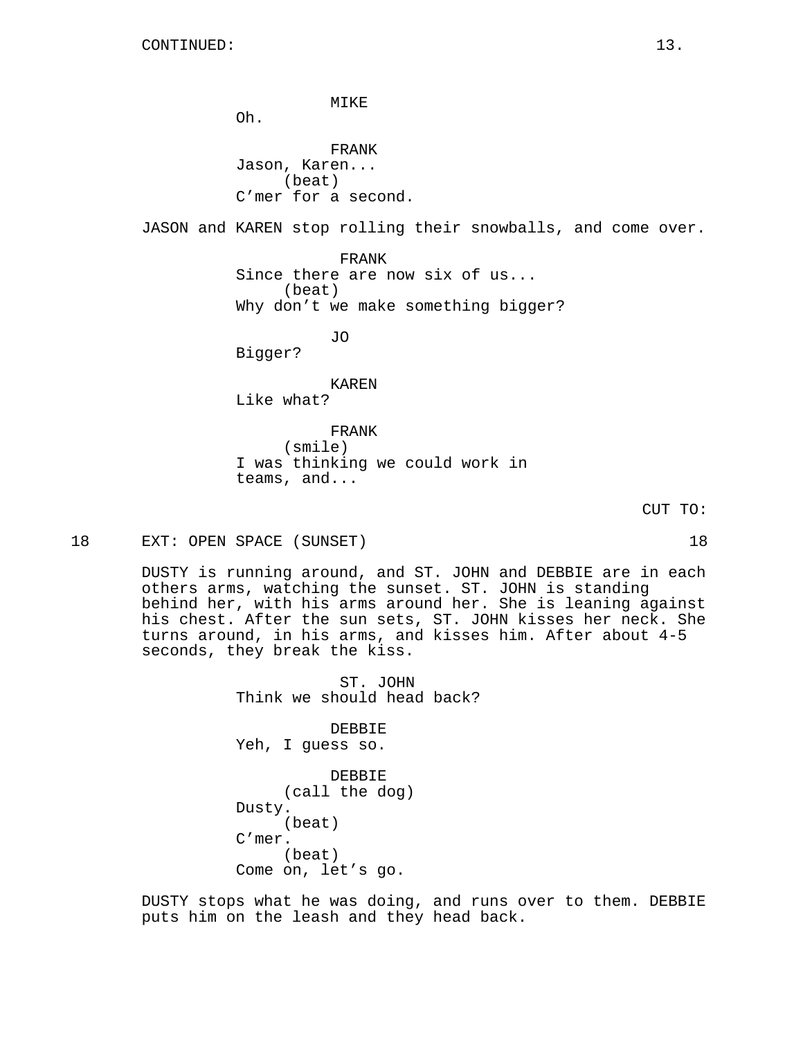CONTINUED:

MIKE
Oh.

FRANK
Jason, Karen...
(beat)
C'mer for a second.

JASON and KAREN stop rolling their snowballs, and come over.

FRANK
Since there are now six of us...
(beat)
Why don't we make something bigger?

JO
Bigger?

KAREN
Like what?

FRANK
(smile)
I was thinking we could work in teams, and...

CUT TO:

18 EXT: OPEN SPACE (SUNSET) 18

DUSTY is running around, and ST. JOHN and DEBBIE are in each others arms, watching the sunset. ST. JOHN is standing behind her, with his arms around her. She is leaning against his chest. After the sun sets, ST. JOHN kisses her neck. She turns around, in his arms, and kisses him. After about 4-5 seconds, they break the kiss.

ST. JOHN
Think we should head back?

DEBBIE
Yeh, I guess so.

DEBBIE
(call the dog)
Dusty.
(beat)
C'mer.
(beat)
Come on, let's go.

DUSTY stops what he was doing, and runs over to them. DEBBIE puts him on the leash and they head back.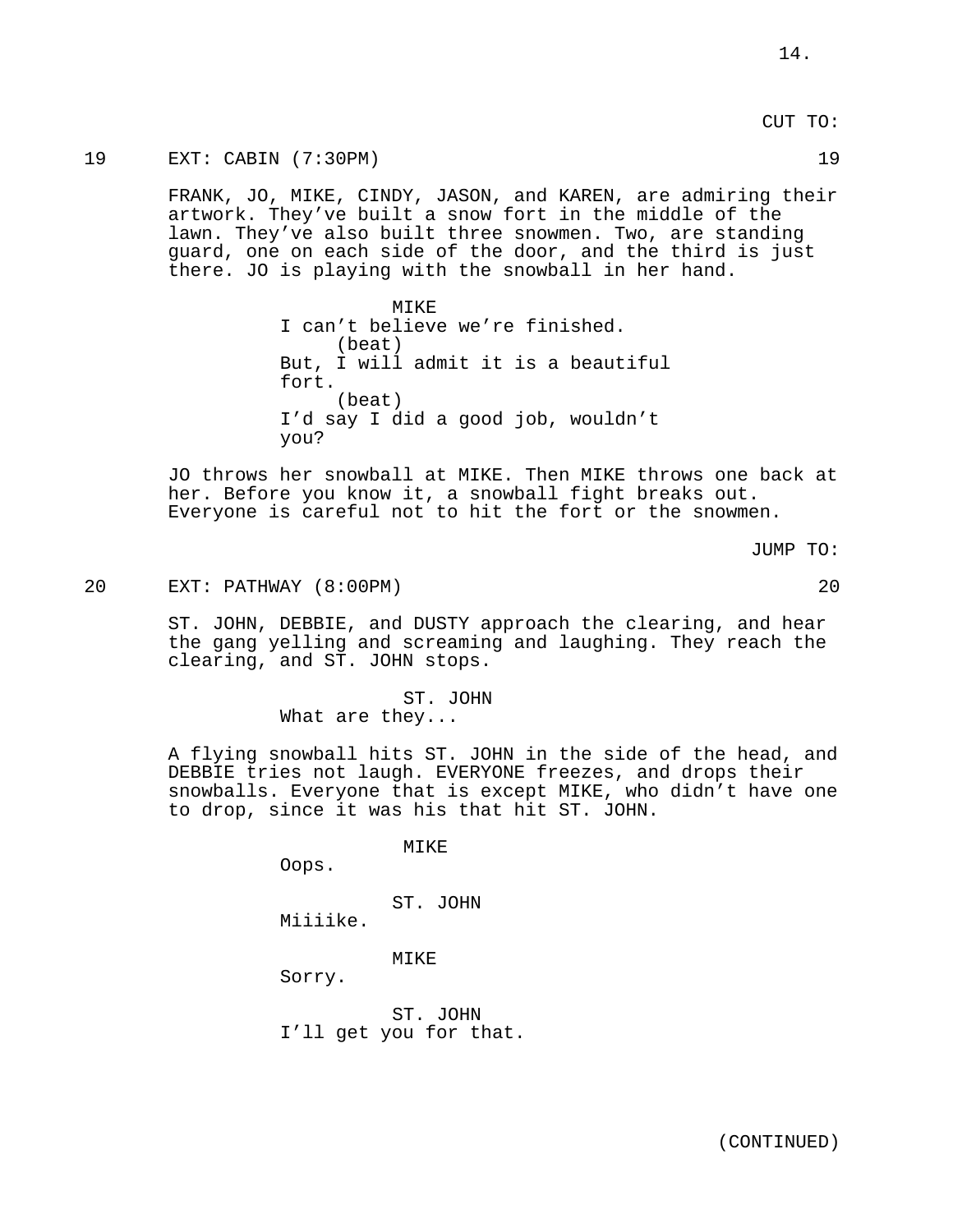CUT TO:

19 EXT: CABIN (7:30PM) 19

FRANK, JO, MIKE, CINDY, JASON, and KAREN, are admiring their artwork. They've built a snow fort in the middle of the lawn. They've also built three snowmen. Two, are standing guard, one on each side of the door, and the third is just there. JO is playing with the snowball in her hand.

MIKE
I can't believe we're finished.
(beat)
But, I will admit it is a beautiful fort.
(beat)
I'd say I did a good job, wouldn't you?

JO throws her snowball at MIKE. Then MIKE throws one back at her. Before you know it, a snowball fight breaks out. Everyone is careful not to hit the fort or the snowmen.

JUMP TO:

20 EXT: PATHWAY (8:00PM) 20

ST. JOHN, DEBBIE, and DUSTY approach the clearing, and hear the gang yelling and screaming and laughing. They reach the clearing, and ST. JOHN stops.

ST. JOHN
What are they...

A flying snowball hits ST. JOHN in the side of the head, and DEBBIE tries not laugh. EVERYONE freezes, and drops their snowballs. Everyone that is except MIKE, who didn't have one to drop, since it was his that hit ST. JOHN.

MIKE
Oops.

ST. JOHN
Miiiike.

MIKE
Sorry.

ST. JOHN
I'll get you for that.

(CONTINUED)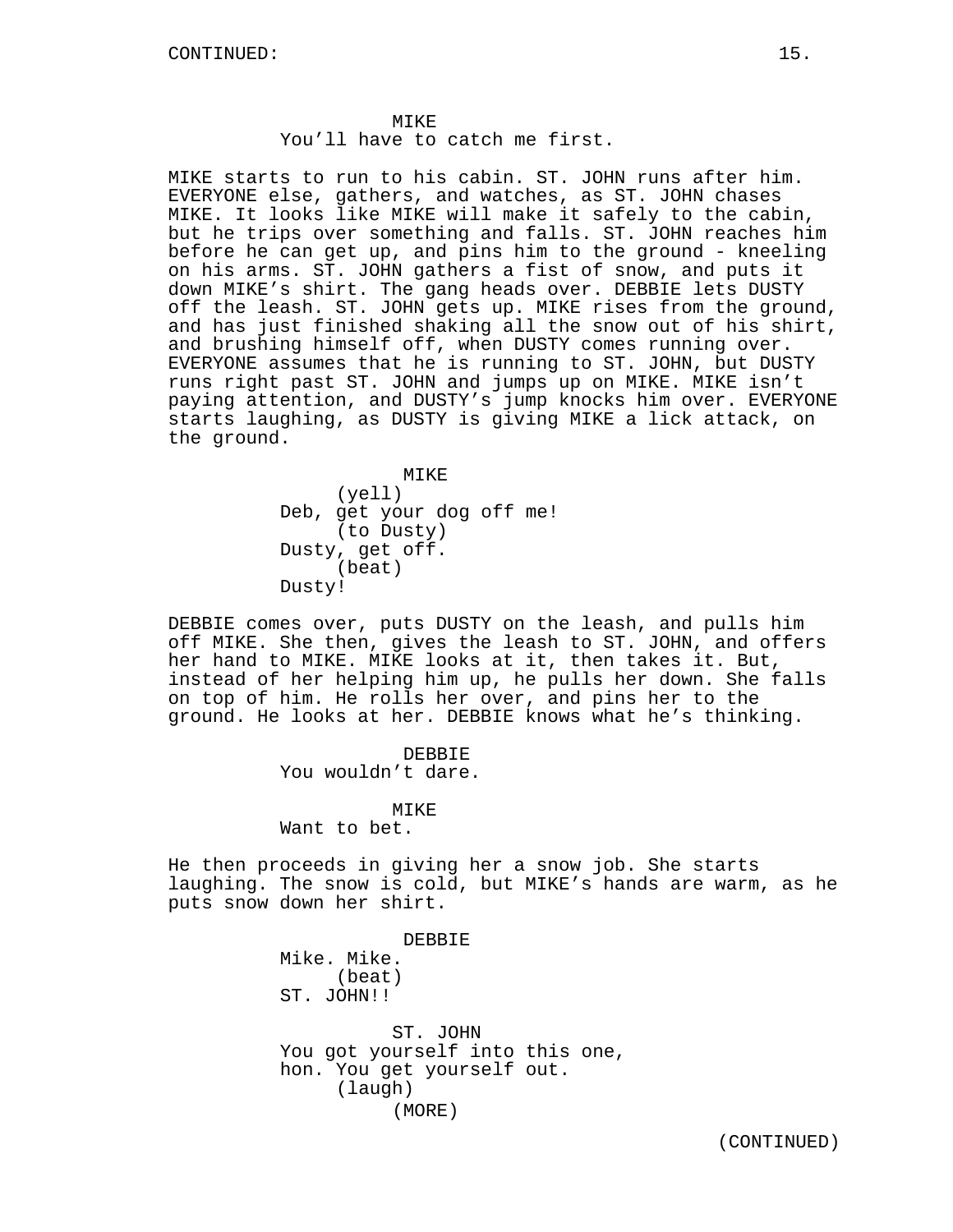MIKE
You'll have to catch me first.

MIKE starts to run to his cabin. ST. JOHN runs after him. EVERYONE else, gathers, and watches, as ST. JOHN chases MIKE. It looks like MIKE will make it safely to the cabin, but he trips over something and falls. ST. JOHN reaches him before he can get up, and pins him to the ground - kneeling on his arms. ST. JOHN gathers a fist of snow, and puts it down MIKE's shirt. The gang heads over. DEBBIE lets DUSTY off the leash. ST. JOHN gets up. MIKE rises from the ground, and has just finished shaking all the snow out of his shirt, and brushing himself off, when DUSTY comes running over. EVERYONE assumes that he is running to ST. JOHN, but DUSTY runs right past ST. JOHN and jumps up on MIKE. MIKE isn't paying attention, and DUSTY's jump knocks him over. EVERYONE starts laughing, as DUSTY is giving MIKE a lick attack, on the ground.

MIKE
(yell)
Deb, get your dog off me!
(to Dusty)
Dusty, get off.
(beat)
Dusty!

DEBBIE comes over, puts DUSTY on the leash, and pulls him off MIKE. She then, gives the leash to ST. JOHN, and offers her hand to MIKE. MIKE looks at it, then takes it. But, instead of her helping him up, he pulls her down. She falls on top of him. He rolls her over, and pins her to the ground. He looks at her. DEBBIE knows what he's thinking.

DEBBIE
You wouldn't dare.

MIKE
Want to bet.

He then proceeds in giving her a snow job. She starts laughing. The snow is cold, but MIKE's hands are warm, as he puts snow down her shirt.

DEBBIE
Mike. Mike.
(beat)
ST. JOHN!!

ST. JOHN
You got yourself into this one, hon. You get yourself out.
(laugh)
(MORE)

(CONTINUED)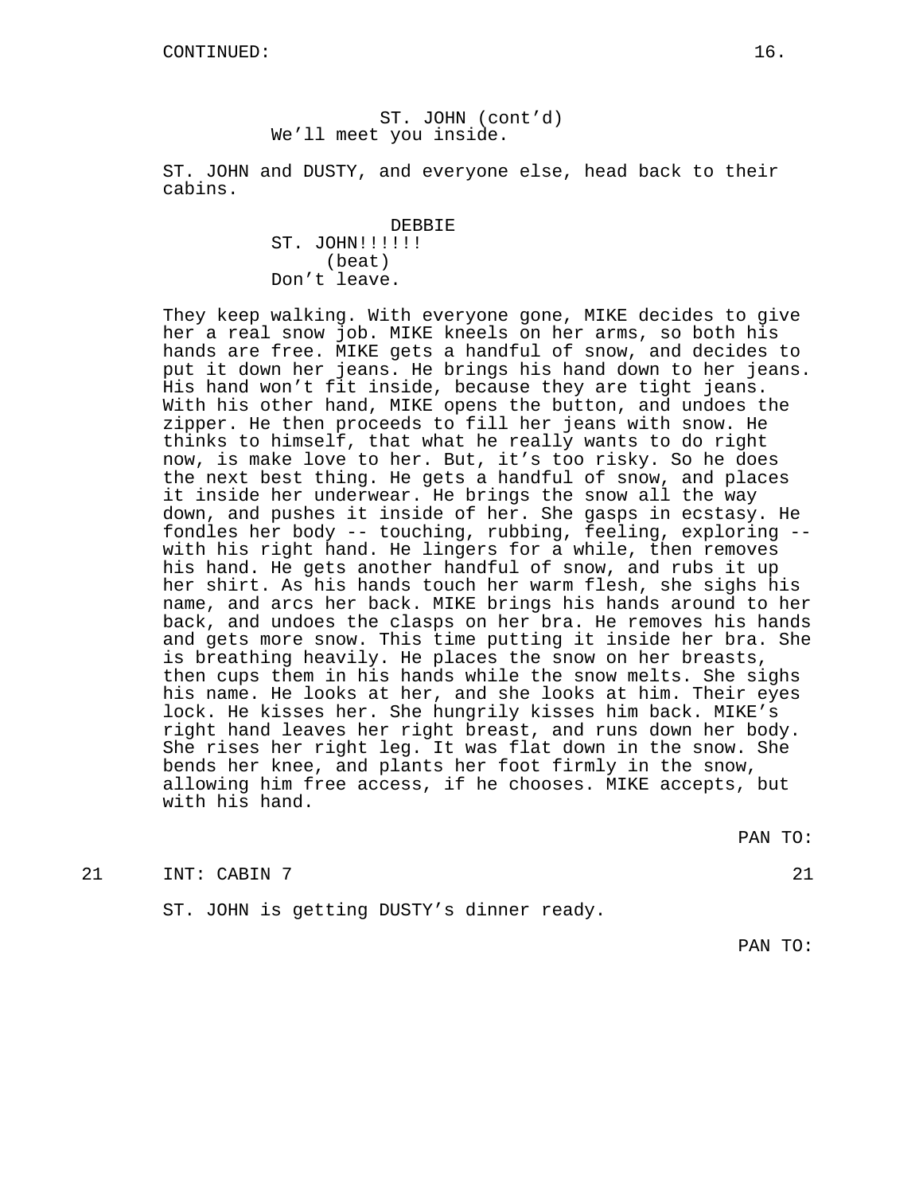CONTINUED:

ST. JOHN (cont'd)
We'll meet you inside.

ST. JOHN and DUSTY, and everyone else, head back to their cabins.

DEBBIE
ST. JOHN!!!!!!
(beat)
Don't leave.

They keep walking. With everyone gone, MIKE decides to give her a real snow job. MIKE kneels on her arms, so both his hands are free. MIKE gets a handful of snow, and decides to put it down her jeans. He brings his hand down to her jeans. His hand won't fit inside, because they are tight jeans. With his other hand, MIKE opens the button, and undoes the zipper. He then proceeds to fill her jeans with snow. He thinks to himself, that what he really wants to do right now, is make love to her. But, it's too risky. So he does the next best thing. He gets a handful of snow, and places it inside her underwear. He brings the snow all the way down, and pushes it inside of her. She gasps in ecstasy. He fondles her body -- touching, rubbing, feeling, exploring -- with his right hand. He lingers for a while, then removes his hand. He gets another handful of snow, and rubs it up her shirt. As his hands touch her warm flesh, she sighs his name, and arcs her back. MIKE brings his hands around to her back, and undoes the clasps on her bra. He removes his hands and gets more snow. This time putting it inside her bra. She is breathing heavily. He places the snow on her breasts, then cups them in his hands while the snow melts. She sighs his name. He looks at her, and she looks at him. Their eyes lock. He kisses her. She hungrily kisses him back. MIKE's right hand leaves her right breast, and runs down her body. She rises her right leg. It was flat down in the snow. She bends her knee, and plants her foot firmly in the snow, allowing him free access, if he chooses. MIKE accepts, but with his hand.

PAN TO:

21 INT: CABIN 7 21

ST. JOHN is getting DUSTY's dinner ready.

PAN TO: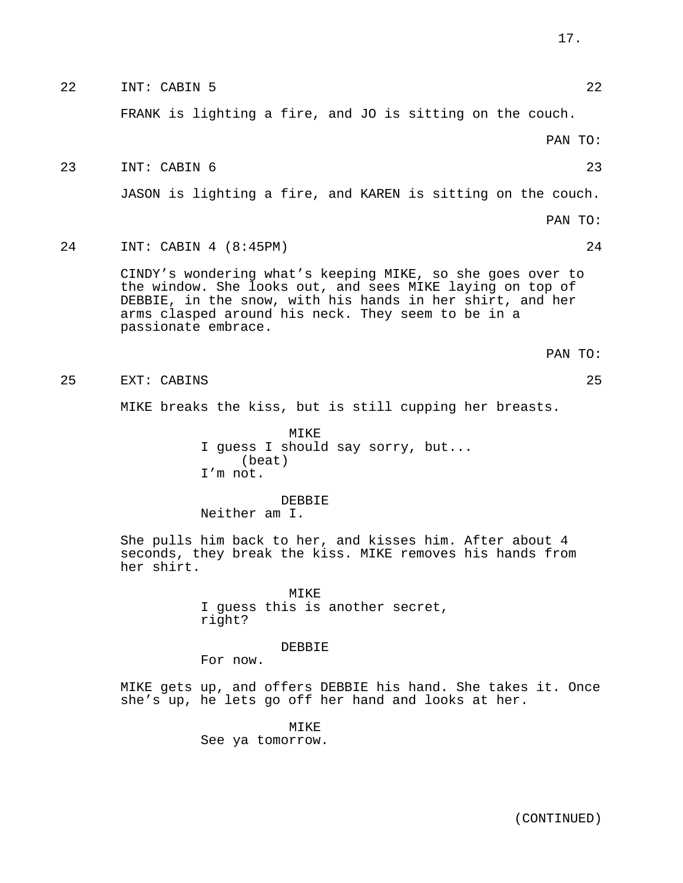22 INT: CABIN 5 22

FRANK is lighting a fire, and JO is sitting on the couch.

PAN TO:

23 INT: CABIN 6 23

JASON is lighting a fire, and KAREN is sitting on the couch.

PAN TO:

24 INT: CABIN 4 (8:45PM) 24

CINDY's wondering what's keeping MIKE, so she goes over to the window. She looks out, and sees MIKE laying on top of DEBBIE, in the snow, with his hands in her shirt, and her arms clasped around his neck. They seem to be in a passionate embrace.

PAN TO:

25 EXT: CABINS 25

MIKE breaks the kiss, but is still cupping her breasts.

MIKE
I guess I should say sorry, but...
(beat)
I'm not.

DEBBIE
Neither am I.

She pulls him back to her, and kisses him. After about 4 seconds, they break the kiss. MIKE removes his hands from her shirt.

MIKE
I guess this is another secret, right?

DEBBIE
For now.

MIKE gets up, and offers DEBBIE his hand. She takes it. Once she's up, he lets go off her hand and looks at her.

MIKE
See ya tomorrow.

(CONTINUED)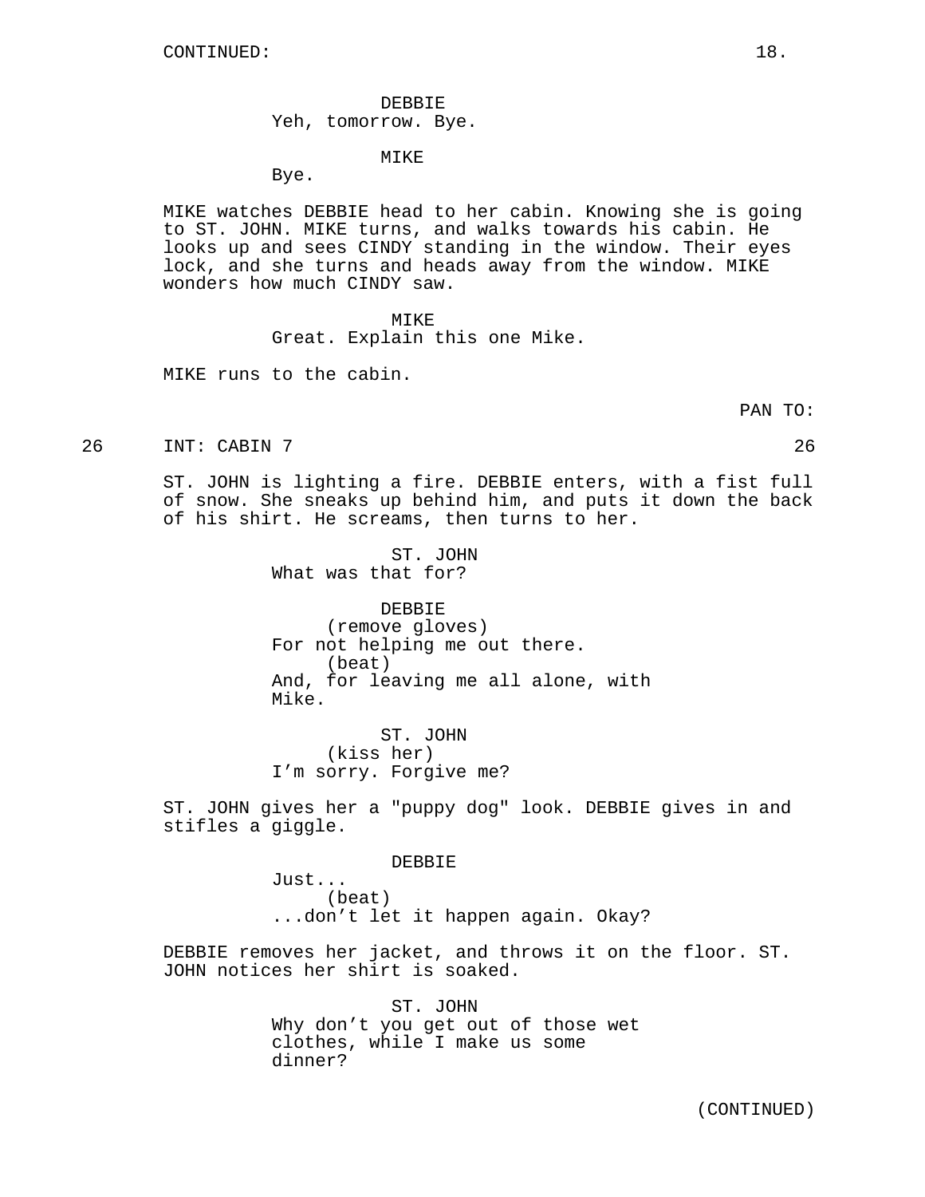CONTINUED:

DEBBIE
Yeh, tomorrow. Bye.

MIKE
Bye.

MIKE watches DEBBIE head to her cabin. Knowing she is going to ST. JOHN. MIKE turns, and walks towards his cabin. He looks up and sees CINDY standing in the window. Their eyes lock, and she turns and heads away from the window. MIKE wonders how much CINDY saw.

MIKE
Great. Explain this one Mike.

MIKE runs to the cabin.

PAN TO:

26 INT: CABIN 7 26

ST. JOHN is lighting a fire. DEBBIE enters, with a fist full of snow. She sneaks up behind him, and puts it down the back of his shirt. He screams, then turns to her.

ST. JOHN
What was that for?

DEBBIE
(remove gloves)
For not helping me out there.
(beat)
And, for leaving me all alone, with Mike.

ST. JOHN
(kiss her)
I'm sorry. Forgive me?

ST. JOHN gives her a "puppy dog" look. DEBBIE gives in and stifles a giggle.

DEBBIE
Just...
(beat)
...don't let it happen again. Okay?

DEBBIE removes her jacket, and throws it on the floor. ST. JOHN notices her shirt is soaked.

ST. JOHN
Why don't you get out of those wet clothes, while I make us some dinner?

(CONTINUED)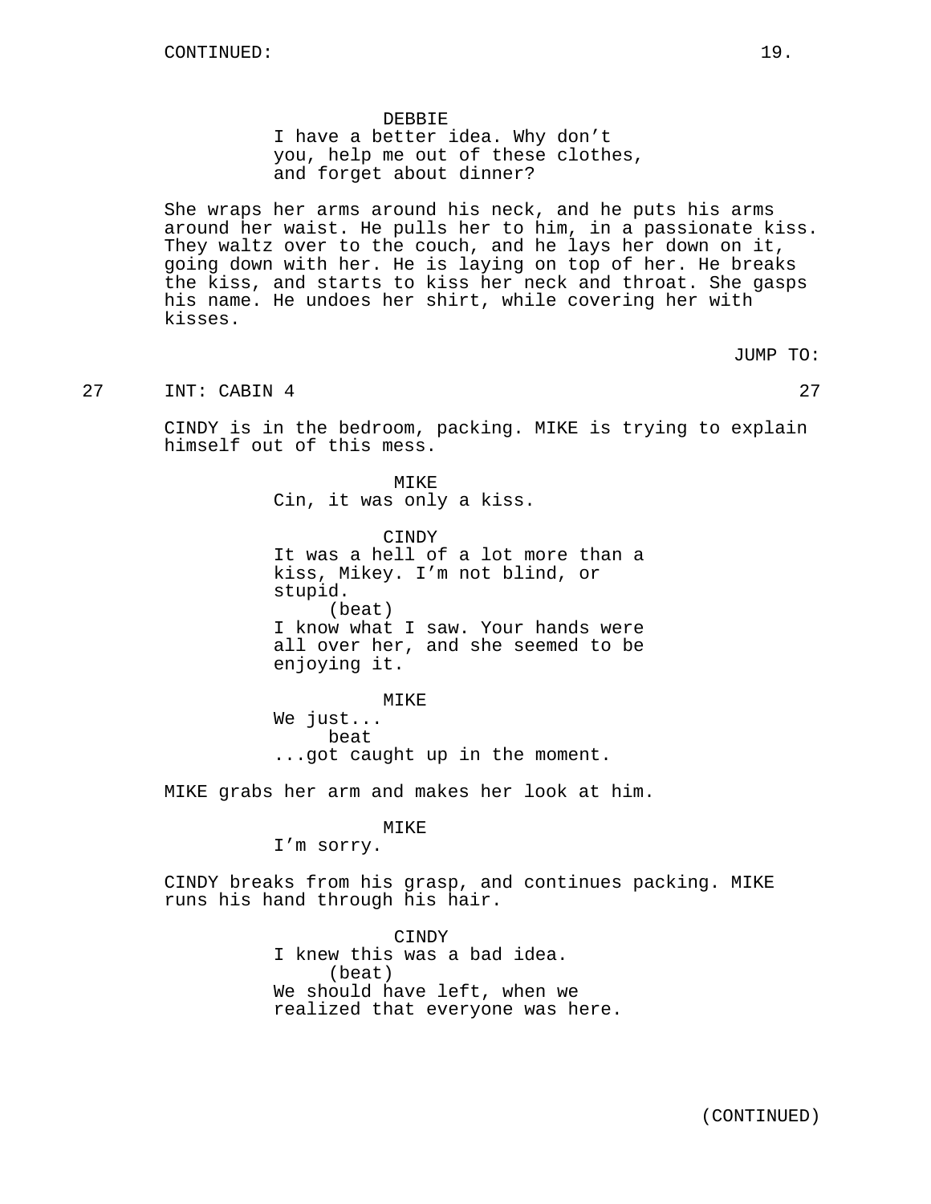DEBBIE
I have a better idea. Why don't you, help me out of these clothes, and forget about dinner?

She wraps her arms around his neck, and he puts his arms around her waist. He pulls her to him, in a passionate kiss. They waltz over to the couch, and he lays her down on it, going down with her. He is laying on top of her. He breaks the kiss, and starts to kiss her neck and throat. She gasps his name. He undoes her shirt, while covering her with kisses.

JUMP TO:

27 INT: CABIN 4 27

CINDY is in the bedroom, packing. MIKE is trying to explain himself out of this mess.

MIKE
Cin, it was only a kiss.

CINDY
It was a hell of a lot more than a kiss, Mikey. I'm not blind, or stupid.
(beat)
I know what I saw. Your hands were all over her, and she seemed to be enjoying it.

MIKE
We just...
beat
...got caught up in the moment.

MIKE grabs her arm and makes her look at him.

MIKE
I'm sorry.

CINDY breaks from his grasp, and continues packing. MIKE runs his hand through his hair.

CINDY
I knew this was a bad idea.
(beat)
We should have left, when we realized that everyone was here.

(CONTINUED)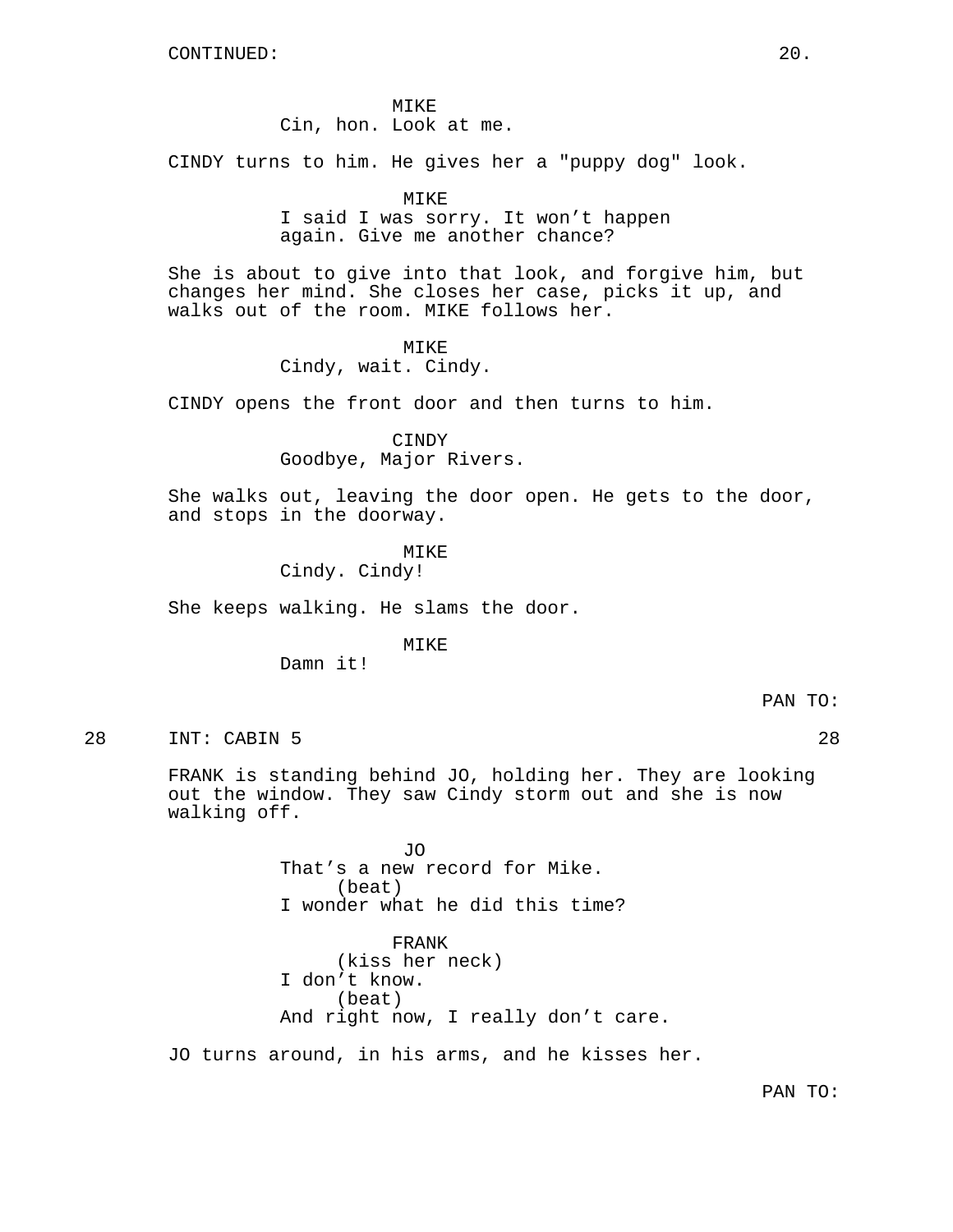CONTINUED:

MIKE
Cin, hon. Look at me.

CINDY turns to him. He gives her a "puppy dog" look.

MIKE
I said I was sorry. It won't happen again. Give me another chance?

She is about to give into that look, and forgive him, but changes her mind. She closes her case, picks it up, and walks out of the room. MIKE follows her.

MIKE
Cindy, wait. Cindy.

CINDY opens the front door and then turns to him.

CINDY
Goodbye, Major Rivers.

She walks out, leaving the door open. He gets to the door, and stops in the doorway.

MIKE
Cindy. Cindy!

She keeps walking. He slams the door.

MIKE
Damn it!

PAN TO:

28 INT: CABIN 5 28

FRANK is standing behind JO, holding her. They are looking out the window. They saw Cindy storm out and she is now walking off.

JO
That's a new record for Mike.
(beat)
I wonder what he did this time?

FRANK
(kiss her neck)
I don't know.
(beat)
And right now, I really don't care.

JO turns around, in his arms, and he kisses her.

PAN TO: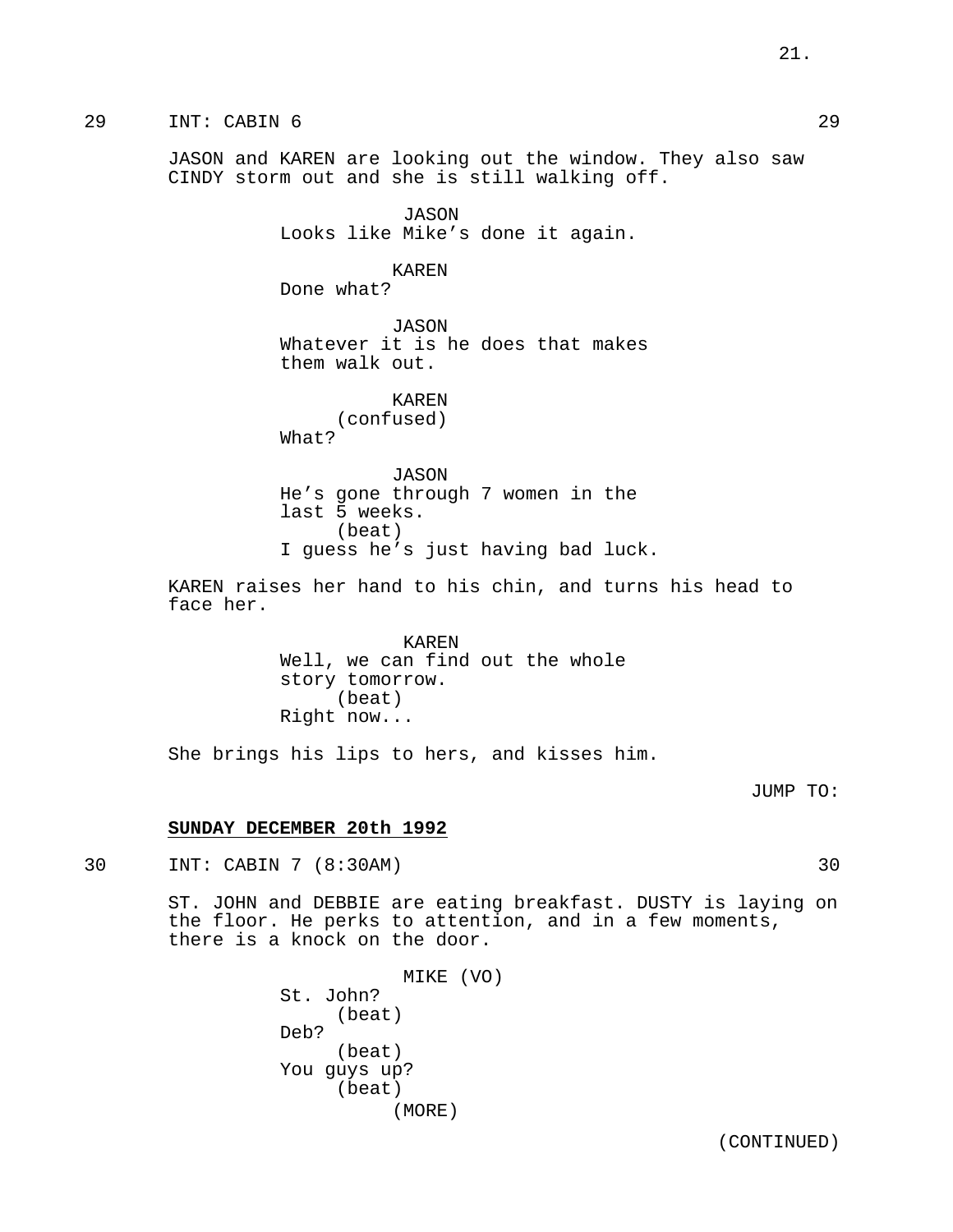29 INT: CABIN 6 29

JASON and KAREN are looking out the window. They also saw CINDY storm out and she is still walking off.

JASON
Looks like Mike's done it again.

KAREN
Done what?

JASON
Whatever it is he does that makes them walk out.

KAREN
(confused)
What?

JASON
He's gone through 7 women in the last 5 weeks.
(beat)
I guess he's just having bad luck.

KAREN raises her hand to his chin, and turns his head to face her.

KAREN
Well, we can find out the whole story tomorrow.
(beat)
Right now...

She brings his lips to hers, and kisses him.

JUMP TO:

**SUNDAY DECEMBER 20th 1992**

30 INT: CABIN 7 (8:30AM) 30

ST. JOHN and DEBBIE are eating breakfast. DUSTY is laying on the floor. He perks to attention, and in a few moments, there is a knock on the door.

MIKE (VO)
St. John?
(beat)
Deb?
(beat)
You guys up?
(beat)
(MORE)

(CONTINUED)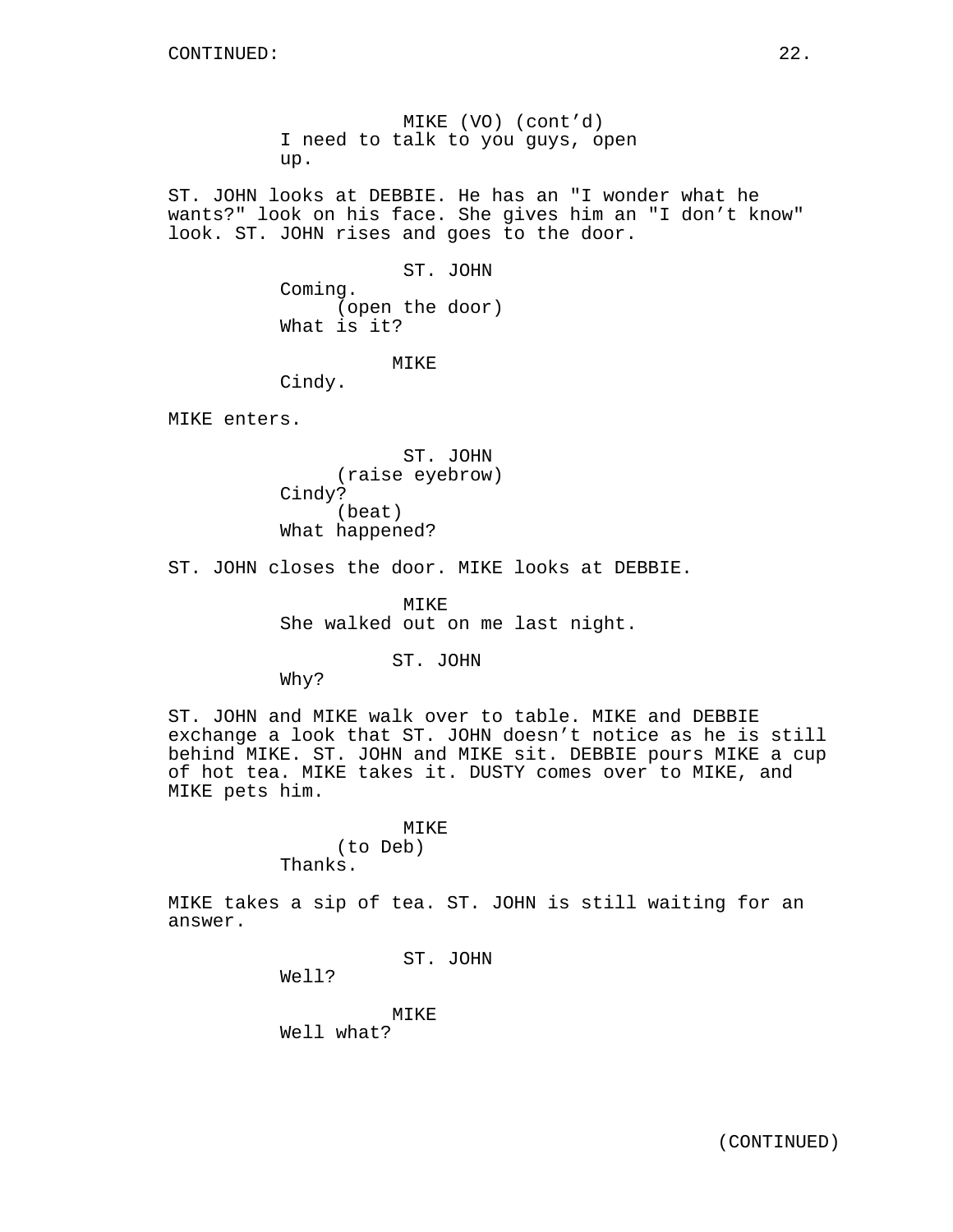CONTINUED:

MIKE (VO) (cont'd)
I need to talk to you guys, open up.

ST. JOHN looks at DEBBIE. He has an "I wonder what he wants?" look on his face. She gives him an "I don't know" look. ST. JOHN rises and goes to the door.

ST. JOHN
Coming.
(open the door)
What is it?

MIKE
Cindy.

MIKE enters.

ST. JOHN
(raise eyebrow)
Cindy?
(beat)
What happened?

ST. JOHN closes the door. MIKE looks at DEBBIE.

MIKE
She walked out on me last night.

ST. JOHN
Why?

ST. JOHN and MIKE walk over to table. MIKE and DEBBIE exchange a look that ST. JOHN doesn't notice as he is still behind MIKE. ST. JOHN and MIKE sit. DEBBIE pours MIKE a cup of hot tea. MIKE takes it. DUSTY comes over to MIKE, and MIKE pets him.

MIKE
(to Deb)
Thanks.

MIKE takes a sip of tea. ST. JOHN is still waiting for an answer.

ST. JOHN
Well?

MIKE
Well what?

(CONTINUED)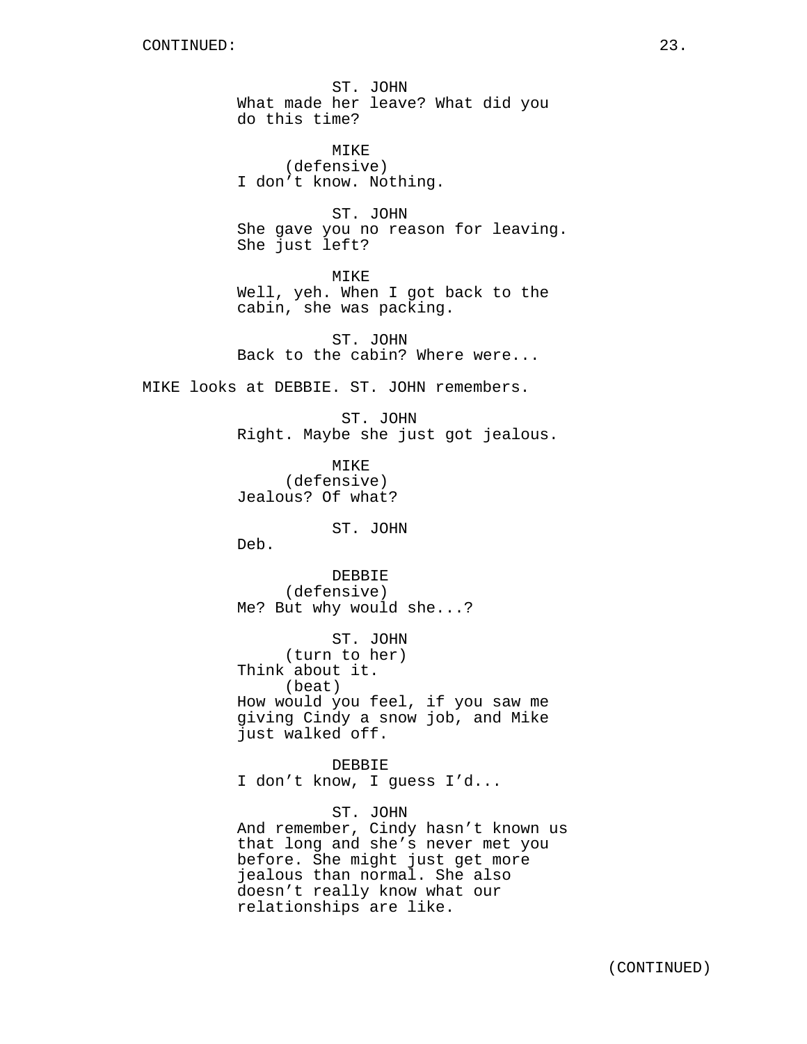CONTINUED:

ST. JOHN
What made her leave? What did you do this time?

MIKE
(defensive)
I don't know. Nothing.

ST. JOHN
She gave you no reason for leaving. She just left?

MIKE
Well, yeh. When I got back to the cabin, she was packing.

ST. JOHN
Back to the cabin? Where were...

MIKE looks at DEBBIE. ST. JOHN remembers.

ST. JOHN
Right. Maybe she just got jealous.

MIKE
(defensive)
Jealous? Of what?

ST. JOHN
Deb.

DEBBIE
(defensive)
Me? But why would she...?

ST. JOHN
(turn to her)
Think about it.
(beat)
How would you feel, if you saw me giving Cindy a snow job, and Mike just walked off.

DEBBIE
I don't know, I guess I'd...

ST. JOHN
And remember, Cindy hasn't known us that long and she's never met you before. She might just get more jealous than normal. She also doesn't really know what our relationships are like.

(CONTINUED)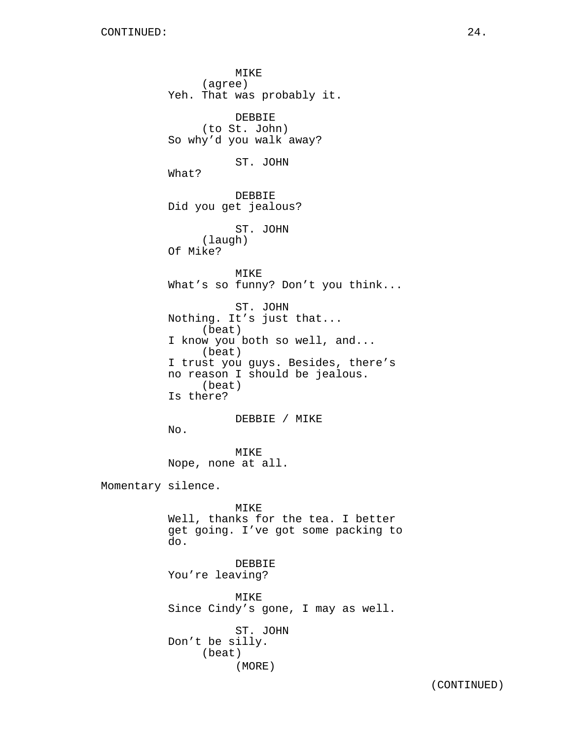MIKE
(agree)
Yeh. That was probably it.

DEBBIE
(to St. John)
So why'd you walk away?

ST. JOHN
What?

DEBBIE
Did you get jealous?

ST. JOHN
(laugh)
Of Mike?

MIKE
What's so funny? Don't you think...

ST. JOHN
Nothing. It's just that...
(beat)
I know you both so well, and...
(beat)
I trust you guys. Besides, there's no reason I should be jealous.
(beat)
Is there?

DEBBIE / MIKE
No.

MIKE
Nope, none at all.

Momentary silence.

MIKE
Well, thanks for the tea. I better get going. I've got some packing to do.

DEBBIE
You're leaving?

MIKE
Since Cindy's gone, I may as well.

ST. JOHN
Don't be silly.
(beat)
(MORE)

(CONTINUED)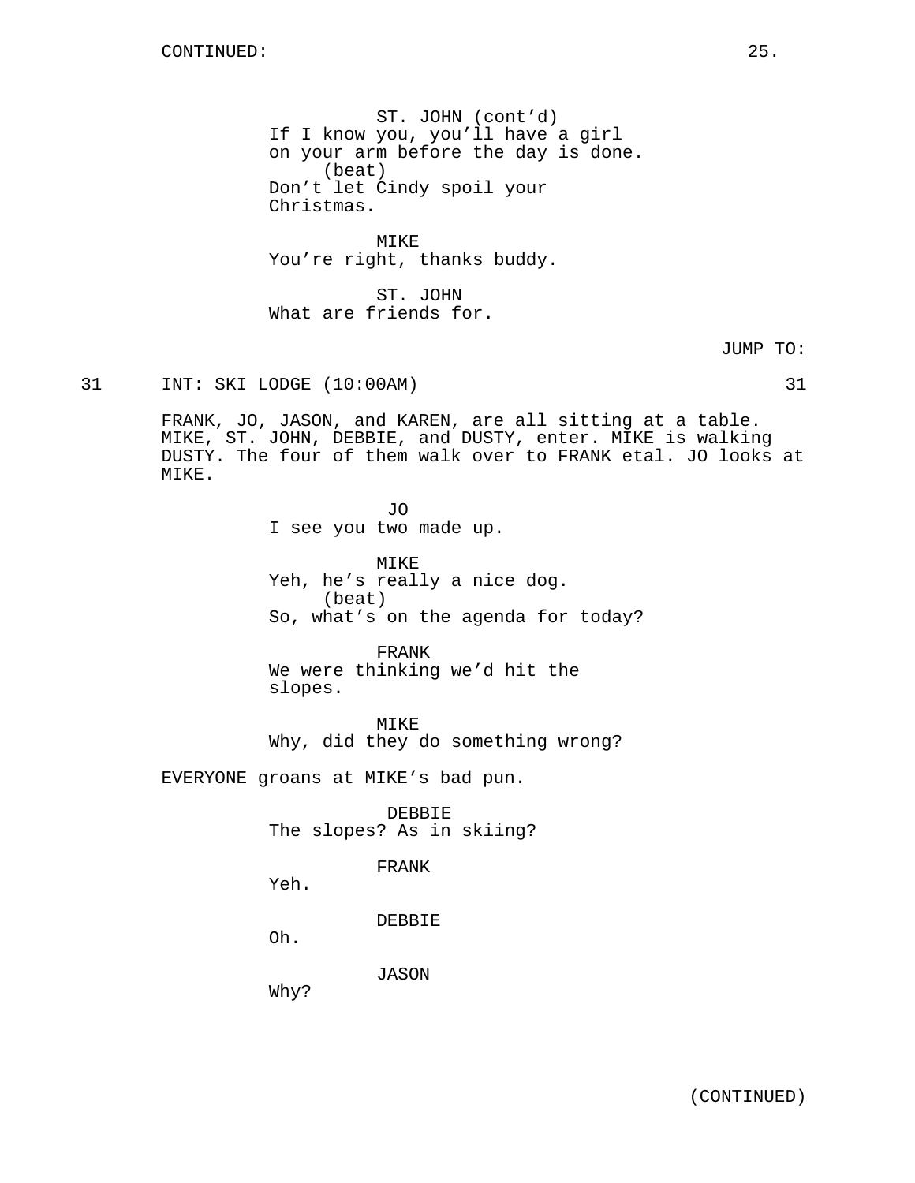CONTINUED:

ST. JOHN (cont'd)
If I know you, you'll have a girl on your arm before the day is done.
(beat)
Don't let Cindy spoil your Christmas.

MIKE
You're right, thanks buddy.

ST. JOHN
What are friends for.

JUMP TO:

31 INT: SKI LODGE (10:00AM) 31

FRANK, JO, JASON, and KAREN, are all sitting at a table. MIKE, ST. JOHN, DEBBIE, and DUSTY, enter. MIKE is walking DUSTY. The four of them walk over to FRANK etal. JO looks at MIKE.

JO
I see you two made up.

MIKE
Yeh, he's really a nice dog.
(beat)
So, what's on the agenda for today?

FRANK
We were thinking we'd hit the slopes.

MIKE
Why, did they do something wrong?

EVERYONE groans at MIKE's bad pun.

DEBBIE
The slopes? As in skiing?

FRANK
Yeh.

DEBBIE
Oh.

JASON
Why?

(CONTINUED)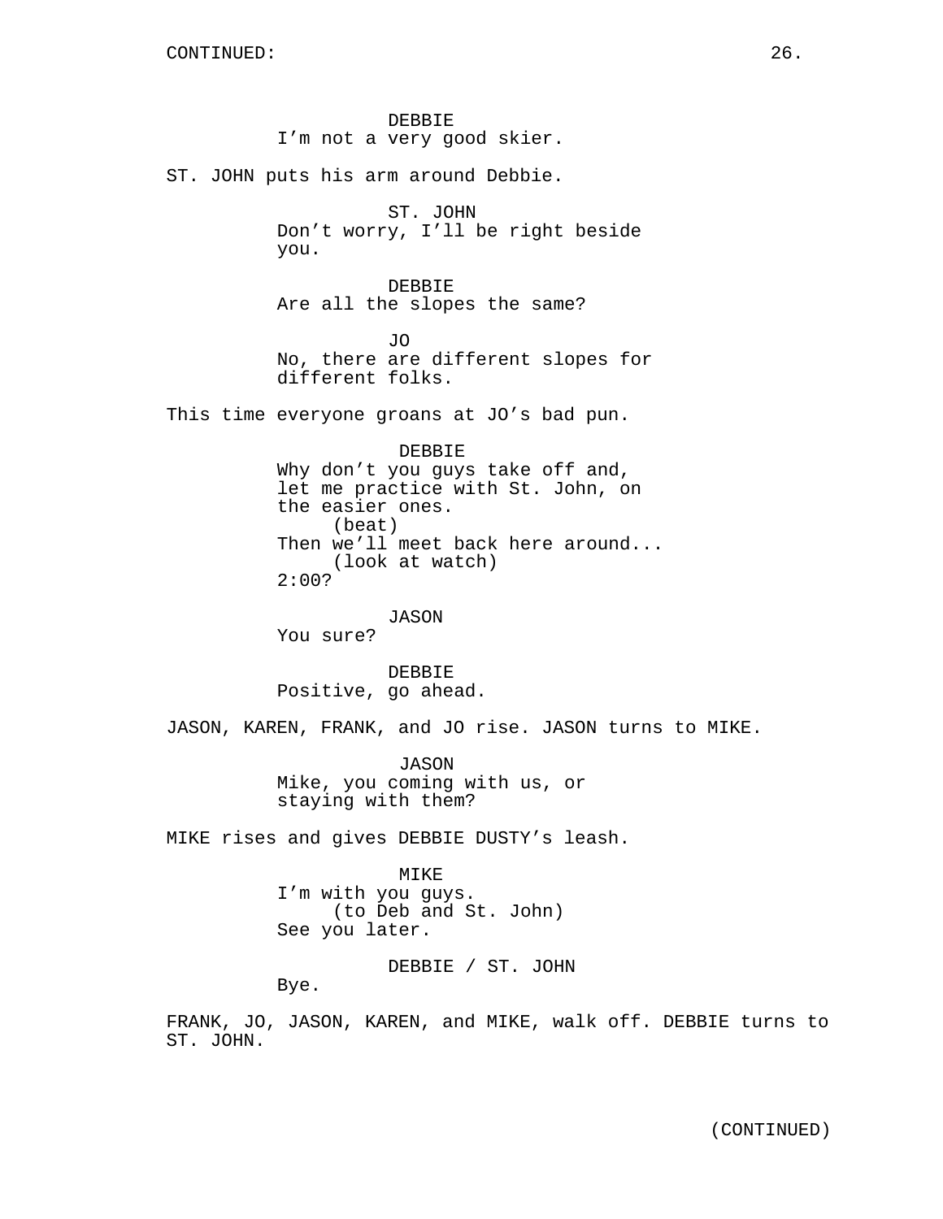DEBBIE
I'm not a very good skier.

ST. JOHN puts his arm around Debbie.

ST. JOHN
Don't worry, I'll be right beside you.

DEBBIE
Are all the slopes the same?

JO
No, there are different slopes for different folks.

This time everyone groans at JO's bad pun.

DEBBIE
Why don't you guys take off and, let me practice with St. John, on the easier ones.
(beat)
Then we'll meet back here around...
(look at watch)
2:00?

JASON
You sure?

DEBBIE
Positive, go ahead.

JASON, KAREN, FRANK, and JO rise. JASON turns to MIKE.

JASON
Mike, you coming with us, or staying with them?

MIKE rises and gives DEBBIE DUSTY's leash.

MIKE
I'm with you guys.
(to Deb and St. John)
See you later.

DEBBIE / ST. JOHN
Bye.

FRANK, JO, JASON, KAREN, and MIKE, walk off. DEBBIE turns to ST. JOHN.

(CONTINUED)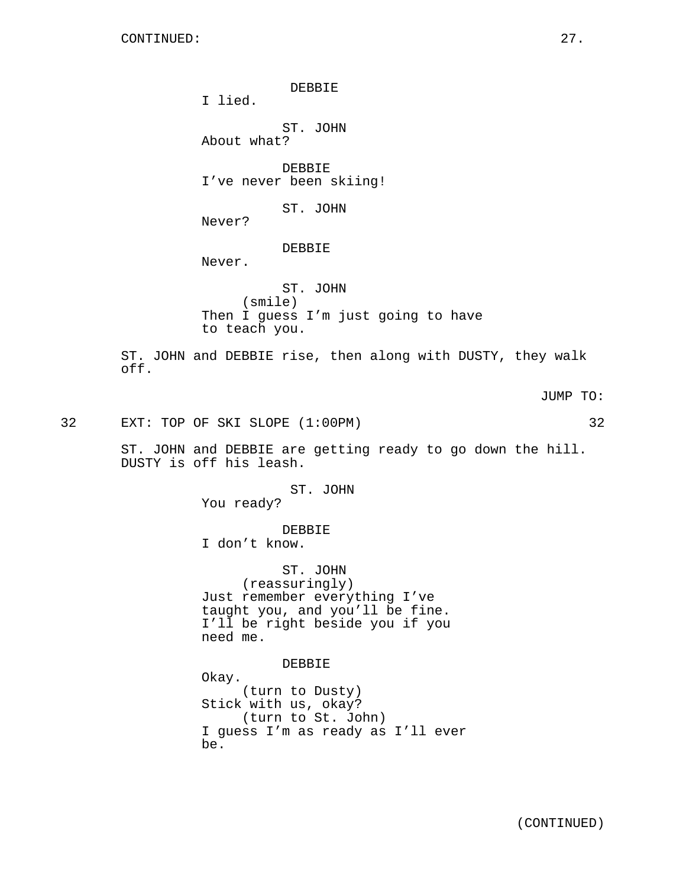CONTINUED:

DEBBIE
I lied.

ST. JOHN
About what?

DEBBIE
I've never been skiing!

ST. JOHN
Never?

DEBBIE
Never.

ST. JOHN
(smile)
Then I guess I'm just going to have to teach you.

ST. JOHN and DEBBIE rise, then along with DUSTY, they walk off.

JUMP TO:

32 EXT: TOP OF SKI SLOPE (1:00PM) 32

ST. JOHN and DEBBIE are getting ready to go down the hill. DUSTY is off his leash.

ST. JOHN
You ready?

DEBBIE
I don't know.

ST. JOHN
(reassuringly)
Just remember everything I've taught you, and you'll be fine. I'll be right beside you if you need me.

DEBBIE
Okay.
(turn to Dusty)
Stick with us, okay?
(turn to St. John)
I guess I'm as ready as I'll ever be.

(CONTINUED)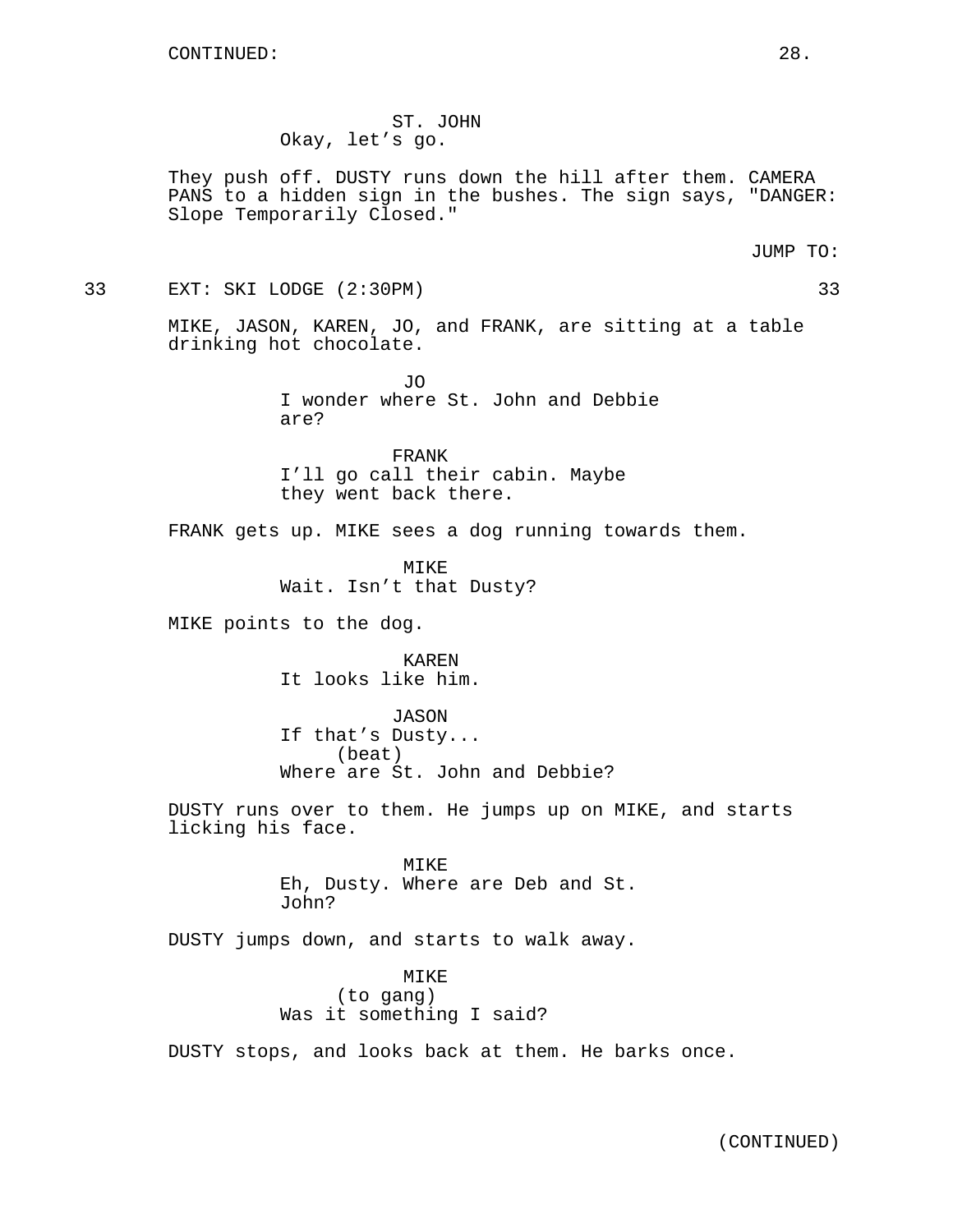ST. JOHN
Okay, let's go.

They push off. DUSTY runs down the hill after them. CAMERA PANS to a hidden sign in the bushes. The sign says, "DANGER: Slope Temporarily Closed."

JUMP TO:

33 EXT: SKI LODGE (2:30PM) 33

MIKE, JASON, KAREN, JO, and FRANK, are sitting at a table drinking hot chocolate.

JO
I wonder where St. John and Debbie are?

FRANK
I'll go call their cabin. Maybe they went back there.

FRANK gets up. MIKE sees a dog running towards them.

MIKE
Wait. Isn't that Dusty?

MIKE points to the dog.

KAREN
It looks like him.

JASON
If that's Dusty...
(beat)
Where are St. John and Debbie?

DUSTY runs over to them. He jumps up on MIKE, and starts licking his face.

MIKE
Eh, Dusty. Where are Deb and St. John?

DUSTY jumps down, and starts to walk away.

MIKE
(to gang)
Was it something I said?

DUSTY stops, and looks back at them. He barks once.

(CONTINUED)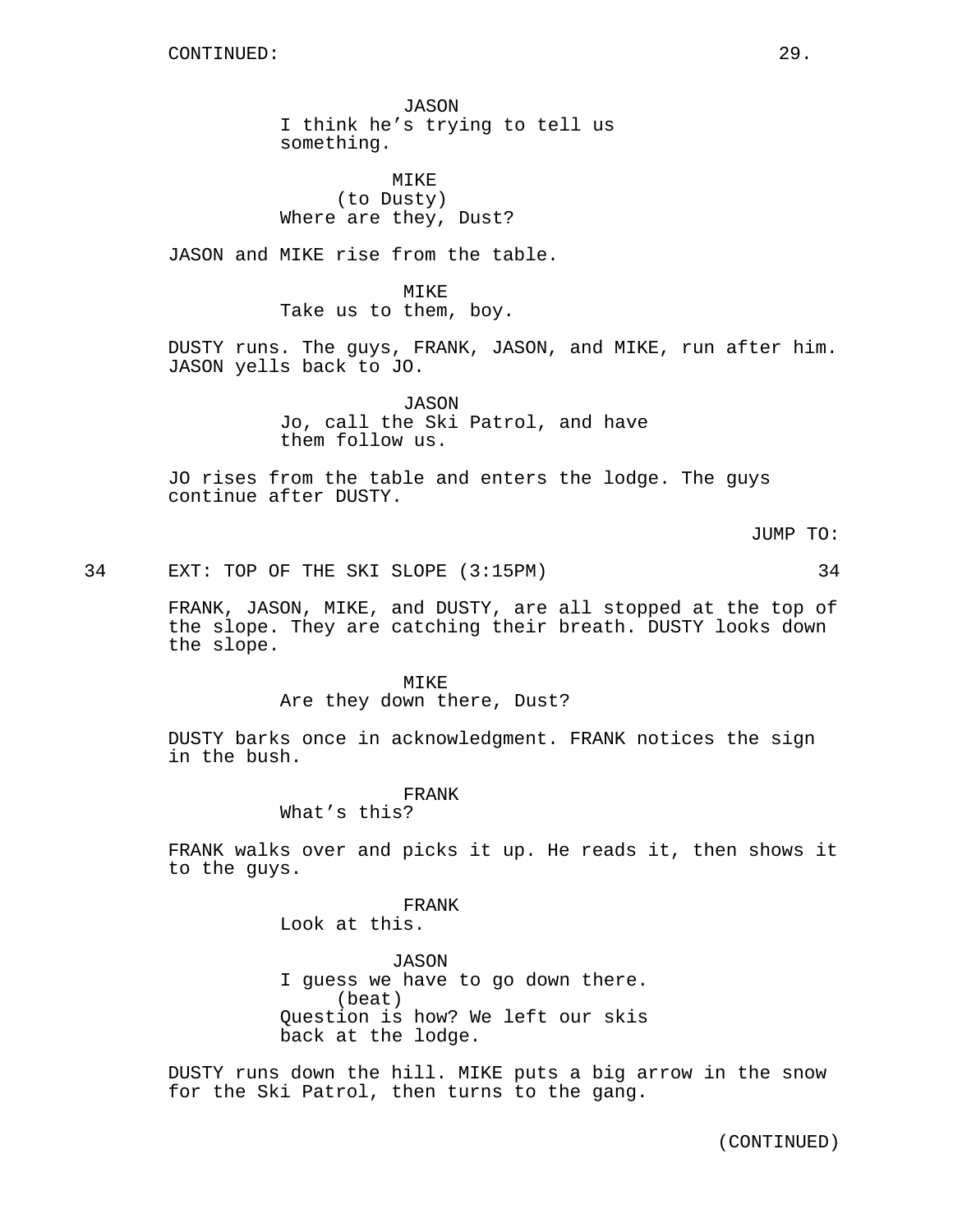CONTINUED:

JASON
I think he's trying to tell us something.

MIKE
(to Dusty)
Where are they, Dust?

JASON and MIKE rise from the table.

MIKE
Take us to them, boy.

DUSTY runs. The guys, FRANK, JASON, and MIKE, run after him. JASON yells back to JO.

JASON
Jo, call the Ski Patrol, and have them follow us.

JO rises from the table and enters the lodge. The guys continue after DUSTY.

JUMP TO:

34 EXT: TOP OF THE SKI SLOPE (3:15PM) 34

FRANK, JASON, MIKE, and DUSTY, are all stopped at the top of the slope. They are catching their breath. DUSTY looks down the slope.

MIKE
Are they down there, Dust?

DUSTY barks once in acknowledgment. FRANK notices the sign in the bush.

FRANK
What's this?

FRANK walks over and picks it up. He reads it, then shows it to the guys.

FRANK
Look at this.

JASON
I guess we have to go down there.
(beat)
Question is how? We left our skis back at the lodge.

DUSTY runs down the hill. MIKE puts a big arrow in the snow for the Ski Patrol, then turns to the gang.

(CONTINUED)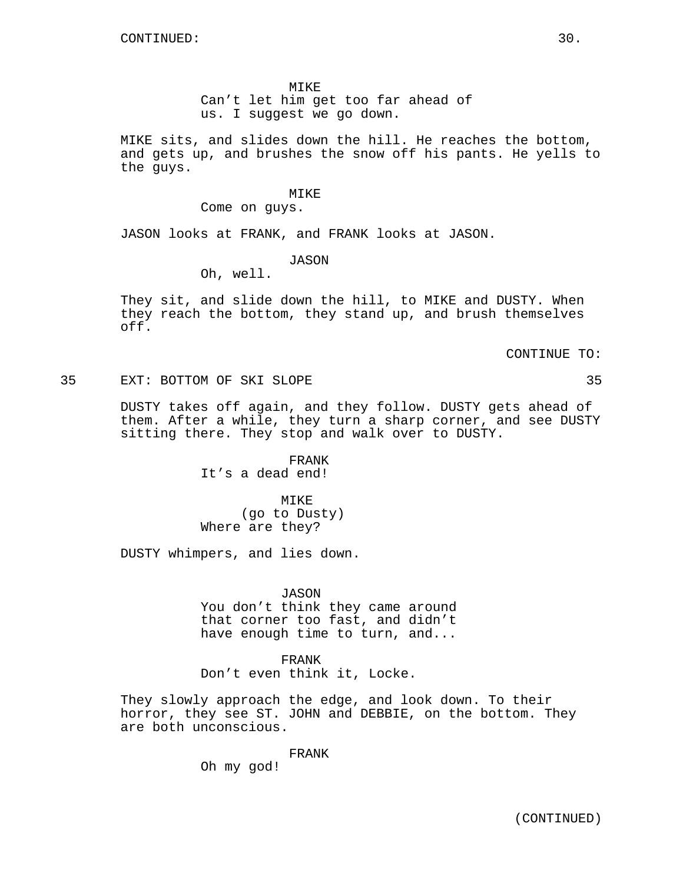MIKE
Can't let him get too far ahead of us. I suggest we go down.

MIKE sits, and slides down the hill. He reaches the bottom, and gets up, and brushes the snow off his pants. He yells to the guys.

MIKE
Come on guys.

JASON looks at FRANK, and FRANK looks at JASON.

JASON
Oh, well.

They sit, and slide down the hill, to MIKE and DUSTY. When they reach the bottom, they stand up, and brush themselves off.

CONTINUE TO:

35 EXT: BOTTOM OF SKI SLOPE 35

DUSTY takes off again, and they follow. DUSTY gets ahead of them. After a while, they turn a sharp corner, and see DUSTY sitting there. They stop and walk over to DUSTY.

FRANK
It's a dead end!

MIKE
(go to Dusty)
Where are they?

DUSTY whimpers, and lies down.

JASON
You don't think they came around that corner too fast, and didn't have enough time to turn, and...

FRANK
Don't even think it, Locke.

They slowly approach the edge, and look down. To their horror, they see ST. JOHN and DEBBIE, on the bottom. They are both unconscious.

FRANK
Oh my god!

(CONTINUED)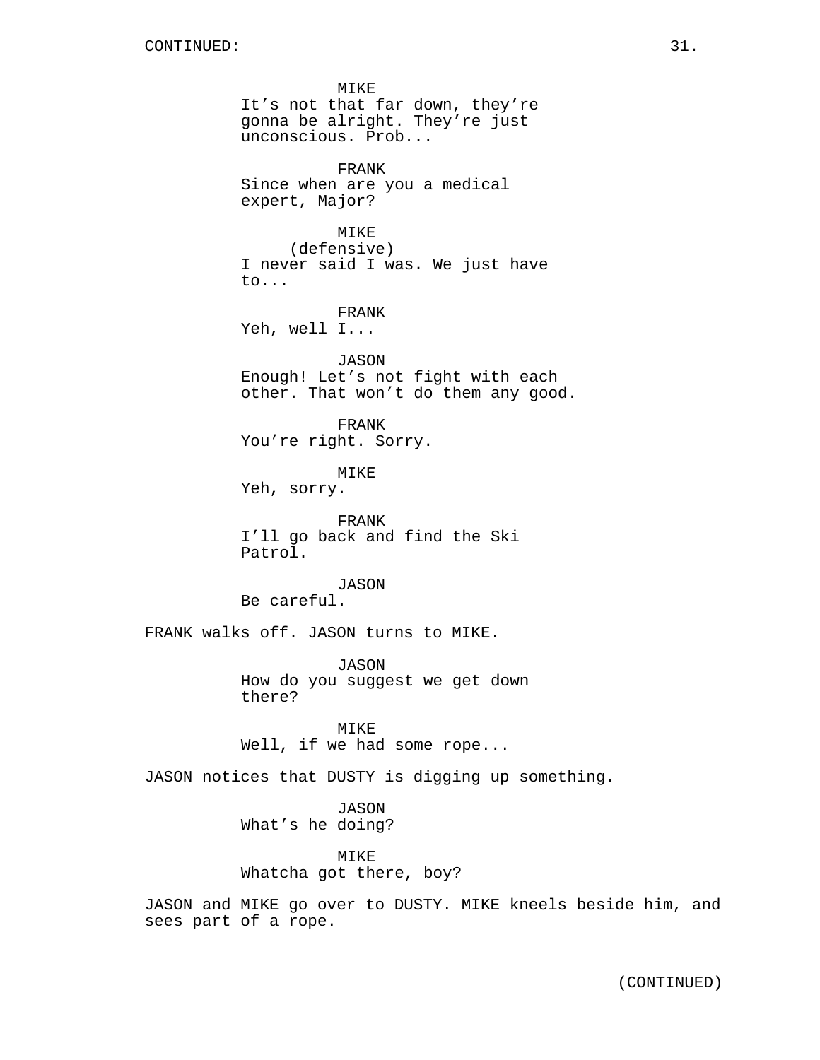CONTINUED:

MIKE
It's not that far down, they're gonna be alright. They're just unconscious. Prob...

FRANK
Since when are you a medical expert, Major?

MIKE
(defensive)
I never said I was. We just have to...

FRANK
Yeh, well I...

JASON
Enough! Let's not fight with each other. That won't do them any good.

FRANK
You're right. Sorry.

MIKE
Yeh, sorry.

FRANK
I'll go back and find the Ski Patrol.

JASON
Be careful.

FRANK walks off. JASON turns to MIKE.

JASON
How do you suggest we get down there?

MIKE
Well, if we had some rope...

JASON notices that DUSTY is digging up something.

JASON
What's he doing?

MIKE
Whatcha got there, boy?

JASON and MIKE go over to DUSTY. MIKE kneels beside him, and sees part of a rope.

(CONTINUED)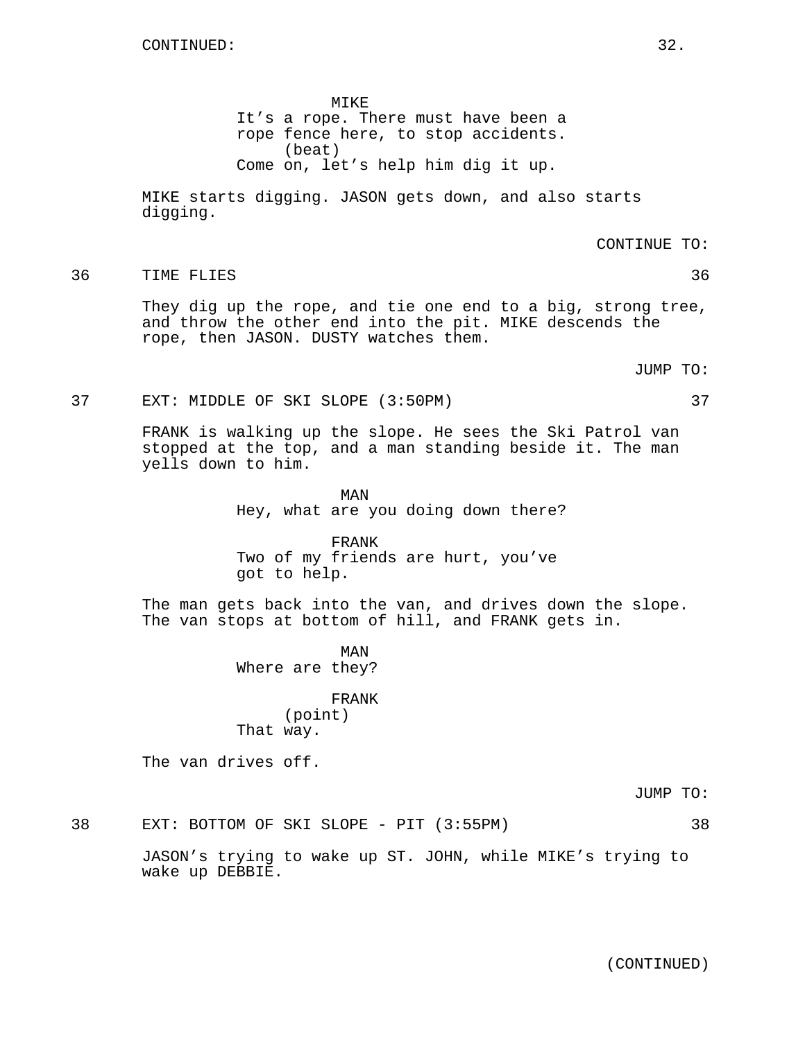MIKE
It's a rope. There must have been a rope fence here, to stop accidents.
(beat)
Come on, let's help him dig it up.

MIKE starts digging. JASON gets down, and also starts digging.

CONTINUE TO:

36 TIME FLIES 36

They dig up the rope, and tie one end to a big, strong tree, and throw the other end into the pit. MIKE descends the rope, then JASON. DUSTY watches them.

JUMP TO:

37 EXT: MIDDLE OF SKI SLOPE (3:50PM) 37

FRANK is walking up the slope. He sees the Ski Patrol van stopped at the top, and a man standing beside it. The man yells down to him.

MAN
Hey, what are you doing down there?

FRANK
Two of my friends are hurt, you've got to help.

The man gets back into the van, and drives down the slope. The van stops at bottom of hill, and FRANK gets in.

MAN
Where are they?

FRANK
(point)
That way.

The van drives off.

JUMP TO:

38 EXT: BOTTOM OF SKI SLOPE - PIT (3:55PM) 38

JASON's trying to wake up ST. JOHN, while MIKE's trying to wake up DEBBIE.

(CONTINUED)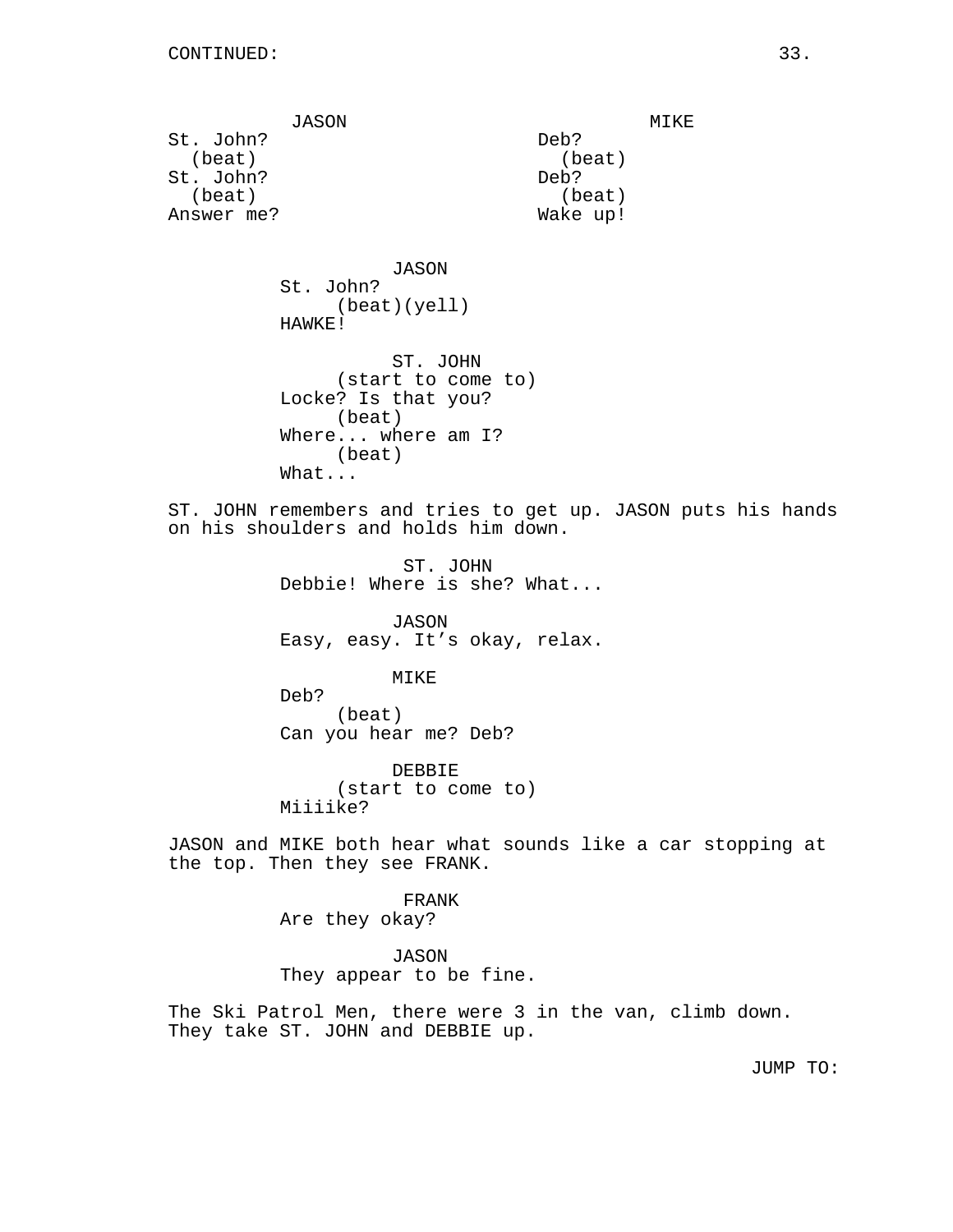CONTINUED:

| JASON | MIKE |
| --- | --- |
| St. John? | Deb? |
| (beat) | (beat) |
| St. John? | Deb? |
| (beat) | (beat) |
| Answer me? | Wake up! |

JASON
St. John?
(beat)(yell)
HAWKE!

ST. JOHN
(start to come to)
Locke? Is that you?
(beat)
Where... where am I?
(beat)
What...

ST. JOHN remembers and tries to get up. JASON puts his hands on his shoulders and holds him down.

ST. JOHN
Debbie! Where is she? What...

JASON
Easy, easy. It’s okay, relax.

MIKE
Deb?
(beat)
Can you hear me? Deb?

DEBBIE
(start to come to)
Miiiike?

JASON and MIKE both hear what sounds like a car stopping at the top. Then they see FRANK.

FRANK
Are they okay?

JASON
They appear to be fine.

The Ski Patrol Men, there were 3 in the van, climb down. They take ST. JOHN and DEBBIE up.

JUMP TO: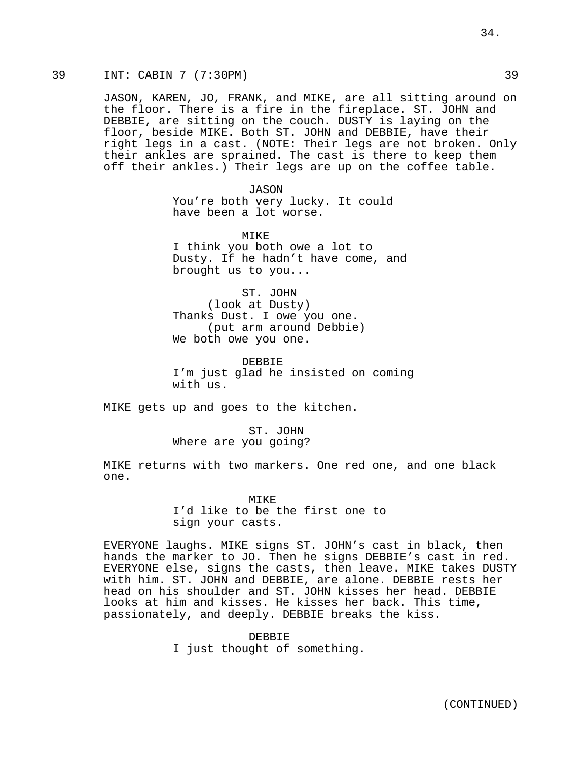39 INT: CABIN 7 (7:30PM) 39

JASON, KAREN, JO, FRANK, and MIKE, are all sitting around on the floor. There is a fire in the fireplace. ST. JOHN and DEBBIE, are sitting on the couch. DUSTY is laying on the floor, beside MIKE. Both ST. JOHN and DEBBIE, have their right legs in a cast. (NOTE: Their legs are not broken. Only their ankles are sprained. The cast is there to keep them off their ankles.) Their legs are up on the coffee table.

JASON
You're both very lucky. It could have been a lot worse.

MIKE
I think you both owe a lot to Dusty. If he hadn't have come, and brought us to you...

ST. JOHN
(look at Dusty)
Thanks Dust. I owe you one.
(put arm around Debbie)
We both owe you one.

DEBBIE
I'm just glad he insisted on coming with us.

MIKE gets up and goes to the kitchen.

ST. JOHN
Where are you going?

MIKE returns with two markers. One red one, and one black one.

MIKE
I'd like to be the first one to sign your casts.

EVERYONE laughs. MIKE signs ST. JOHN's cast in black, then hands the marker to JO. Then he signs DEBBIE's cast in red. EVERYONE else, signs the casts, then leave. MIKE takes DUSTY with him. ST. JOHN and DEBBIE, are alone. DEBBIE rests her head on his shoulder and ST. JOHN kisses her head. DEBBIE looks at him and kisses. He kisses her back. This time, passionately, and deeply. DEBBIE breaks the kiss.

DEBBIE
I just thought of something.

(CONTINUED)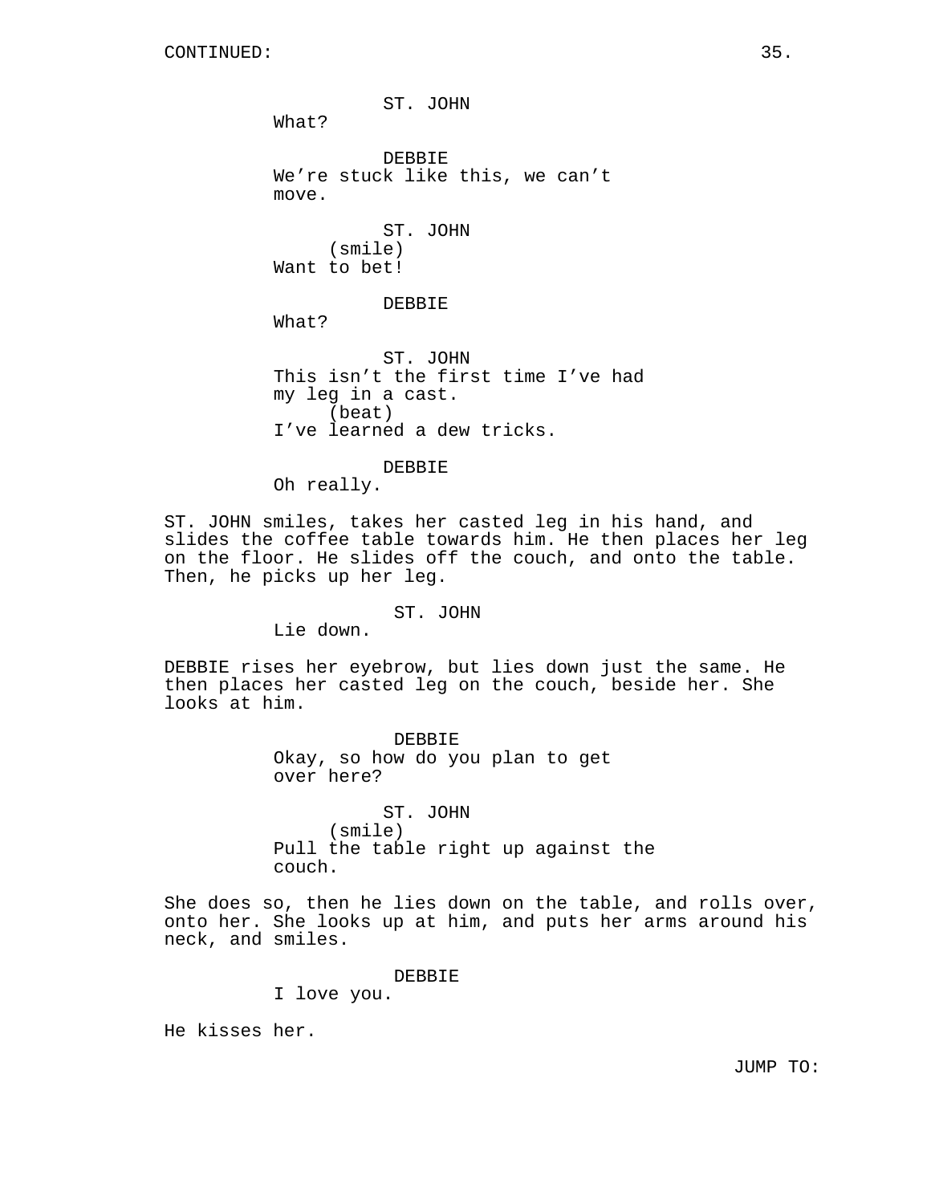CONTINUED:

ST. JOHN
What?

DEBBIE
We’re stuck like this, we can’t move.

ST. JOHN
(smile)
Want to bet!

DEBBIE
What?

ST. JOHN
This isn’t the first time I’ve had my leg in a cast.
(beat)
I’ve learned a dew tricks.

DEBBIE
Oh really.

ST. JOHN smiles, takes her casted leg in his hand, and slides the coffee table towards him. He then places her leg on the floor. He slides off the couch, and onto the table. Then, he picks up her leg.

ST. JOHN
Lie down.

DEBBIE rises her eyebrow, but lies down just the same. He then places her casted leg on the couch, beside her. She looks at him.

DEBBIE
Okay, so how do you plan to get over here?

ST. JOHN
(smile)
Pull the table right up against the couch.

She does so, then he lies down on the table, and rolls over, onto her. She looks up at him, and puts her arms around his neck, and smiles.

DEBBIE
I love you.

He kisses her.

JUMP TO: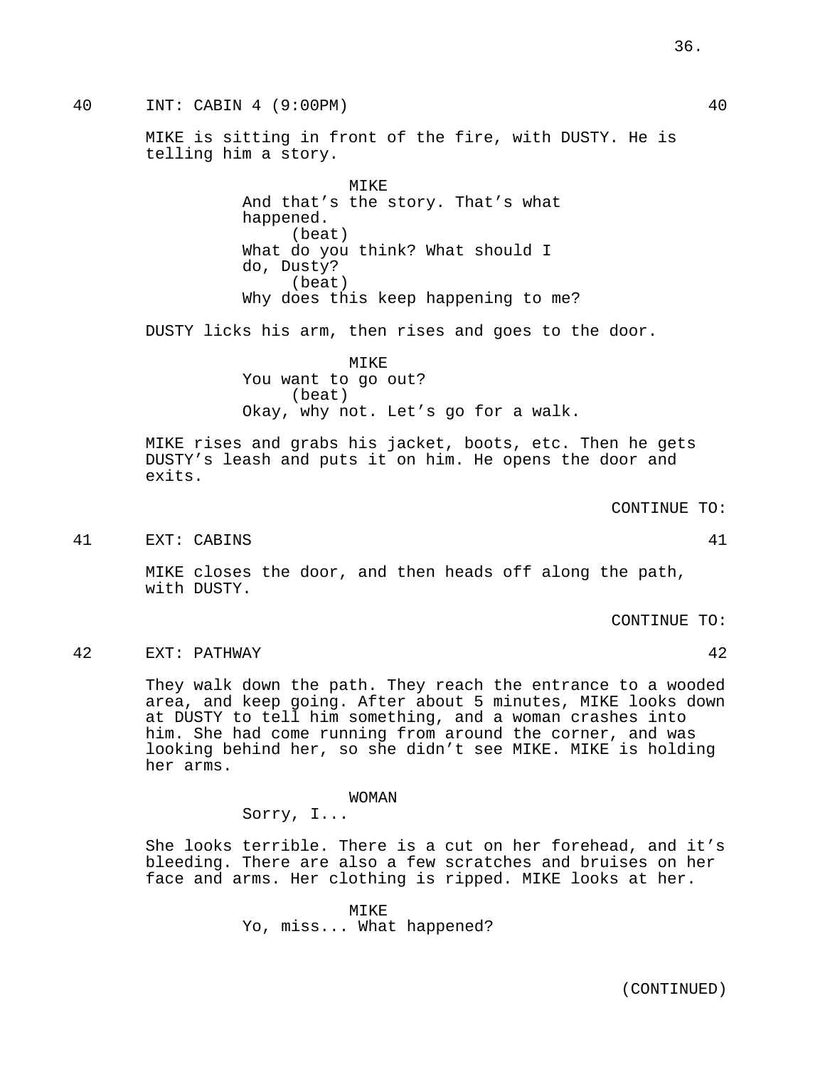40 INT: CABIN 4 (9:00PM) 40

MIKE is sitting in front of the fire, with DUSTY. He is telling him a story.

MIKE
And that's the story. That's what happened.
(beat)
What do you think? What should I do, Dusty?
(beat)
Why does this keep happening to me?

DUSTY licks his arm, then rises and goes to the door.

MIKE
You want to go out?
(beat)
Okay, why not. Let's go for a walk.

MIKE rises and grabs his jacket, boots, etc. Then he gets DUSTY's leash and puts it on him. He opens the door and exits.

CONTINUE TO:

41 EXT: CABINS 41

MIKE closes the door, and then heads off along the path, with DUSTY.

CONTINUE TO:

42 EXT: PATHWAY 42

They walk down the path. They reach the entrance to a wooded area, and keep going. After about 5 minutes, MIKE looks down at DUSTY to tell him something, and a woman crashes into him. She had come running from around the corner, and was looking behind her, so she didn't see MIKE. MIKE is holding her arms.

WOMAN
Sorry, I...

She looks terrible. There is a cut on her forehead, and it's bleeding. There are also a few scratches and bruises on her face and arms. Her clothing is ripped. MIKE looks at her.

MIKE
Yo, miss... What happened?

(CONTINUED)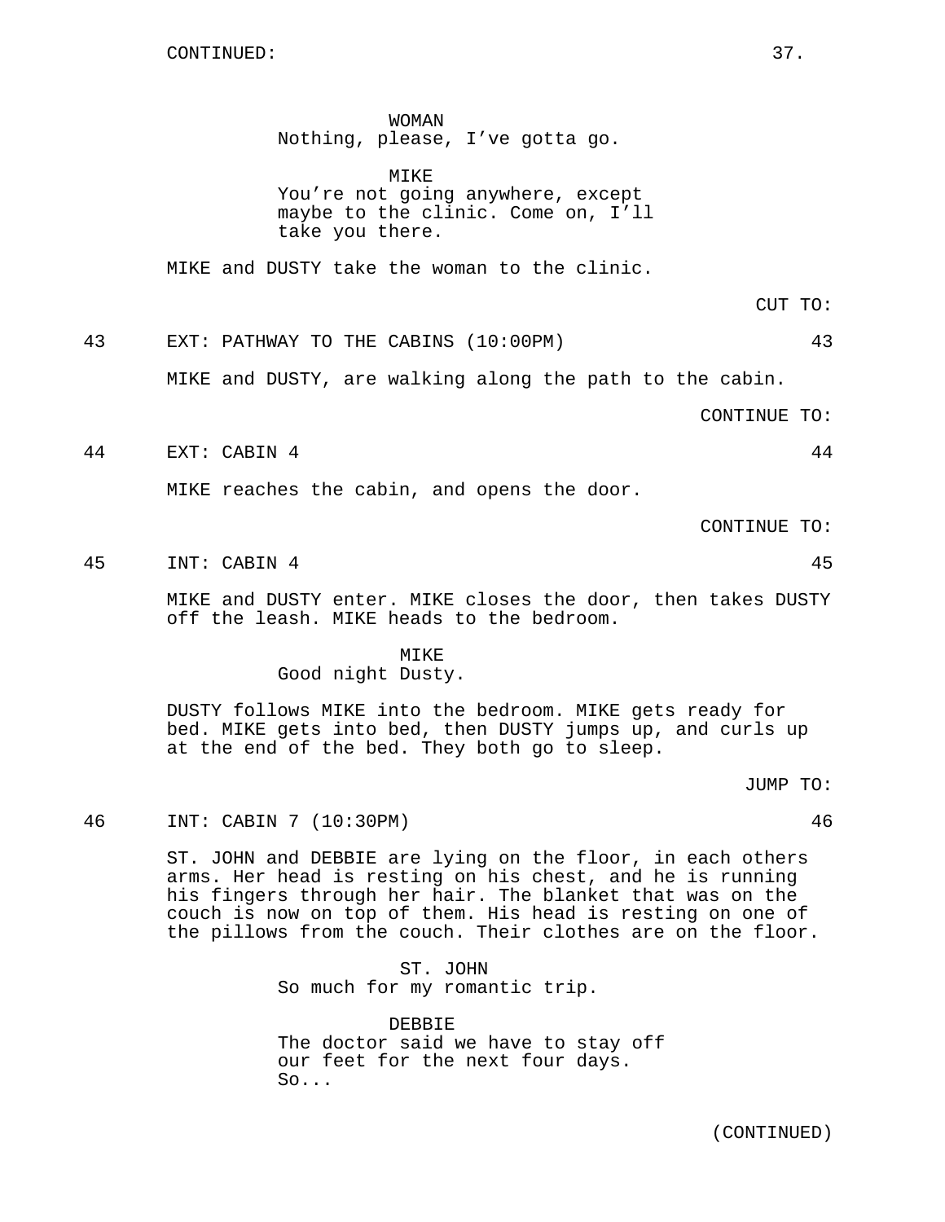CONTINUED:

WOMAN
Nothing, please, I've gotta go.

MIKE
You're not going anywhere, except maybe to the clinic. Come on, I'll take you there.

MIKE and DUSTY take the woman to the clinic.

CUT TO:

43 EXT: PATHWAY TO THE CABINS (10:00PM) 43

MIKE and DUSTY, are walking along the path to the cabin.

CONTINUE TO:

44 EXT: CABIN 4 44

MIKE reaches the cabin, and opens the door.

CONTINUE TO:

45 INT: CABIN 4 45

MIKE and DUSTY enter. MIKE closes the door, then takes DUSTY off the leash. MIKE heads to the bedroom.

MIKE
Good night Dusty.

DUSTY follows MIKE into the bedroom. MIKE gets ready for bed. MIKE gets into bed, then DUSTY jumps up, and curls up at the end of the bed. They both go to sleep.

JUMP TO:

46 INT: CABIN 7 (10:30PM) 46

ST. JOHN and DEBBIE are lying on the floor, in each others arms. Her head is resting on his chest, and he is running his fingers through her hair. The blanket that was on the couch is now on top of them. His head is resting on one of the pillows from the couch. Their clothes are on the floor.

ST. JOHN
So much for my romantic trip.

DEBBIE
The doctor said we have to stay off our feet for the next four days. So...

(CONTINUED)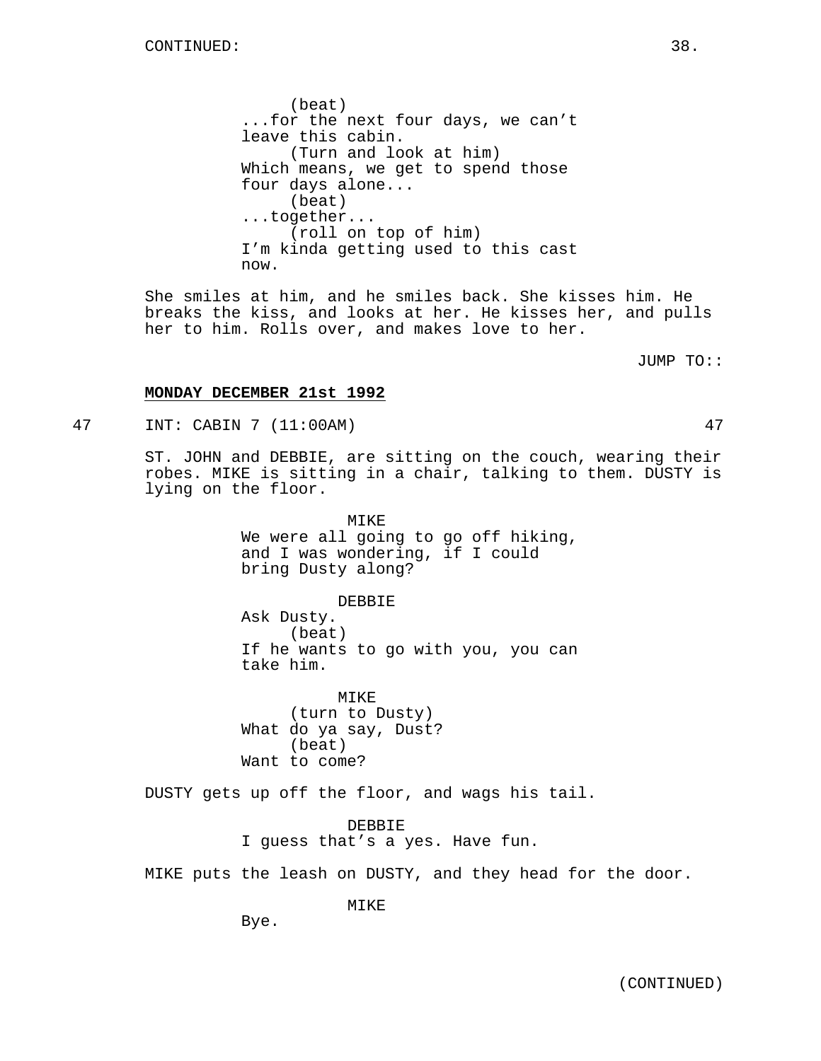CONTINUED:

(beat)
...for the next four days, we can't leave this cabin.
(Turn and look at him)
Which means, we get to spend those four days alone...
(beat)
...together...
(roll on top of him)
I'm kinda getting used to this cast now.

She smiles at him, and he smiles back. She kisses him. He breaks the kiss, and looks at her. He kisses her, and pulls her to him. Rolls over, and makes love to her.

JUMP TO::

**MONDAY DECEMBER 21st 1992**

47 INT: CABIN 7 (11:00AM) 47

ST. JOHN and DEBBIE, are sitting on the couch, wearing their robes. MIKE is sitting in a chair, talking to them. DUSTY is lying on the floor.

MIKE
We were all going to go off hiking, and I was wondering, if I could bring Dusty along?

DEBBIE
Ask Dusty.
(beat)
If he wants to go with you, you can take him.

MIKE
(turn to Dusty)
What do ya say, Dust?
(beat)
Want to come?

DUSTY gets up off the floor, and wags his tail.

DEBBIE
I guess that's a yes. Have fun.

MIKE puts the leash on DUSTY, and they head for the door.

MIKE
Bye.

(CONTINUED)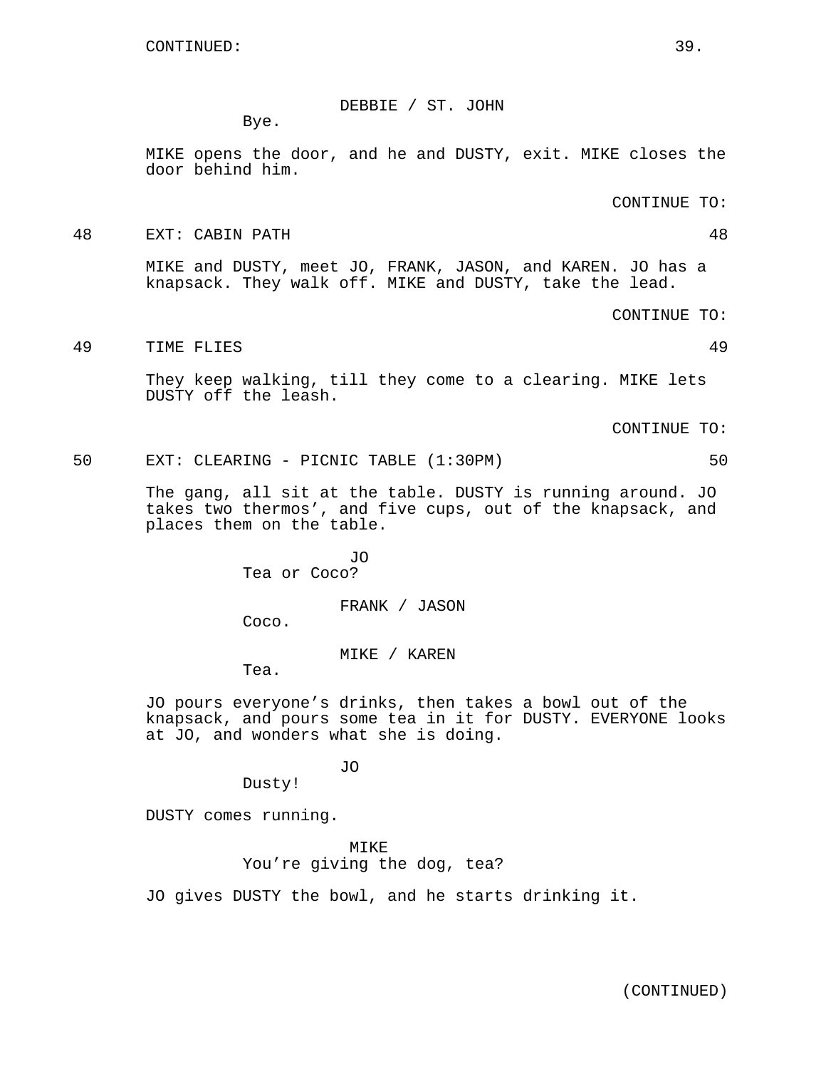CONTINUED:

DEBBIE / ST. JOHN
Bye.

MIKE opens the door, and he and DUSTY, exit. MIKE closes the door behind him.

CONTINUE TO:

48 EXT: CABIN PATH 48

MIKE and DUSTY, meet JO, FRANK, JASON, and KAREN. JO has a knapsack. They walk off. MIKE and DUSTY, take the lead.

CONTINUE TO:

49 TIME FLIES 49

They keep walking, till they come to a clearing. MIKE lets DUSTY off the leash.

CONTINUE TO:

50 EXT: CLEARING - PICNIC TABLE (1:30PM) 50

The gang, all sit at the table. DUSTY is running around. JO takes two thermos', and five cups, out of the knapsack, and places them on the table.

JO
Tea or Coco?

FRANK / JASON
Coco.

MIKE / KAREN
Tea.

JO pours everyone's drinks, then takes a bowl out of the knapsack, and pours some tea in it for DUSTY. EVERYONE looks at JO, and wonders what she is doing.

JO
Dusty!

DUSTY comes running.

MIKE
You're giving the dog, tea?

JO gives DUSTY the bowl, and he starts drinking it.

(CONTINUED)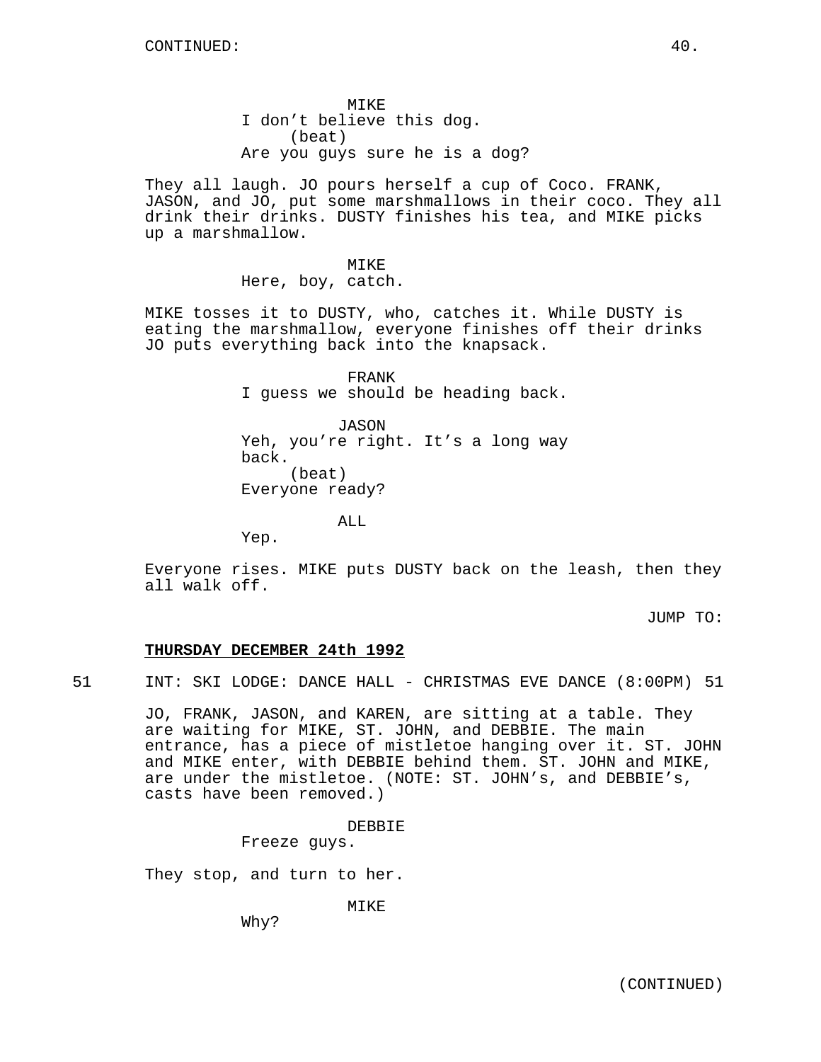CONTINUED:

MIKE
I don't believe this dog.
(beat)
Are you guys sure he is a dog?

They all laugh. JO pours herself a cup of Coco. FRANK, JASON, and JO, put some marshmallows in their coco. They all drink their drinks. DUSTY finishes his tea, and MIKE picks up a marshmallow.

MIKE
Here, boy, catch.

MIKE tosses it to DUSTY, who, catches it. While DUSTY is eating the marshmallow, everyone finishes off their drinks JO puts everything back into the knapsack.

FRANK
I guess we should be heading back.

JASON
Yeh, you're right. It's a long way back.
(beat)
Everyone ready?

ALL
Yep.

Everyone rises. MIKE puts DUSTY back on the leash, then they all walk off.

JUMP TO:

**THURSDAY DECEMBER 24th 1992**

51 INT: SKI LODGE: DANCE HALL - CHRISTMAS EVE DANCE (8:00PM) 51

JO, FRANK, JASON, and KAREN, are sitting at a table. They are waiting for MIKE, ST. JOHN, and DEBBIE. The main entrance, has a piece of mistletoe hanging over it. ST. JOHN and MIKE enter, with DEBBIE behind them. ST. JOHN and MIKE, are under the mistletoe. (NOTE: ST. JOHN's, and DEBBIE's, casts have been removed.)

DEBBIE
Freeze guys.

They stop, and turn to her.

MIKE
Why?

(CONTINUED)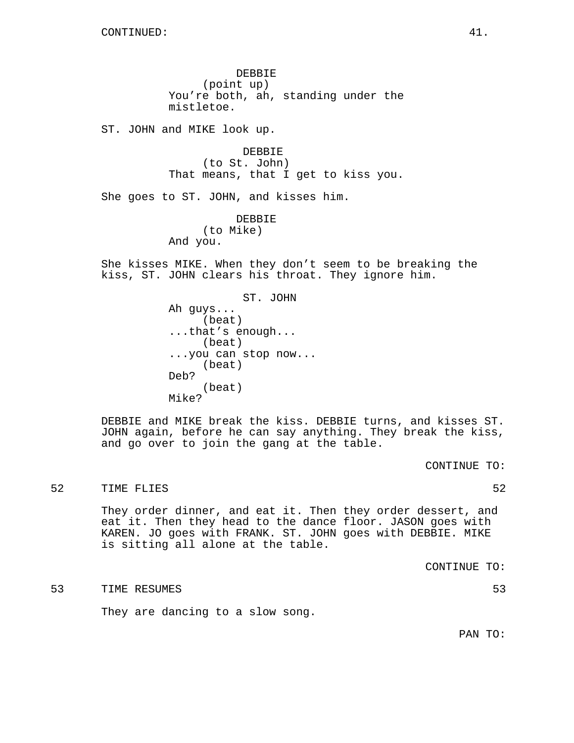CONTINUED:

DEBBIE
(point up)
You're both, ah, standing under the mistletoe.

ST. JOHN and MIKE look up.

DEBBIE
(to St. John)
That means, that I get to kiss you.

She goes to ST. JOHN, and kisses him.

DEBBIE
(to Mike)
And you.

She kisses MIKE. When they don't seem to be breaking the kiss, ST. JOHN clears his throat. They ignore him.

ST. JOHN
Ah guys...
(beat)
...that's enough...
(beat)
...you can stop now...
(beat)
Deb?
(beat)
Mike?

DEBBIE and MIKE break the kiss. DEBBIE turns, and kisses ST. JOHN again, before he can say anything. They break the kiss, and go over to join the gang at the table.

CONTINUE TO:

52 TIME FLIES 52

They order dinner, and eat it. Then they order dessert, and eat it. Then they head to the dance floor. JASON goes with KAREN. JO goes with FRANK. ST. JOHN goes with DEBBIE. MIKE is sitting all alone at the table.

CONTINUE TO:

53 TIME RESUMES 53

They are dancing to a slow song.

PAN TO: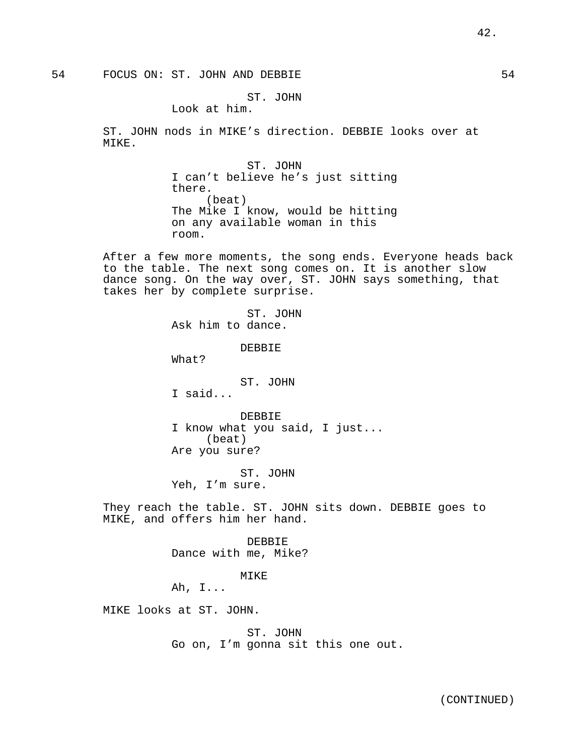54 FOCUS ON: ST. JOHN AND DEBBIE 54

ST. JOHN
Look at him.

ST. JOHN nods in MIKE's direction. DEBBIE looks over at MIKE.

ST. JOHN
I can't believe he's just sitting there.
(beat)
The Mike I know, would be hitting on any available woman in this room.

After a few more moments, the song ends. Everyone heads back to the table. The next song comes on. It is another slow dance song. On the way over, ST. JOHN says something, that takes her by complete surprise.

ST. JOHN
Ask him to dance.

DEBBIE
What?

ST. JOHN
I said...

DEBBIE
I know what you said, I just...
(beat)
Are you sure?

ST. JOHN
Yeh, I'm sure.

They reach the table. ST. JOHN sits down. DEBBIE goes to MIKE, and offers him her hand.

DEBBIE
Dance with me, Mike?

MIKE
Ah, I...

MIKE looks at ST. JOHN.

ST. JOHN
Go on, I'm gonna sit this one out.

(CONTINUED)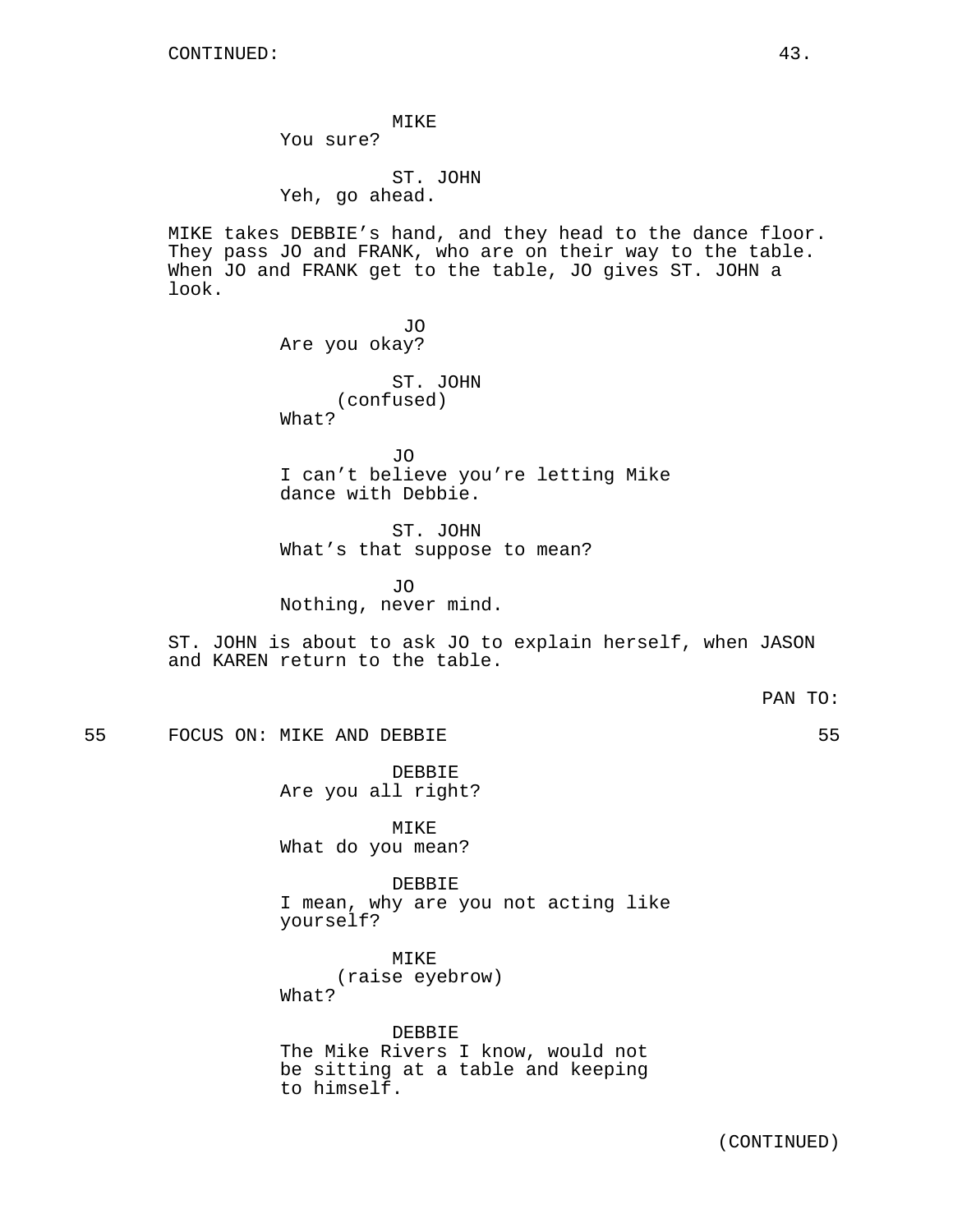CONTINUED:

MIKE
You sure?

ST. JOHN
Yeh, go ahead.

MIKE takes DEBBIE's hand, and they head to the dance floor. They pass JO and FRANK, who are on their way to the table. When JO and FRANK get to the table, JO gives ST. JOHN a look.

JO
Are you okay?

ST. JOHN
(confused)
What?

JO
I can't believe you're letting Mike dance with Debbie.

ST. JOHN
What's that suppose to mean?

JO
Nothing, never mind.

ST. JOHN is about to ask JO to explain herself, when JASON and KAREN return to the table.

PAN TO:

55 FOCUS ON: MIKE AND DEBBIE 55

DEBBIE
Are you all right?

MIKE
What do you mean?

DEBBIE
I mean, why are you not acting like yourself?

MIKE
(raise eyebrow)
What?

DEBBIE
The Mike Rivers I know, would not be sitting at a table and keeping to himself.

(CONTINUED)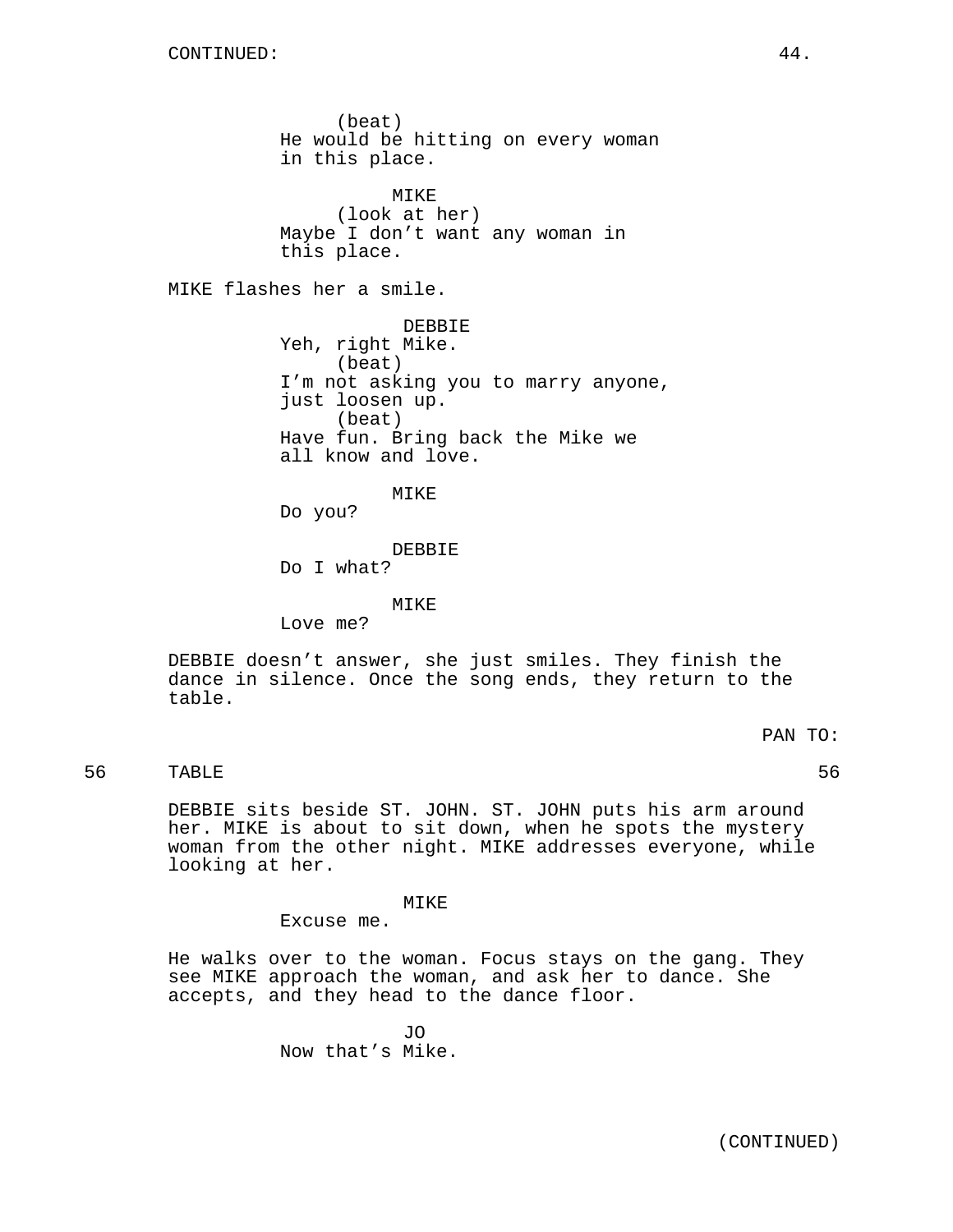CONTINUED:

(beat)
He would be hitting on every woman in this place.

MIKE
(look at her)
Maybe I don't want any woman in this place.

MIKE flashes her a smile.

DEBBIE
Yeh, right Mike.
(beat)
I'm not asking you to marry anyone, just loosen up.
(beat)
Have fun. Bring back the Mike we all know and love.

MIKE
Do you?

DEBBIE
Do I what?

MIKE
Love me?

DEBBIE doesn't answer, she just smiles. They finish the dance in silence. Once the song ends, they return to the table.

PAN TO:

56 TABLE 56

DEBBIE sits beside ST. JOHN. ST. JOHN puts his arm around her. MIKE is about to sit down, when he spots the mystery woman from the other night. MIKE addresses everyone, while looking at her.

MIKE
Excuse me.

He walks over to the woman. Focus stays on the gang. They see MIKE approach the woman, and ask her to dance. She accepts, and they head to the dance floor.

JO
Now that's Mike.

(CONTINUED)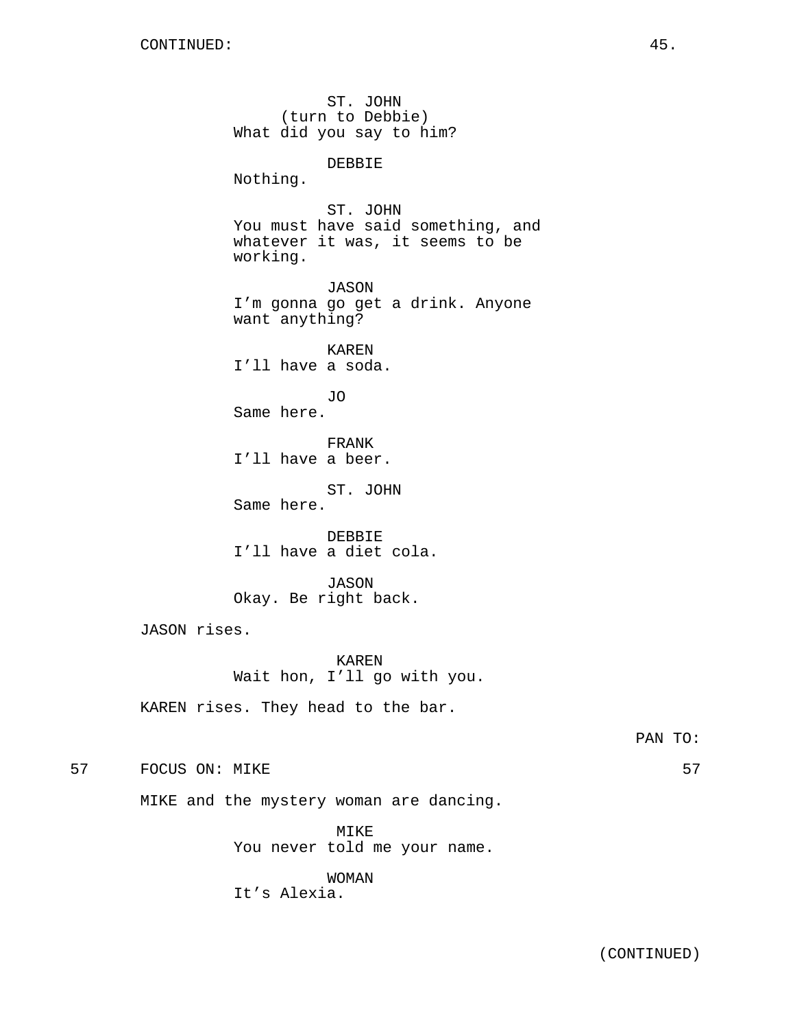CONTINUED:

ST. JOHN
(turn to Debbie)
What did you say to him?

DEBBIE
Nothing.

ST. JOHN
You must have said something, and whatever it was, it seems to be working.

JASON
I'm gonna go get a drink. Anyone want anything?

KAREN
I'll have a soda.

JO
Same here.

FRANK
I'll have a beer.

ST. JOHN
Same here.

DEBBIE
I'll have a diet cola.

JASON
Okay. Be right back.

JASON rises.

KAREN
Wait hon, I'll go with you.

KAREN rises. They head to the bar.

PAN TO:

57 FOCUS ON: MIKE 57

MIKE and the mystery woman are dancing.

MIKE
You never told me your name.

WOMAN
It's Alexia.

(CONTINUED)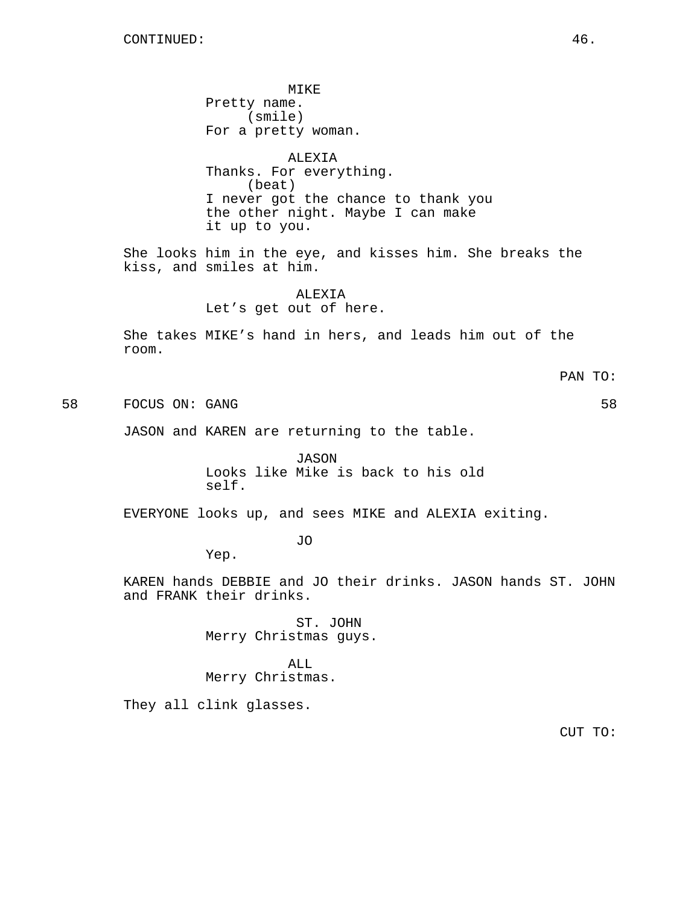CONTINUED:

MIKE
Pretty name.
(smile)
For a pretty woman.

ALEXIA
Thanks. For everything.
(beat)
I never got the chance to thank you the other night. Maybe I can make it up to you.

She looks him in the eye, and kisses him. She breaks the kiss, and smiles at him.

ALEXIA
Let's get out of here.

She takes MIKE's hand in hers, and leads him out of the room.

PAN TO:

58 FOCUS ON: GANG 58

JASON and KAREN are returning to the table.

JASON
Looks like Mike is back to his old self.

EVERYONE looks up, and sees MIKE and ALEXIA exiting.

JO
Yep.

KAREN hands DEBBIE and JO their drinks. JASON hands ST. JOHN and FRANK their drinks.

ST. JOHN
Merry Christmas guys.

ALL
Merry Christmas.

They all clink glasses.

CUT TO: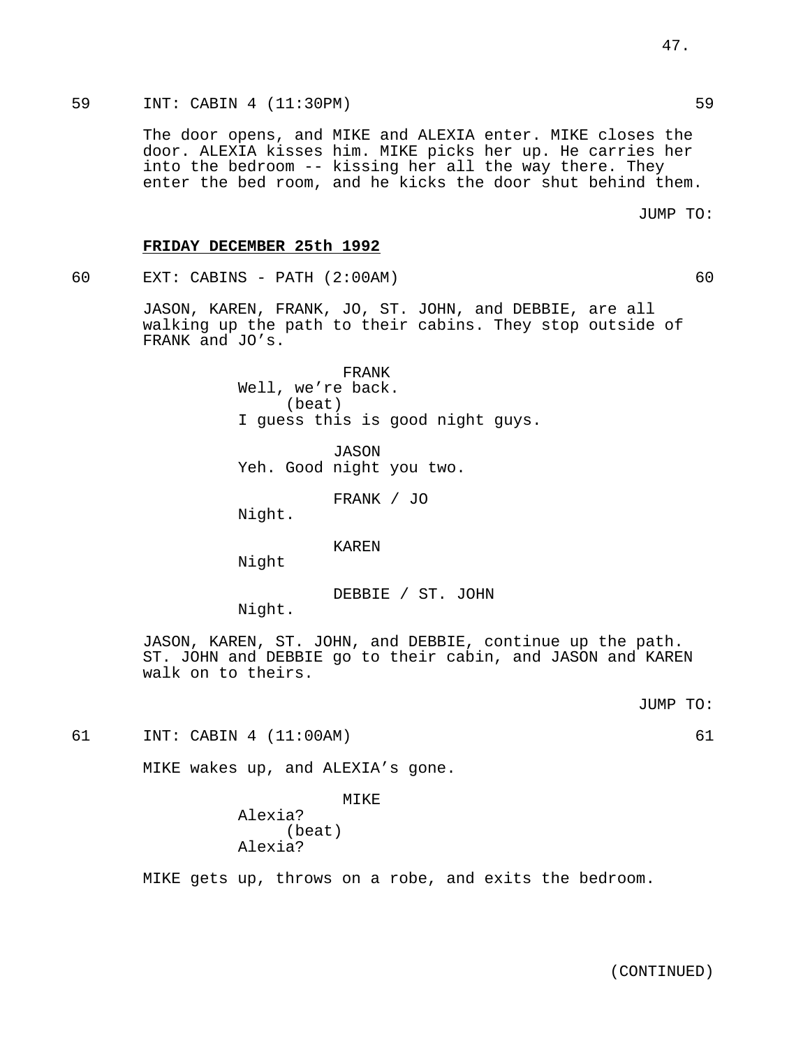59 INT: CABIN 4 (11:30PM) 59

The door opens, and MIKE and ALEXIA enter. MIKE closes the door. ALEXIA kisses him. MIKE picks her up. He carries her into the bedroom -- kissing her all the way there. They enter the bed room, and he kicks the door shut behind them.

JUMP TO:

**FRIDAY DECEMBER 25th 1992**

60 EXT: CABINS - PATH (2:00AM) 60

JASON, KAREN, FRANK, JO, ST. JOHN, and DEBBIE, are all walking up the path to their cabins. They stop outside of FRANK and JO's.

FRANK
Well, we're back.
(beat)
I guess this is good night guys.

JASON
Yeh. Good night you two.

FRANK / JO
Night.

KAREN
Night

DEBBIE / ST. JOHN
Night.

JASON, KAREN, ST. JOHN, and DEBBIE, continue up the path. ST. JOHN and DEBBIE go to their cabin, and JASON and KAREN walk on to theirs.

JUMP TO:

61 INT: CABIN 4 (11:00AM) 61

MIKE wakes up, and ALEXIA's gone.

MIKE
Alexia?
(beat)
Alexia?

MIKE gets up, throws on a robe, and exits the bedroom.

(CONTINUED)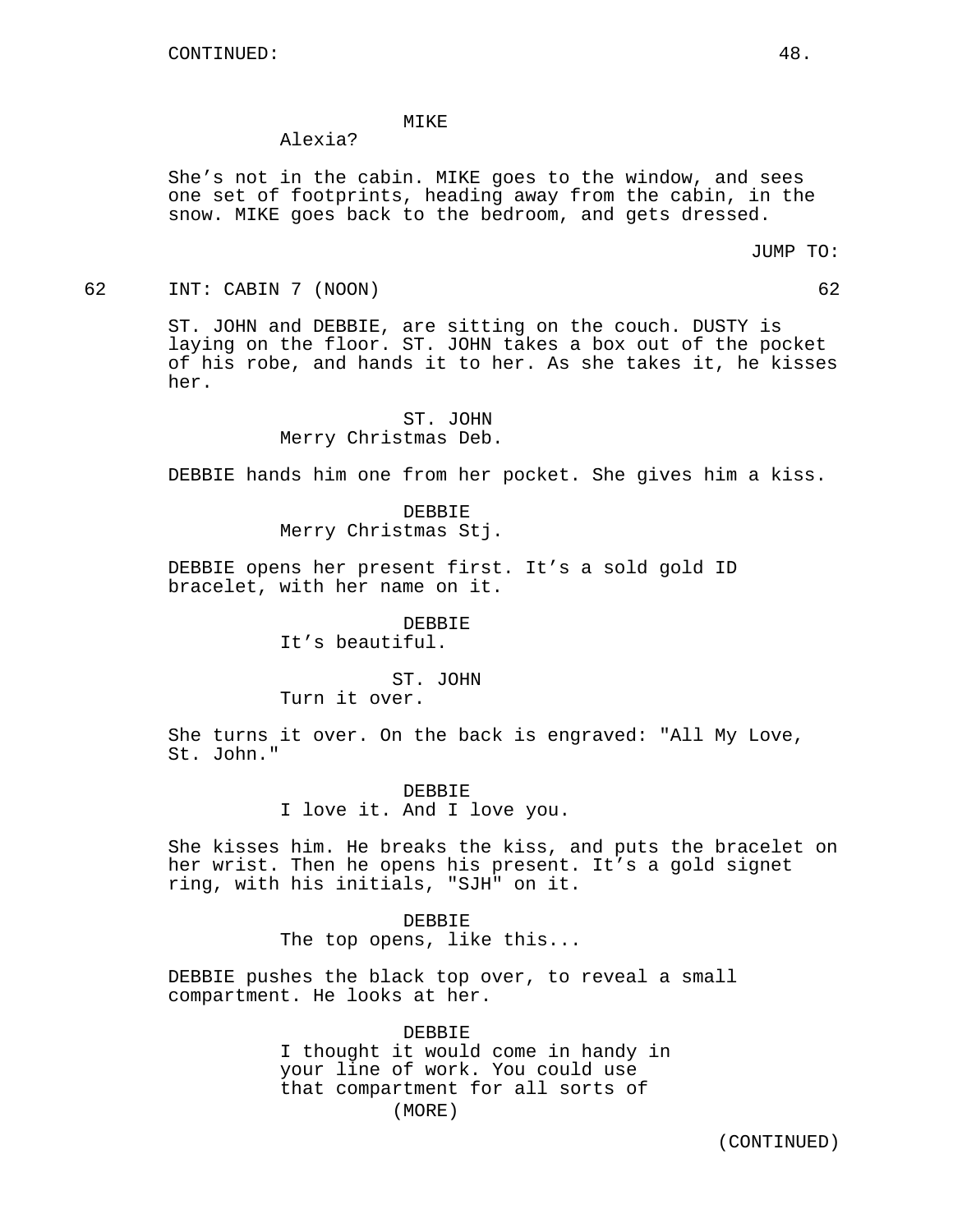CONTINUED:

MIKE
Alexia?

She's not in the cabin. MIKE goes to the window, and sees one set of footprints, heading away from the cabin, in the snow. MIKE goes back to the bedroom, and gets dressed.

JUMP TO:

62 INT: CABIN 7 (NOON) 62

ST. JOHN and DEBBIE, are sitting on the couch. DUSTY is laying on the floor. ST. JOHN takes a box out of the pocket of his robe, and hands it to her. As she takes it, he kisses her.

ST. JOHN
Merry Christmas Deb.

DEBBIE hands him one from her pocket. She gives him a kiss.

DEBBIE
Merry Christmas Stj.

DEBBIE opens her present first. It's a sold gold ID bracelet, with her name on it.

DEBBIE
It's beautiful.

ST. JOHN
Turn it over.

She turns it over. On the back is engraved: "All My Love, St. John."

DEBBIE
I love it. And I love you.

She kisses him. He breaks the kiss, and puts the bracelet on her wrist. Then he opens his present. It's a gold signet ring, with his initials, "SJH" on it.

DEBBIE
The top opens, like this...

DEBBIE pushes the black top over, to reveal a small compartment. He looks at her.

DEBBIE
I thought it would come in handy in your line of work. You could use that compartment for all sorts of
(MORE)

(CONTINUED)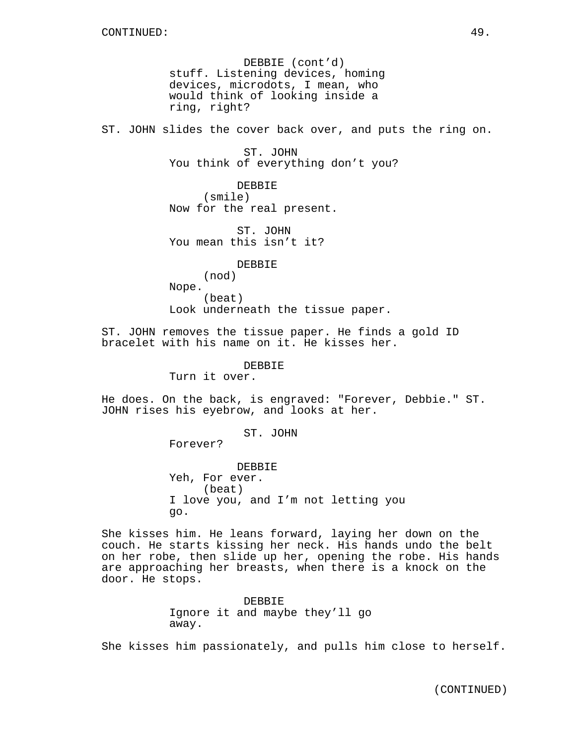CONTINUED:

DEBBIE (cont'd)
stuff. Listening devices, homing devices, microdots, I mean, who would think of looking inside a ring, right?

ST. JOHN slides the cover back over, and puts the ring on.

ST. JOHN
You think of everything don't you?

DEBBIE
(smile)
Now for the real present.

ST. JOHN
You mean this isn't it?

DEBBIE
(nod)
Nope.
(beat)
Look underneath the tissue paper.

ST. JOHN removes the tissue paper. He finds a gold ID bracelet with his name on it. He kisses her.

DEBBIE
Turn it over.

He does. On the back, is engraved: "Forever, Debbie." ST. JOHN rises his eyebrow, and looks at her.

ST. JOHN
Forever?

DEBBIE
Yeh, For ever.
(beat)
I love you, and I'm not letting you go.

She kisses him. He leans forward, laying her down on the couch. He starts kissing her neck. His hands undo the belt on her robe, then slide up her, opening the robe. His hands are approaching her breasts, when there is a knock on the door. He stops.

DEBBIE
Ignore it and maybe they'll go away.

She kisses him passionately, and pulls him close to herself.

(CONTINUED)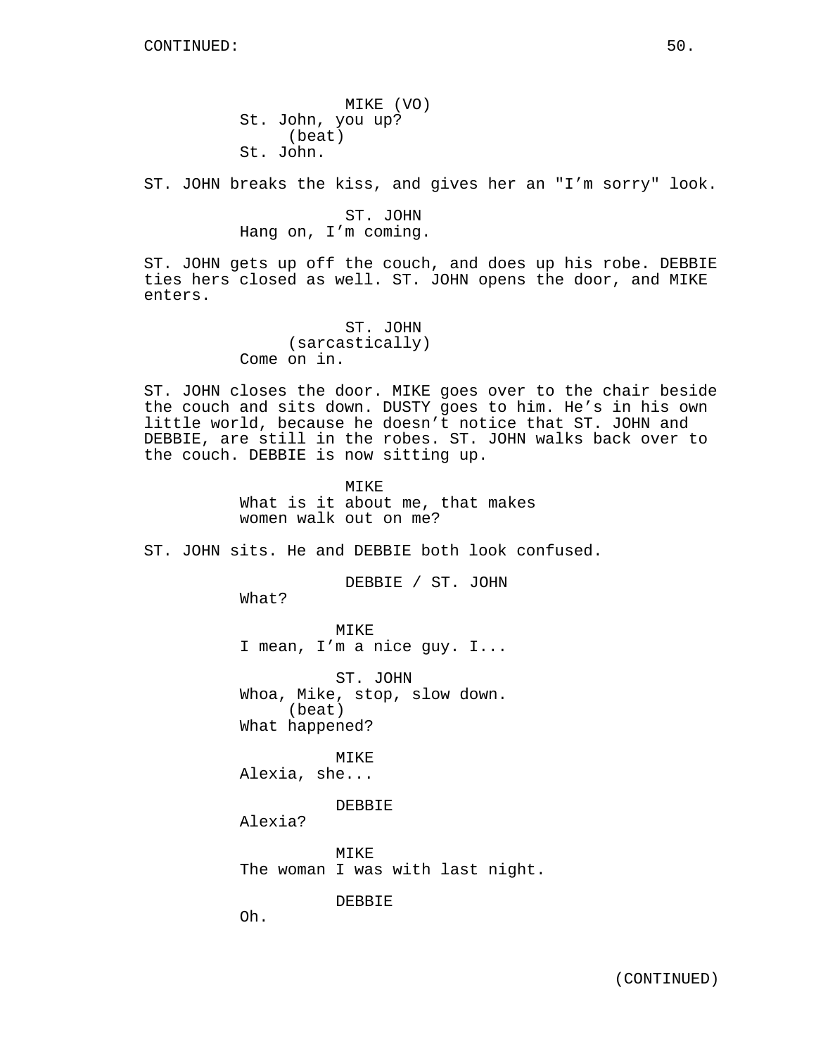MIKE (VO)
St. John, you up?
(beat)
St. John.

ST. JOHN breaks the kiss, and gives her an "I'm sorry" look.

ST. JOHN
Hang on, I'm coming.

ST. JOHN gets up off the couch, and does up his robe. DEBBIE ties hers closed as well. ST. JOHN opens the door, and MIKE enters.

ST. JOHN
(sarcastically)
Come on in.

ST. JOHN closes the door. MIKE goes over to the chair beside the couch and sits down. DUSTY goes to him. He's in his own little world, because he doesn't notice that ST. JOHN and DEBBIE, are still in the robes. ST. JOHN walks back over to the couch. DEBBIE is now sitting up.

MIKE
What is it about me, that makes women walk out on me?

ST. JOHN sits. He and DEBBIE both look confused.

DEBBIE / ST. JOHN
What?

MIKE
I mean, I'm a nice guy. I...

ST. JOHN
Whoa, Mike, stop, slow down.
(beat)
What happened?

MIKE
Alexia, she...

DEBBIE
Alexia?

MIKE
The woman I was with last night.

DEBBIE
Oh.

(CONTINUED)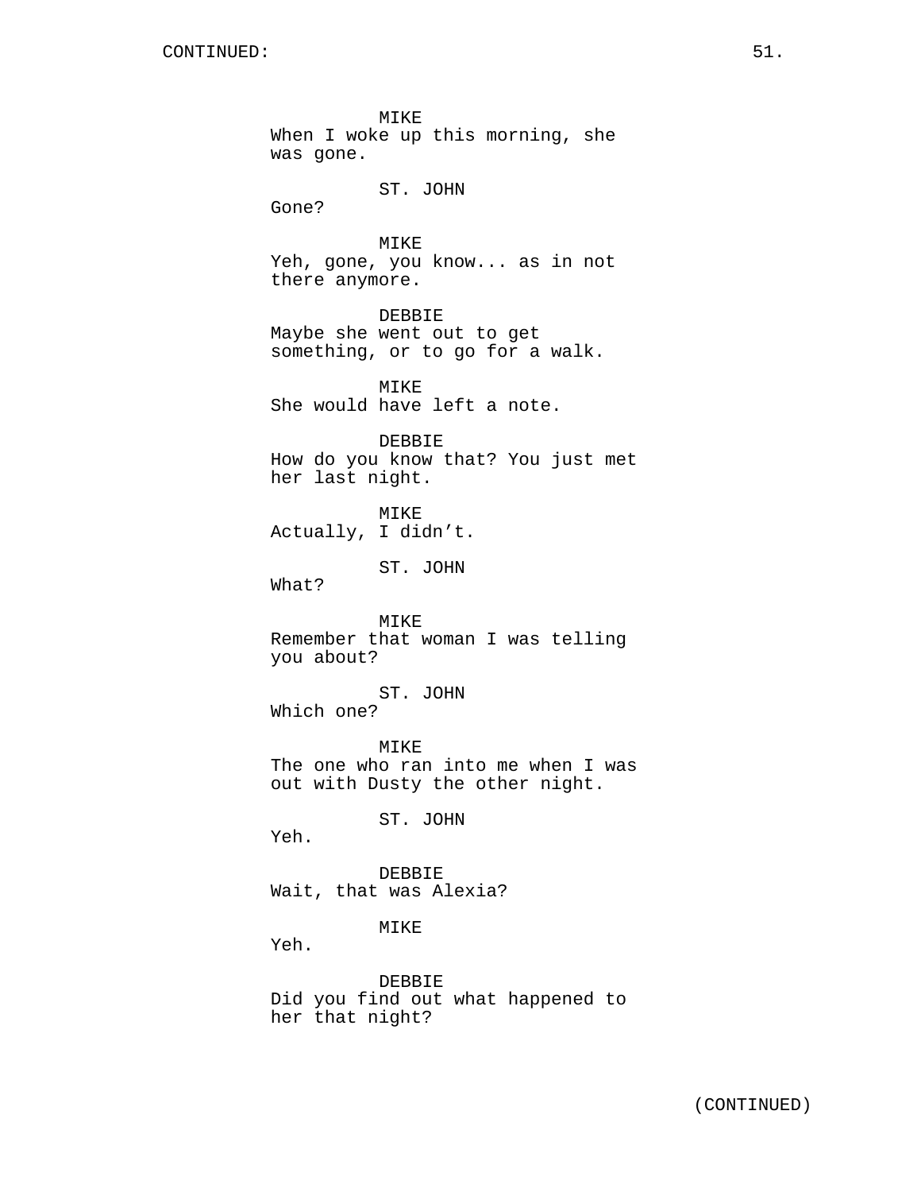CONTINUED:

MIKE
When I woke up this morning, she was gone.

ST. JOHN
Gone?

MIKE
Yeh, gone, you know... as in not there anymore.

DEBBIE
Maybe she went out to get something, or to go for a walk.

MIKE
She would have left a note.

DEBBIE
How do you know that? You just met her last night.

MIKE
Actually, I didn't.

ST. JOHN
What?

MIKE
Remember that woman I was telling you about?

ST. JOHN
Which one?

MIKE
The one who ran into me when I was out with Dusty the other night.

ST. JOHN
Yeh.

DEBBIE
Wait, that was Alexia?

MIKE
Yeh.

DEBBIE
Did you find out what happened to her that night?

(CONTINUED)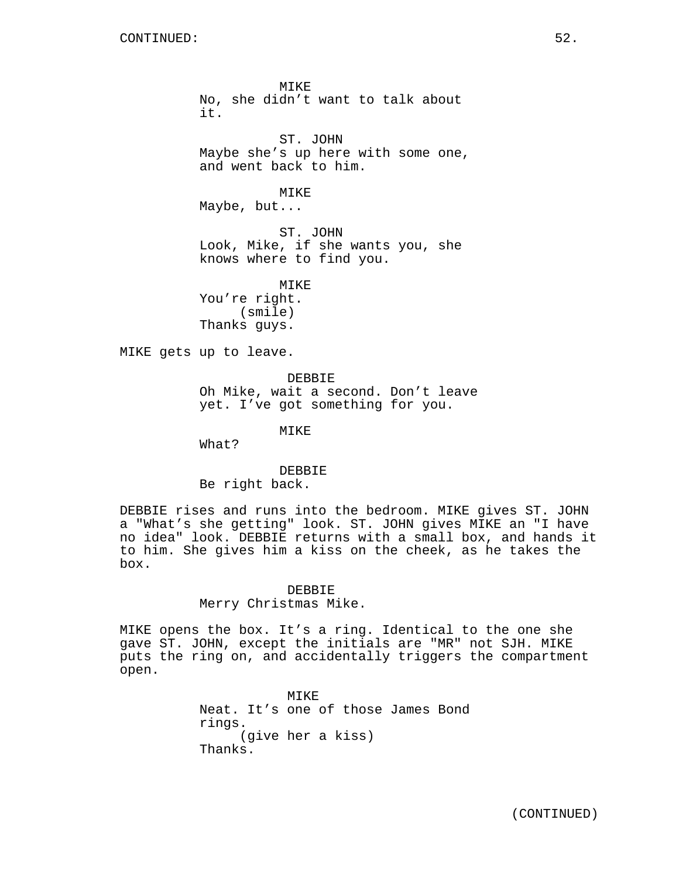CONTINUED:

MIKE
No, she didn't want to talk about it.

ST. JOHN
Maybe she's up here with some one, and went back to him.

MIKE
Maybe, but...

ST. JOHN
Look, Mike, if she wants you, she knows where to find you.

MIKE
You're right.
(smile)
Thanks guys.

MIKE gets up to leave.

DEBBIE
Oh Mike, wait a second. Don't leave yet. I've got something for you.

MIKE
What?

DEBBIE
Be right back.

DEBBIE rises and runs into the bedroom. MIKE gives ST. JOHN a "What's she getting" look. ST. JOHN gives MIKE an "I have no idea" look. DEBBIE returns with a small box, and hands it to him. She gives him a kiss on the cheek, as he takes the box.

DEBBIE
Merry Christmas Mike.

MIKE opens the box. It's a ring. Identical to the one she gave ST. JOHN, except the initials are "MR" not SJH. MIKE puts the ring on, and accidentally triggers the compartment open.

MIKE
Neat. It's one of those James Bond rings.
(give her a kiss)
Thanks.

(CONTINUED)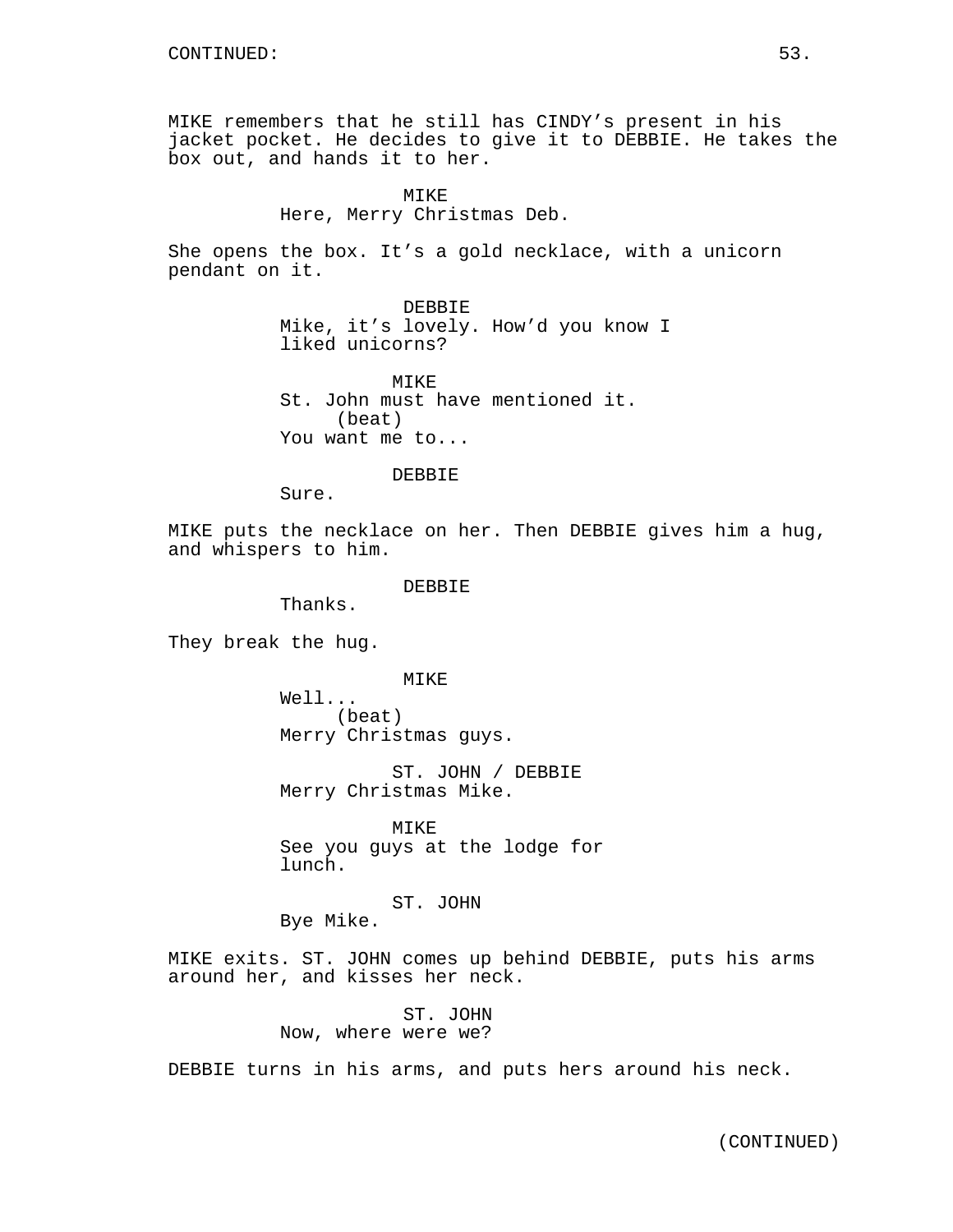CONTINUED:

MIKE remembers that he still has CINDY's present in his jacket pocket. He decides to give it to DEBBIE. He takes the box out, and hands it to her.

MIKE
Here, Merry Christmas Deb.

She opens the box. It's a gold necklace, with a unicorn pendant on it.

DEBBIE
Mike, it's lovely. How'd you know I liked unicorns?

MIKE
St. John must have mentioned it.
(beat)
You want me to...

DEBBIE
Sure.

MIKE puts the necklace on her. Then DEBBIE gives him a hug, and whispers to him.

DEBBIE
Thanks.

They break the hug.

MIKE
Well...
(beat)
Merry Christmas guys.

ST. JOHN / DEBBIE
Merry Christmas Mike.

MIKE
See you guys at the lodge for lunch.

ST. JOHN
Bye Mike.

MIKE exits. ST. JOHN comes up behind DEBBIE, puts his arms around her, and kisses her neck.

ST. JOHN
Now, where were we?

DEBBIE turns in his arms, and puts hers around his neck.

(CONTINUED)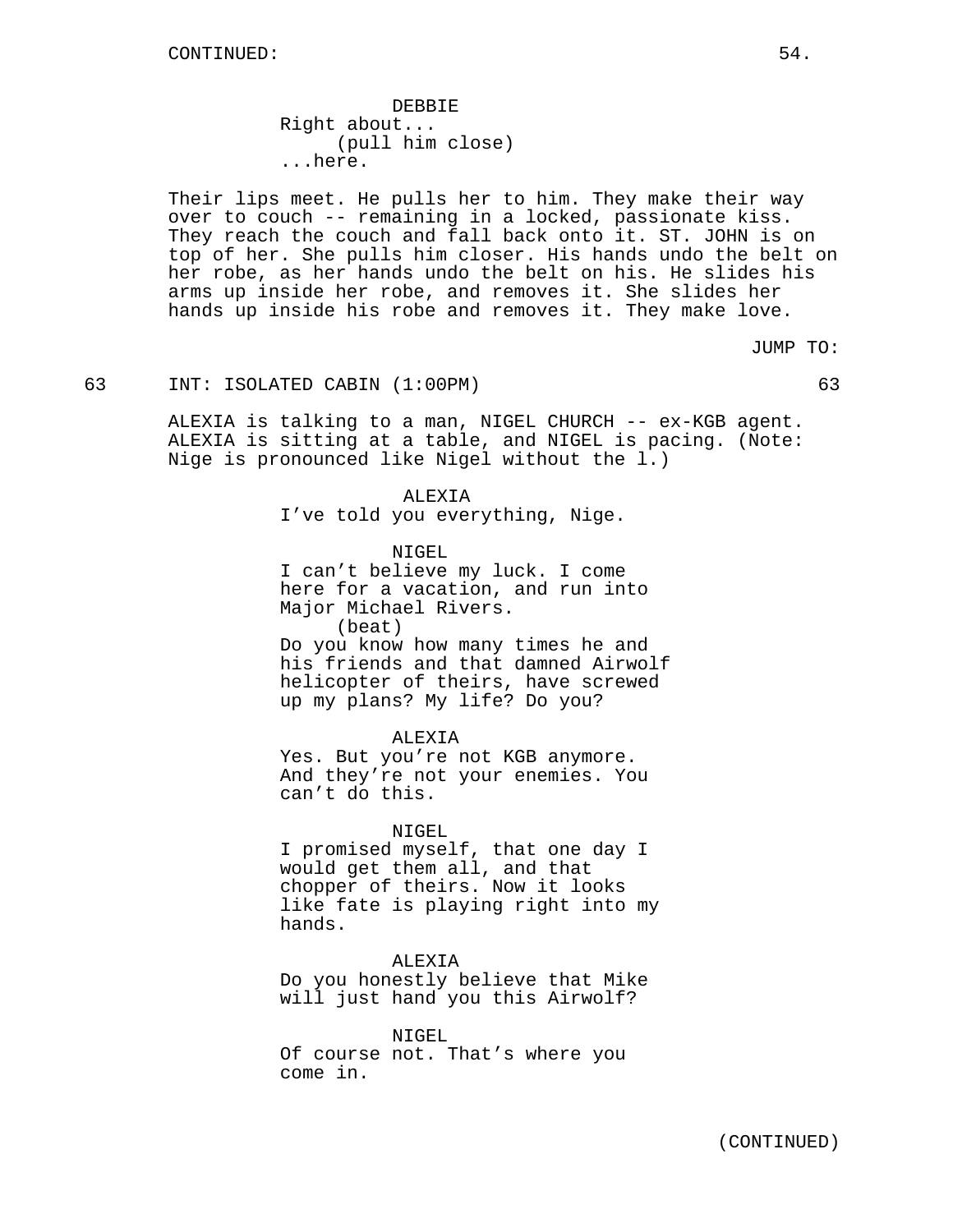CONTINUED:

DEBBIE
Right about...
(pull him close)
...here.

Their lips meet. He pulls her to him. They make their way over to couch -- remaining in a locked, passionate kiss. They reach the couch and fall back onto it. ST. JOHN is on top of her. She pulls him closer. His hands undo the belt on her robe, as her hands undo the belt on his. He slides his arms up inside her robe, and removes it. She slides her hands up inside his robe and removes it. They make love.

JUMP TO:

63 INT: ISOLATED CABIN (1:00PM) 63

ALEXIA is talking to a man, NIGEL CHURCH -- ex-KGB agent. ALEXIA is sitting at a table, and NIGEL is pacing. (Note: Nige is pronounced like Nigel without the l.)

ALEXIA
I've told you everything, Nige.

NIGEL
I can't believe my luck. I come here for a vacation, and run into Major Michael Rivers.
(beat)
Do you know how many times he and his friends and that damned Airwolf helicopter of theirs, have screwed up my plans? My life? Do you?

ALEXIA
Yes. But you're not KGB anymore. And they're not your enemies. You can't do this.

NIGEL
I promised myself, that one day I would get them all, and that chopper of theirs. Now it looks like fate is playing right into my hands.

ALEXIA
Do you honestly believe that Mike will just hand you this Airwolf?

NIGEL
Of course not. That's where you come in.

(CONTINUED)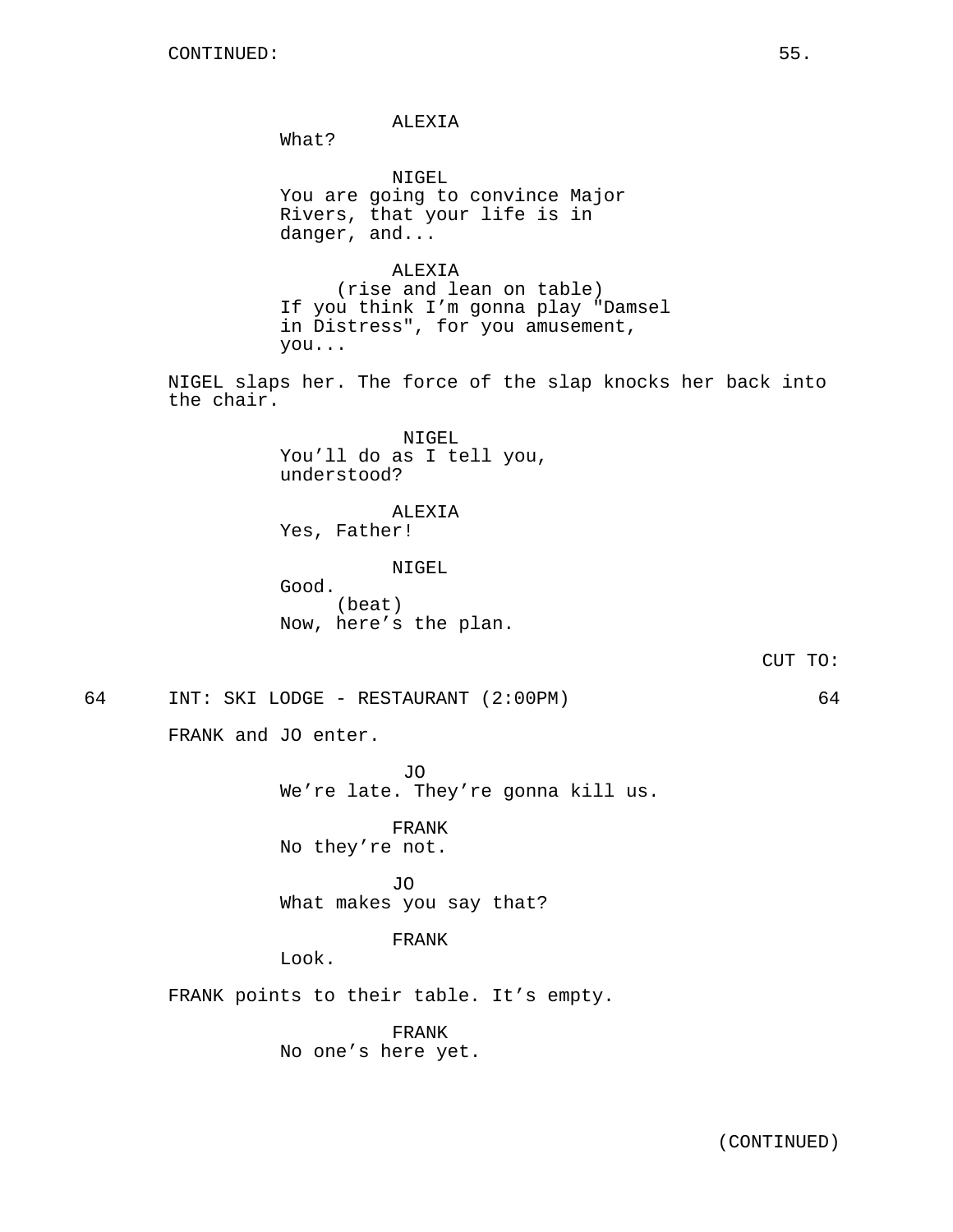CONTINUED:

ALEXIA
What?

NIGEL
You are going to convince Major Rivers, that your life is in danger, and...

ALEXIA
(rise and lean on table)
If you think I'm gonna play "Damsel in Distress", for you amusement, you...

NIGEL slaps her. The force of the slap knocks her back into the chair.

NIGEL
You'll do as I tell you, understood?

ALEXIA
Yes, Father!

NIGEL
Good.
(beat)
Now, here's the plan.

CUT TO:

64 INT: SKI LODGE - RESTAURANT (2:00PM) 64

FRANK and JO enter.

JO
We're late. They're gonna kill us.

FRANK
No they're not.

JO
What makes you say that?

FRANK
Look.

FRANK points to their table. It's empty.

FRANK
No one's here yet.

(CONTINUED)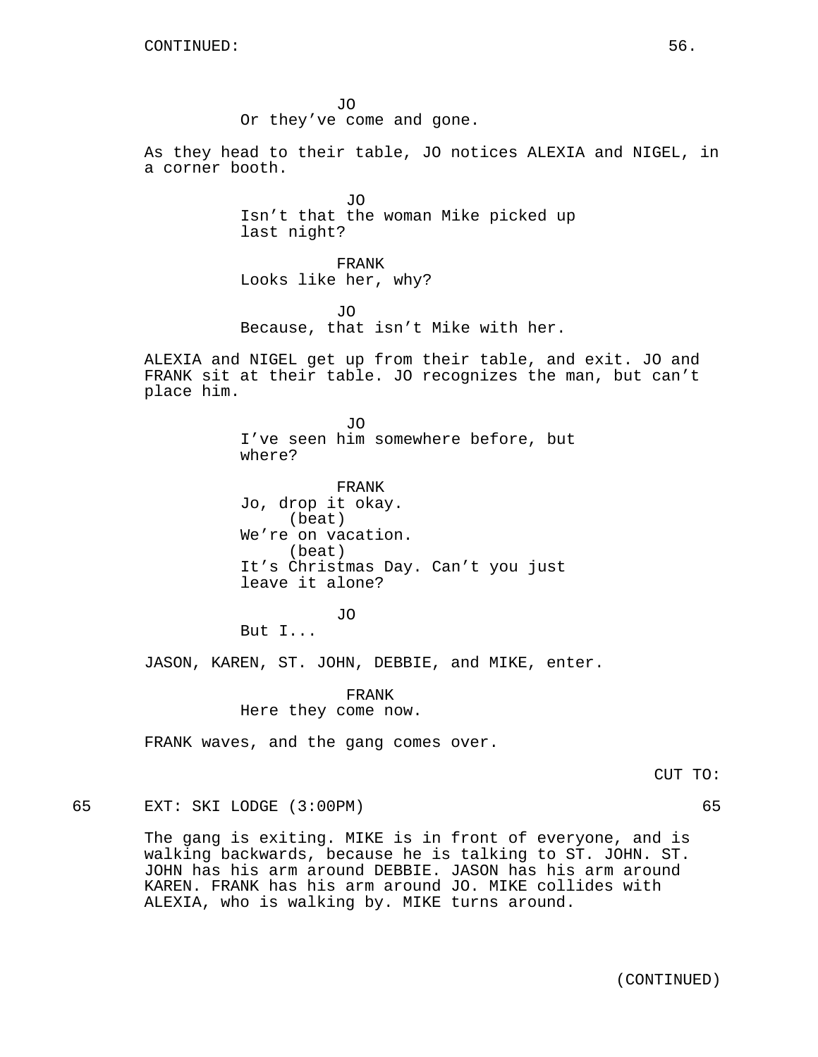CONTINUED:

JO
Or they've come and gone.

As they head to their table, JO notices ALEXIA and NIGEL, in a corner booth.

JO
Isn't that the woman Mike picked up last night?

FRANK
Looks like her, why?

JO
Because, that isn't Mike with her.

ALEXIA and NIGEL get up from their table, and exit. JO and FRANK sit at their table. JO recognizes the man, but can't place him.

JO
I've seen him somewhere before, but where?

FRANK
Jo, drop it okay.
(beat)
We're on vacation.
(beat)
It's Christmas Day. Can't you just leave it alone?

JO
But I...

JASON, KAREN, ST. JOHN, DEBBIE, and MIKE, enter.

FRANK
Here they come now.

FRANK waves, and the gang comes over.

CUT TO:

65 EXT: SKI LODGE (3:00PM) 65

The gang is exiting. MIKE is in front of everyone, and is walking backwards, because he is talking to ST. JOHN. ST. JOHN has his arm around DEBBIE. JASON has his arm around KAREN. FRANK has his arm around JO. MIKE collides with ALEXIA, who is walking by. MIKE turns around.

(CONTINUED)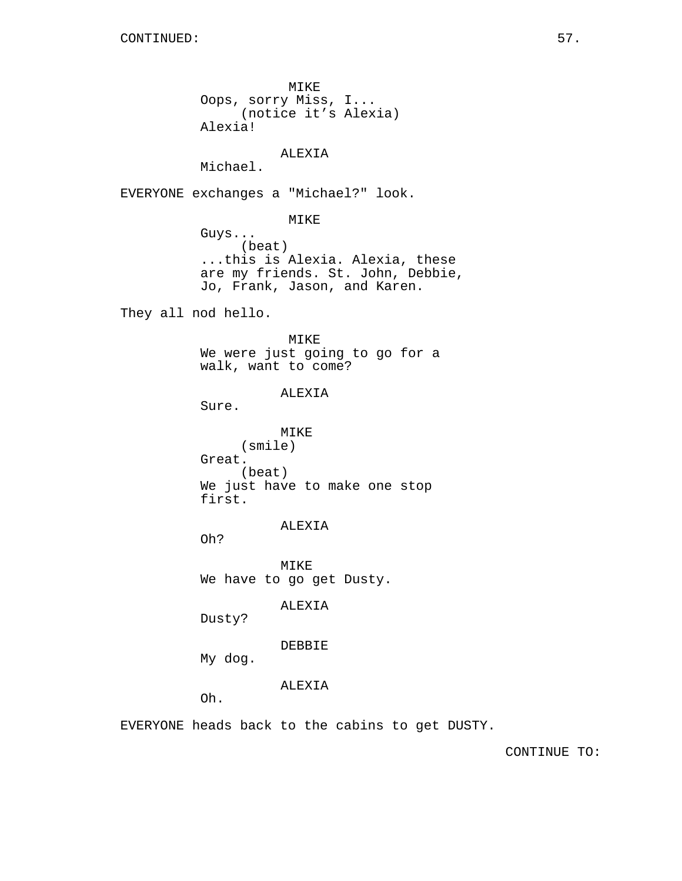CONTINUED:

MIKE
Oops, sorry Miss, I...
(notice it's Alexia)
Alexia!

ALEXIA
Michael.

EVERYONE exchanges a "Michael?" look.

MIKE
Guys...
(beat)
...this is Alexia. Alexia, these are my friends. St. John, Debbie, Jo, Frank, Jason, and Karen.

They all nod hello.

MIKE
We were just going to go for a walk, want to come?

ALEXIA
Sure.

MIKE
(smile)
Great.
(beat)
We just have to make one stop first.

ALEXIA
Oh?

MIKE
We have to go get Dusty.

ALEXIA
Dusty?

DEBBIE
My dog.

ALEXIA
Oh.

EVERYONE heads back to the cabins to get DUSTY.

CONTINUE TO: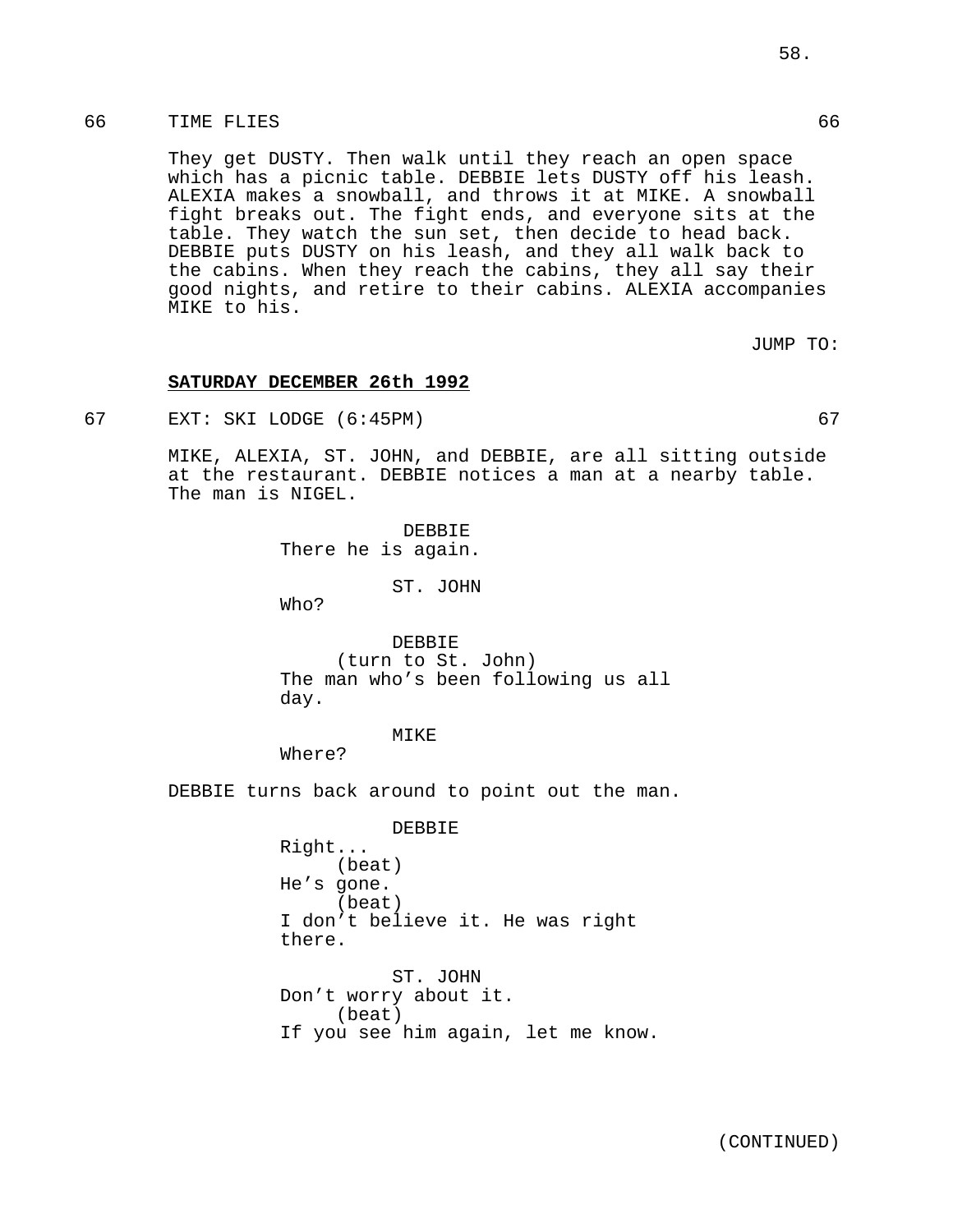66 TIME FLIES 66

They get DUSTY. Then walk until they reach an open space which has a picnic table. DEBBIE lets DUSTY off his leash. ALEXIA makes a snowball, and throws it at MIKE. A snowball fight breaks out. The fight ends, and everyone sits at the table. They watch the sun set, then decide to head back. DEBBIE puts DUSTY on his leash, and they all walk back to the cabins. When they reach the cabins, they all say their good nights, and retire to their cabins. ALEXIA accompanies MIKE to his.

JUMP TO:

**SATURDAY DECEMBER 26th 1992**

67 EXT: SKI LODGE (6:45PM) 67

MIKE, ALEXIA, ST. JOHN, and DEBBIE, are all sitting outside at the restaurant. DEBBIE notices a man at a nearby table. The man is NIGEL.

DEBBIE
There he is again.

ST. JOHN
Who?

DEBBIE
(turn to St. John)
The man who's been following us all day.

MIKE
Where?

DEBBIE turns back around to point out the man.

DEBBIE
Right...
(beat)
He's gone.
(beat)
I don't believe it. He was right there.

ST. JOHN
Don't worry about it.
(beat)
If you see him again, let me know.

(CONTINUED)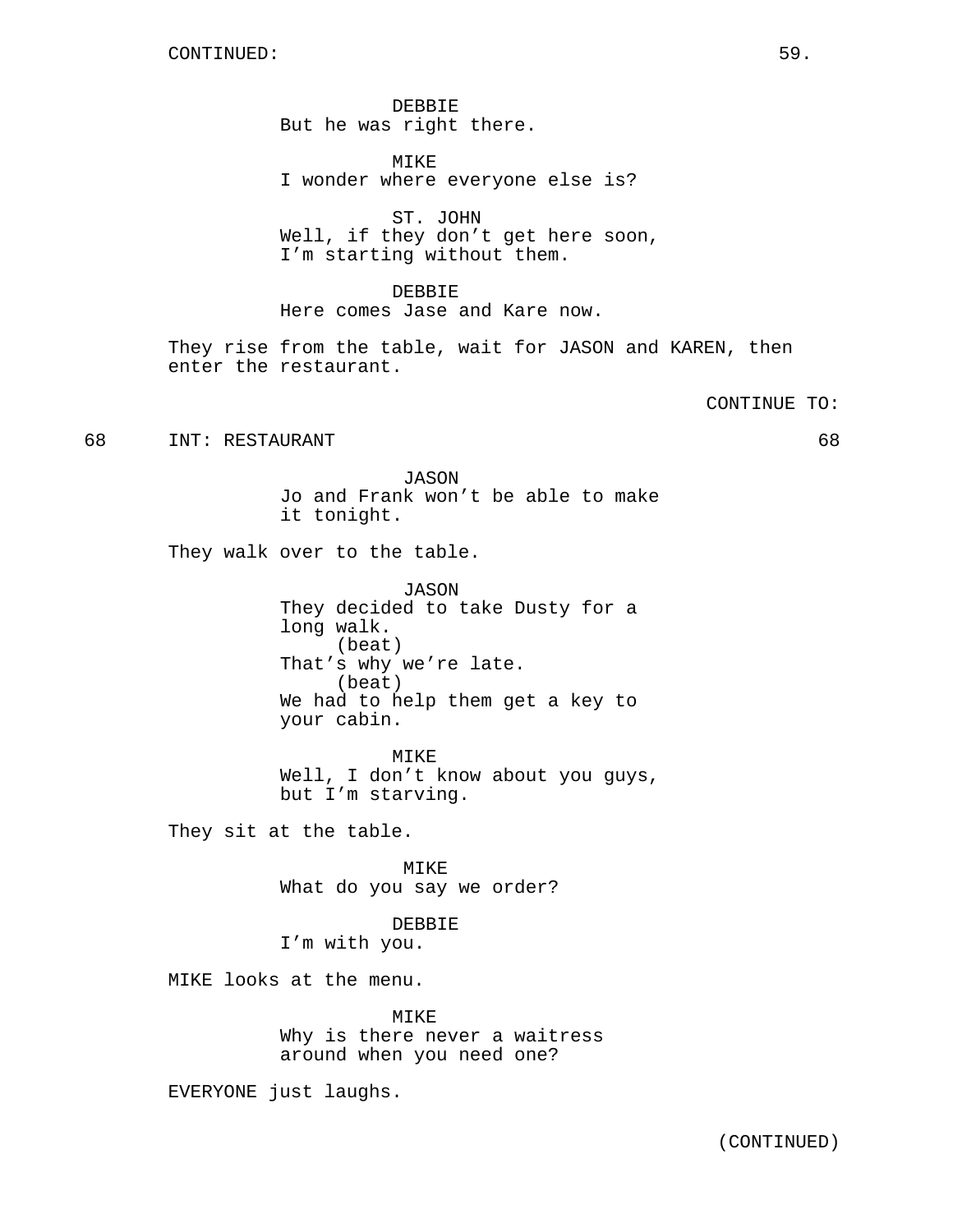CONTINUED:

DEBBIE
But he was right there.

MIKE
I wonder where everyone else is?

ST. JOHN
Well, if they don't get here soon, I'm starting without them.

DEBBIE
Here comes Jase and Kare now.

They rise from the table, wait for JASON and KAREN, then enter the restaurant.

CONTINUE TO:

68 INT: RESTAURANT 68

JASON
Jo and Frank won't be able to make it tonight.

They walk over to the table.

JASON
They decided to take Dusty for a long walk.
(beat)
That's why we're late.
(beat)
We had to help them get a key to your cabin.

MIKE
Well, I don't know about you guys, but I'm starving.

They sit at the table.

MIKE
What do you say we order?

DEBBIE
I'm with you.

MIKE looks at the menu.

MIKE
Why is there never a waitress around when you need one?

EVERYONE just laughs.

(CONTINUED)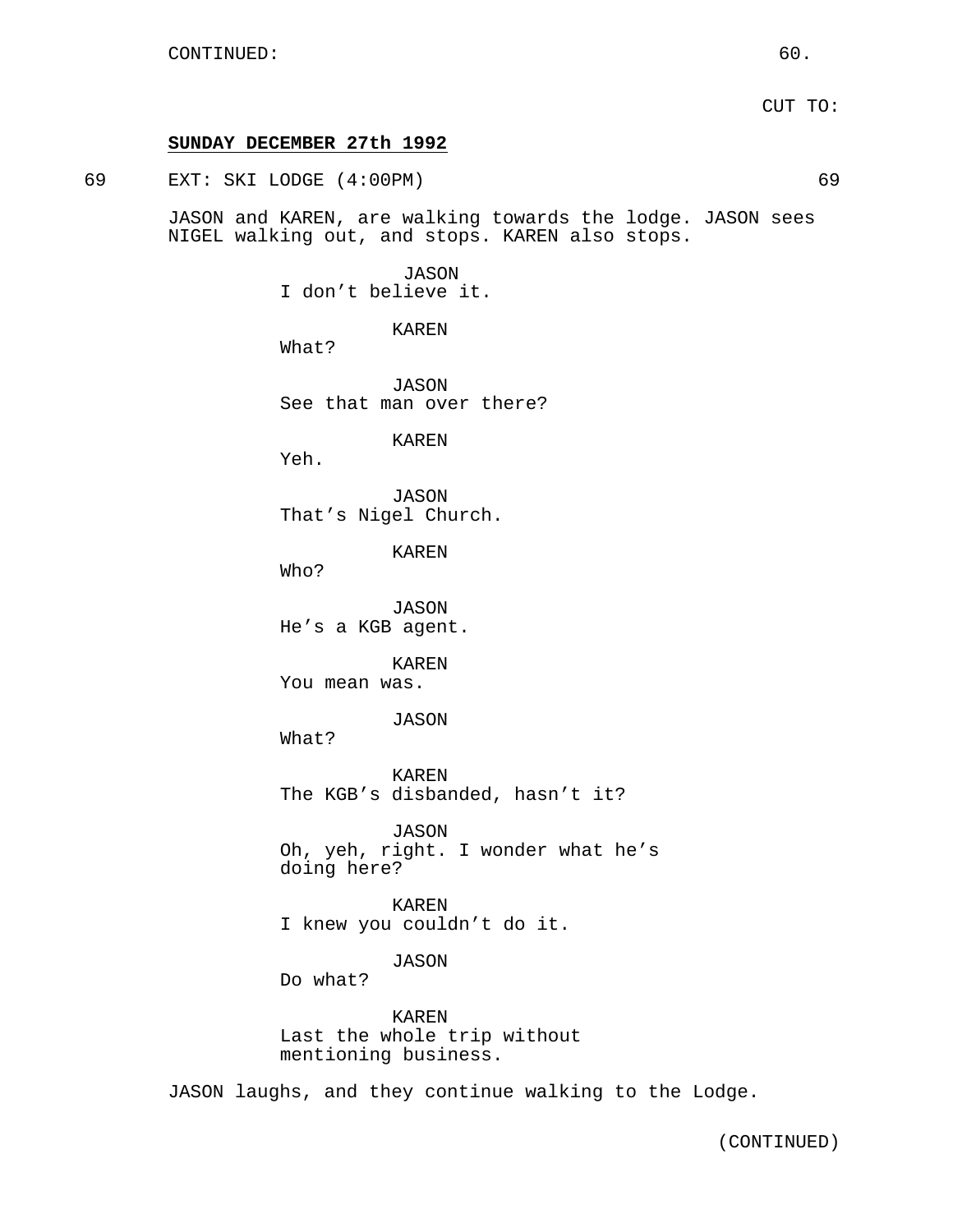CONTINUED:

CUT TO:

**SUNDAY DECEMBER 27th 1992**

69 EXT: SKI LODGE (4:00PM) 69

JASON and KAREN, are walking towards the lodge. JASON sees NIGEL walking out, and stops. KAREN also stops.

JASON
I don't believe it.

KAREN
What?

JASON
See that man over there?

KAREN
Yeh.

JASON
That's Nigel Church.

KAREN
Who?

JASON
He's a KGB agent.

KAREN
You mean was.

JASON
What?

KAREN
The KGB's disbanded, hasn't it?

JASON
Oh, yeh, right. I wonder what he's doing here?

KAREN
I knew you couldn't do it.

JASON
Do what?

KAREN
Last the whole trip without mentioning business.

JASON laughs, and they continue walking to the Lodge.

(CONTINUED)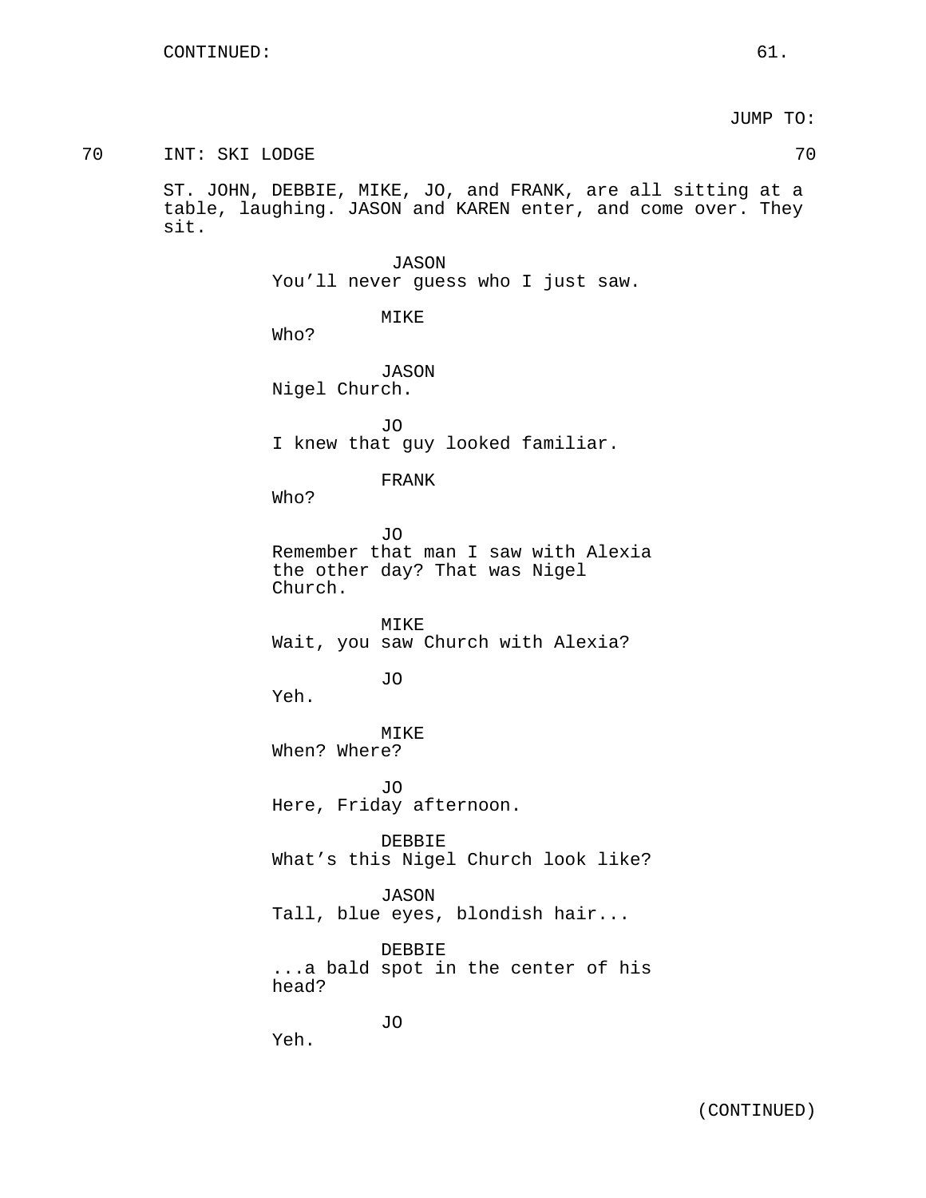CONTINUED:

JUMP TO:

70 INT: SKI LODGE 70

ST. JOHN, DEBBIE, MIKE, JO, and FRANK, are all sitting at a table, laughing. JASON and KAREN enter, and come over. They sit.

JASON
You'll never guess who I just saw.

MIKE
Who?

JASON
Nigel Church.

JO
I knew that guy looked familiar.

FRANK
Who?

JO
Remember that man I saw with Alexia the other day? That was Nigel Church.

MIKE
Wait, you saw Church with Alexia?

JO
Yeh.

MIKE
When? Where?

JO
Here, Friday afternoon.

DEBBIE
What's this Nigel Church look like?

JASON
Tall, blue eyes, blondish hair...

DEBBIE
...a bald spot in the center of his head?

JO
Yeh.

(CONTINUED)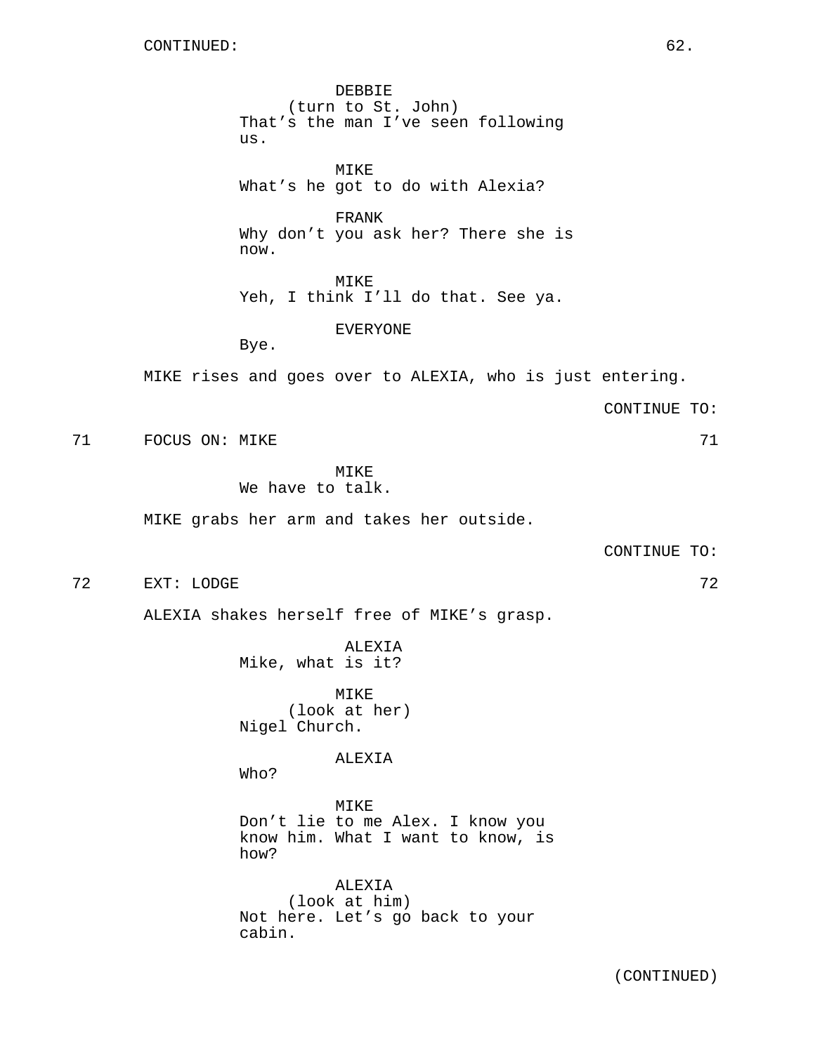CONTINUED:

DEBBIE
(turn to St. John)
That's the man I've seen following us.

MIKE
What's he got to do with Alexia?

FRANK
Why don't you ask her? There she is now.

MIKE
Yeh, I think I'll do that. See ya.

EVERYONE
Bye.

MIKE rises and goes over to ALEXIA, who is just entering.

CONTINUE TO:

71 FOCUS ON: MIKE 71

MIKE
We have to talk.

MIKE grabs her arm and takes her outside.

CONTINUE TO:

72 EXT: LODGE 72

ALEXIA shakes herself free of MIKE's grasp.

ALEXIA
Mike, what is it?

MIKE
(look at her)
Nigel Church.

ALEXIA
Who?

MIKE
Don't lie to me Alex. I know you know him. What I want to know, is how?

ALEXIA
(look at him)
Not here. Let's go back to your cabin.

(CONTINUED)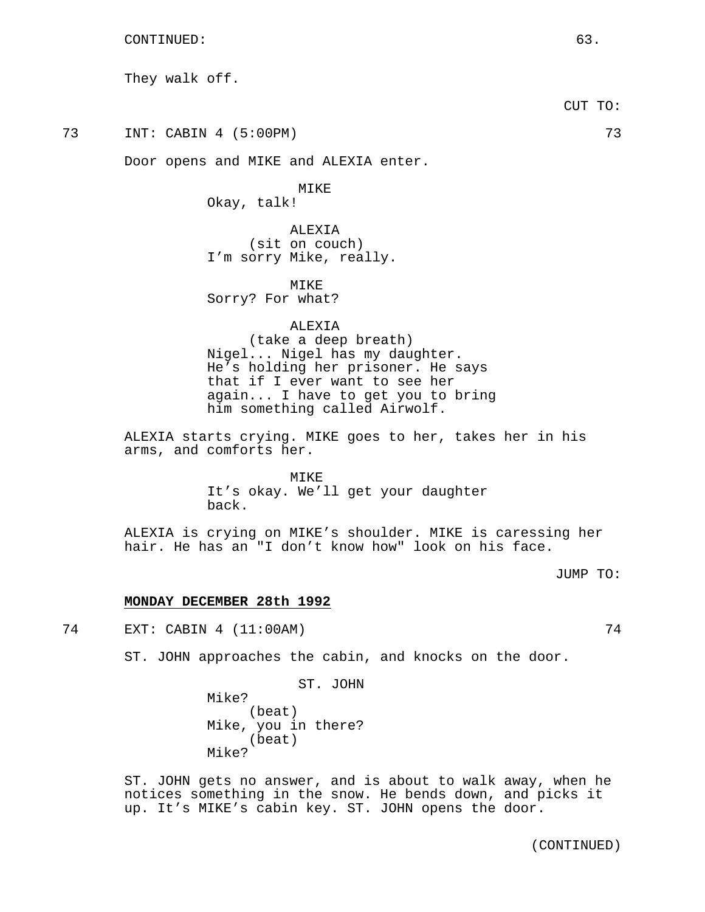CONTINUED:

They walk off.

CUT TO:

73 INT: CABIN 4 (5:00PM) 73

Door opens and MIKE and ALEXIA enter.

MIKE
Okay, talk!

ALEXIA
(sit on couch)
I'm sorry Mike, really.

MIKE
Sorry? For what?

ALEXIA
(take a deep breath)
Nigel... Nigel has my daughter. He's holding her prisoner. He says that if I ever want to see her again... I have to get you to bring him something called Airwolf.

ALEXIA starts crying. MIKE goes to her, takes her in his arms, and comforts her.

MIKE
It's okay. We'll get your daughter back.

ALEXIA is crying on MIKE's shoulder. MIKE is caressing her hair. He has an "I don't know how" look on his face.

JUMP TO:

**MONDAY DECEMBER 28th 1992**

74 EXT: CABIN 4 (11:00AM) 74

ST. JOHN approaches the cabin, and knocks on the door.

ST. JOHN
Mike?
(beat)
Mike, you in there?
(beat)
Mike?

ST. JOHN gets no answer, and is about to walk away, when he notices something in the snow. He bends down, and picks it up. It's MIKE's cabin key. ST. JOHN opens the door.

(CONTINUED)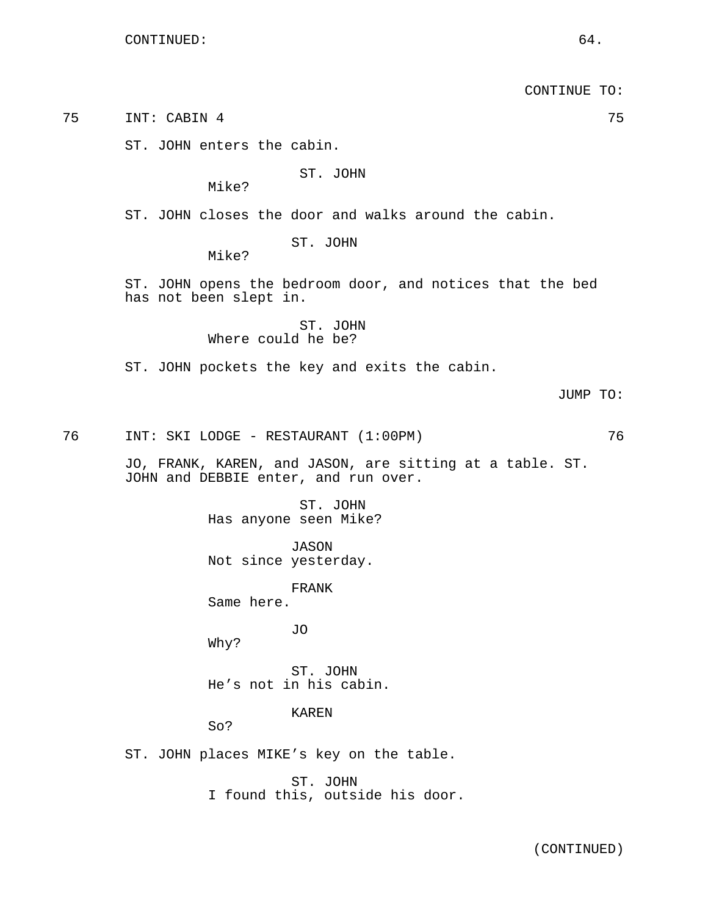CONTINUE TO:

75 INT: CABIN 4 75

ST. JOHN enters the cabin.

ST. JOHN
Mike?

ST. JOHN closes the door and walks around the cabin.

ST. JOHN
Mike?

ST. JOHN opens the bedroom door, and notices that the bed has not been slept in.

ST. JOHN
Where could he be?

ST. JOHN pockets the key and exits the cabin.

JUMP TO:

76 INT: SKI LODGE - RESTAURANT (1:00PM) 76

JO, FRANK, KAREN, and JASON, are sitting at a table. ST. JOHN and DEBBIE enter, and run over.

ST. JOHN
Has anyone seen Mike?

JASON
Not since yesterday.

FRANK
Same here.

JO
Why?

ST. JOHN
He’s not in his cabin.

KAREN
So?

ST. JOHN places MIKE’s key on the table.

ST. JOHN
I found this, outside his door.

(CONTINUED)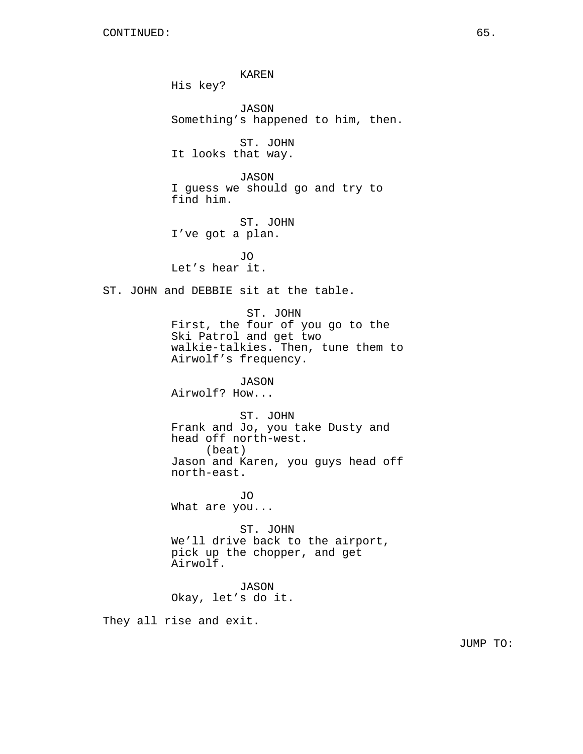CONTINUED:

KAREN
His key?

JASON
Something's happened to him, then.

ST. JOHN
It looks that way.

JASON
I guess we should go and try to find him.

ST. JOHN
I've got a plan.

JO
Let's hear it.

ST. JOHN and DEBBIE sit at the table.

ST. JOHN
First, the four of you go to the Ski Patrol and get two walkie-talkies. Then, tune them to Airwolf's frequency.

JASON
Airwolf? How...

ST. JOHN
Frank and Jo, you take Dusty and head off north-west.
(beat)
Jason and Karen, you guys head off north-east.

JO
What are you...

ST. JOHN
We'll drive back to the airport, pick up the chopper, and get Airwolf.

JASON
Okay, let's do it.

They all rise and exit.

JUMP TO: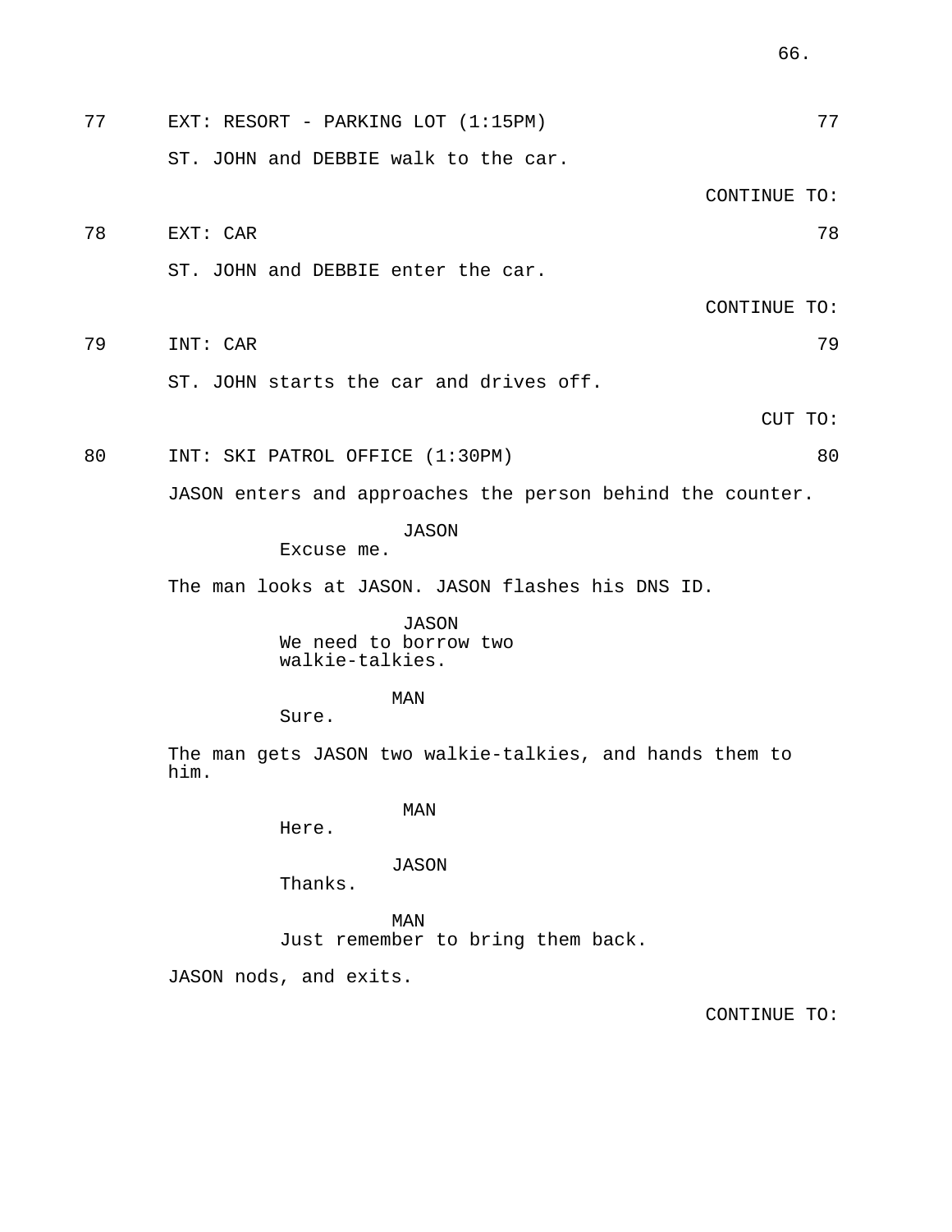77 EXT: RESORT - PARKING LOT (1:15PM) 77

ST. JOHN and DEBBIE walk to the car.

CONTINUE TO:

78 EXT: CAR 78

ST. JOHN and DEBBIE enter the car.

CONTINUE TO:

79 INT: CAR 79

ST. JOHN starts the car and drives off.

CUT TO:

80 INT: SKI PATROL OFFICE (1:30PM) 80

JASON enters and approaches the person behind the counter.

JASON
Excuse me.

The man looks at JASON. JASON flashes his DNS ID.

JASON
We need to borrow two walkie-talkies.

MAN
Sure.

The man gets JASON two walkie-talkies, and hands them to him.

MAN
Here.

JASON
Thanks.

MAN
Just remember to bring them back.

JASON nods, and exits.

CONTINUE TO: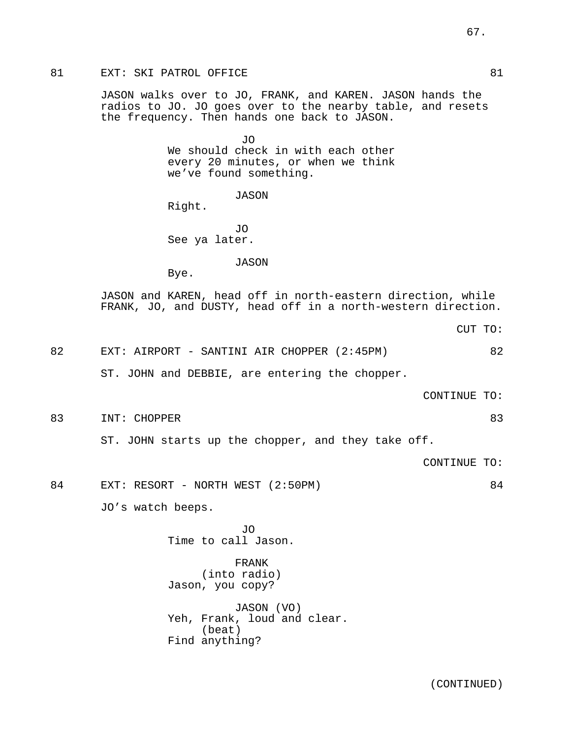81 EXT: SKI PATROL OFFICE 81

JASON walks over to JO, FRANK, and KAREN. JASON hands the radios to JO. JO goes over to the nearby table, and resets the frequency. Then hands one back to JASON.

JO
We should check in with each other every 20 minutes, or when we think we've found something.

JASON
Right.

JO
See ya later.

JASON
Bye.

JASON and KAREN, head off in north-eastern direction, while FRANK, JO, and DUSTY, head off in a north-western direction.

CUT TO:

82 EXT: AIRPORT - SANTINI AIR CHOPPER (2:45PM) 82

ST. JOHN and DEBBIE, are entering the chopper.

CONTINUE TO:

83 INT: CHOPPER 83

ST. JOHN starts up the chopper, and they take off.

CONTINUE TO:

84 EXT: RESORT - NORTH WEST (2:50PM) 84

JO's watch beeps.

JO
Time to call Jason.

FRANK
(into radio)
Jason, you copy?

JASON (VO)
Yeh, Frank, loud and clear.
(beat)
Find anything?

(CONTINUED)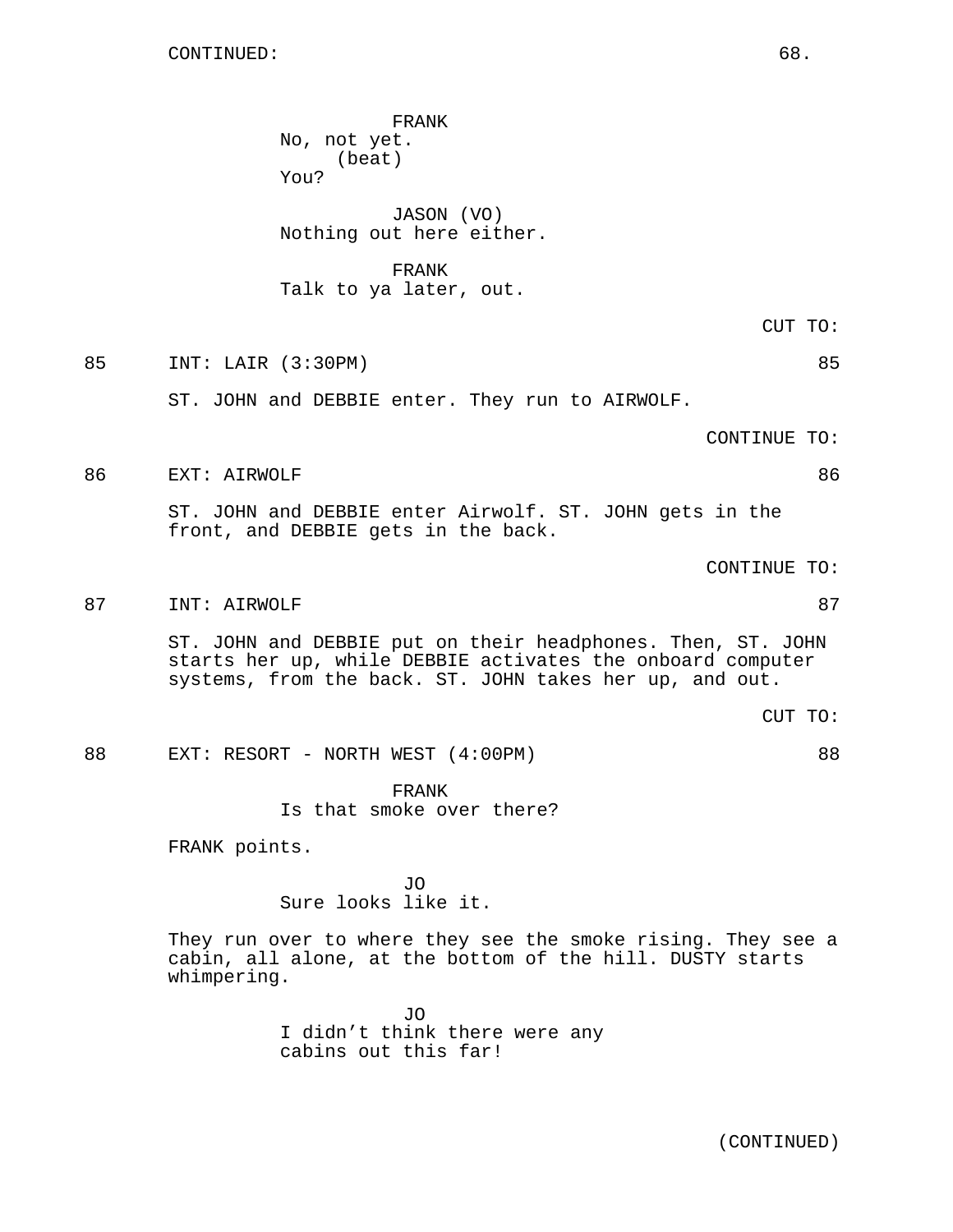CONTINUED:

FRANK
No, not yet.
(beat)
You?

JASON (VO)
Nothing out here either.

FRANK
Talk to ya later, out.

CUT TO:

85 INT: LAIR (3:30PM) 85

ST. JOHN and DEBBIE enter. They run to AIRWOLF.

CONTINUE TO:

86 EXT: AIRWOLF 86

ST. JOHN and DEBBIE enter Airwolf. ST. JOHN gets in the front, and DEBBIE gets in the back.

CONTINUE TO:

87 INT: AIRWOLF 87

ST. JOHN and DEBBIE put on their headphones. Then, ST. JOHN starts her up, while DEBBIE activates the onboard computer systems, from the back. ST. JOHN takes her up, and out.

CUT TO:

88 EXT: RESORT - NORTH WEST (4:00PM) 88

FRANK
Is that smoke over there?

FRANK points.

JO
Sure looks like it.

They run over to where they see the smoke rising. They see a cabin, all alone, at the bottom of the hill. DUSTY starts whimpering.

JO
I didn't think there were any cabins out this far!

(CONTINUED)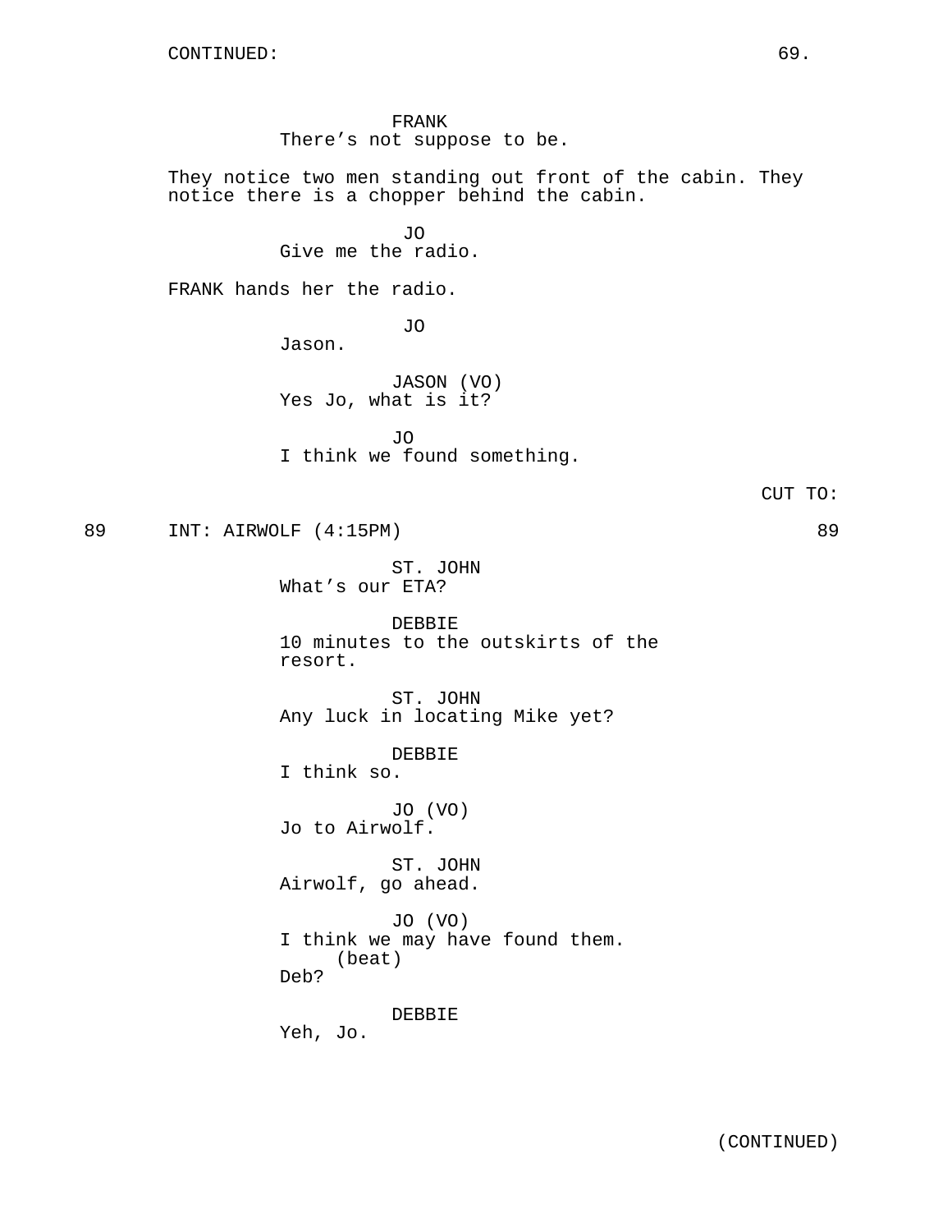CONTINUED:

FRANK
There's not suppose to be.

They notice two men standing out front of the cabin. They notice there is a chopper behind the cabin.

JO
Give me the radio.

FRANK hands her the radio.

JO
Jason.

JASON (VO)
Yes Jo, what is it?

JO
I think we found something.

CUT TO:

89 INT: AIRWOLF (4:15PM) 89

ST. JOHN
What's our ETA?

DEBBIE
10 minutes to the outskirts of the resort.

ST. JOHN
Any luck in locating Mike yet?

DEBBIE
I think so.

JO (VO)
Jo to Airwolf.

ST. JOHN
Airwolf, go ahead.

JO (VO)
I think we may have found them.
(beat)
Deb?

DEBBIE
Yeh, Jo.

(CONTINUED)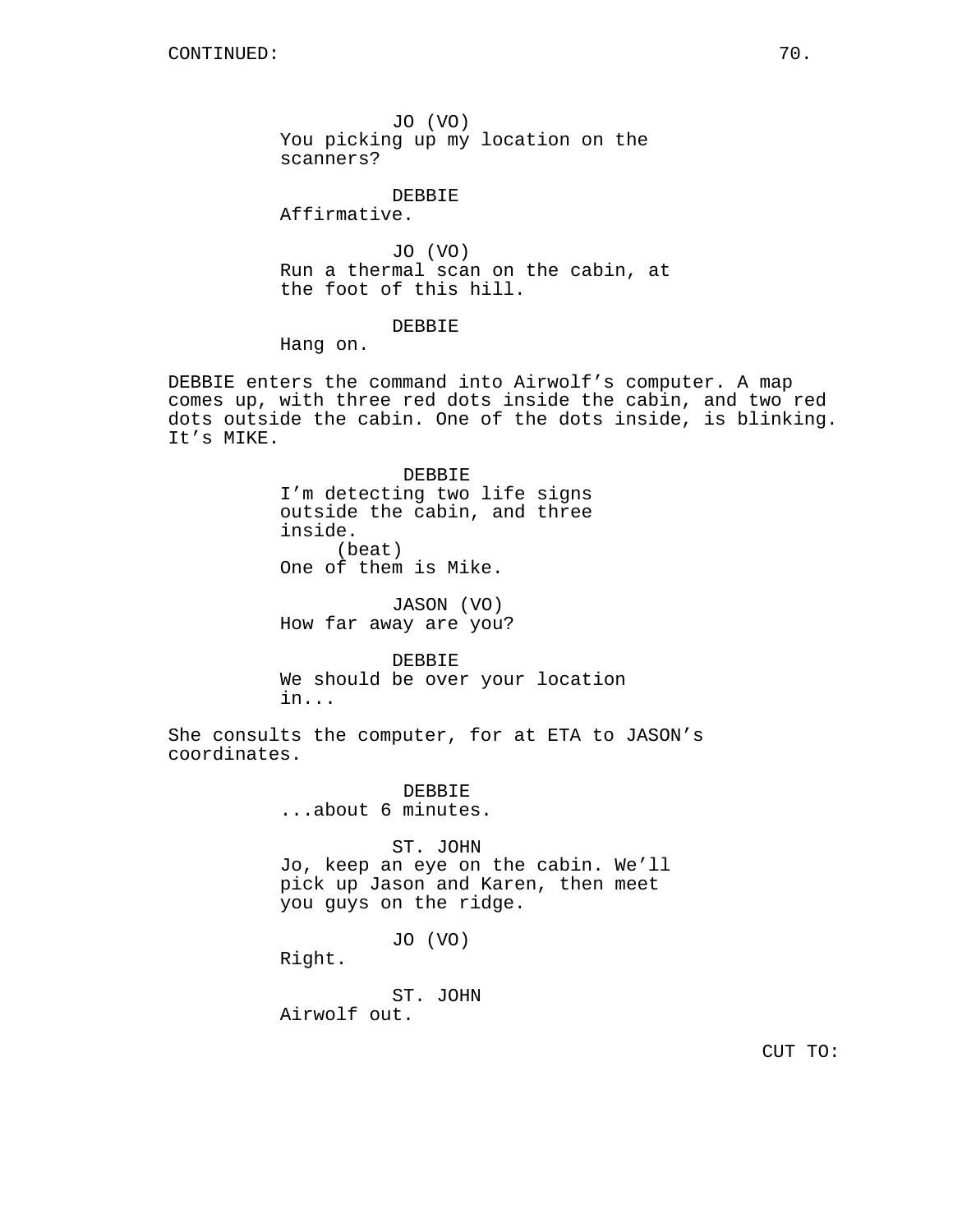CONTINUED:

JO (VO)
You picking up my location on the scanners?

DEBBIE
Affirmative.

JO (VO)
Run a thermal scan on the cabin, at the foot of this hill.

DEBBIE
Hang on.

DEBBIE enters the command into Airwolf's computer. A map comes up, with three red dots inside the cabin, and two red dots outside the cabin. One of the dots inside, is blinking. It's MIKE.

DEBBIE
I'm detecting two life signs outside the cabin, and three inside.
(beat)
One of them is Mike.

JASON (VO)
How far away are you?

DEBBIE
We should be over your location in...

She consults the computer, for at ETA to JASON's coordinates.

DEBBIE
...about 6 minutes.

ST. JOHN
Jo, keep an eye on the cabin. We'll pick up Jason and Karen, then meet you guys on the ridge.

JO (VO)
Right.

ST. JOHN
Airwolf out.

CUT TO: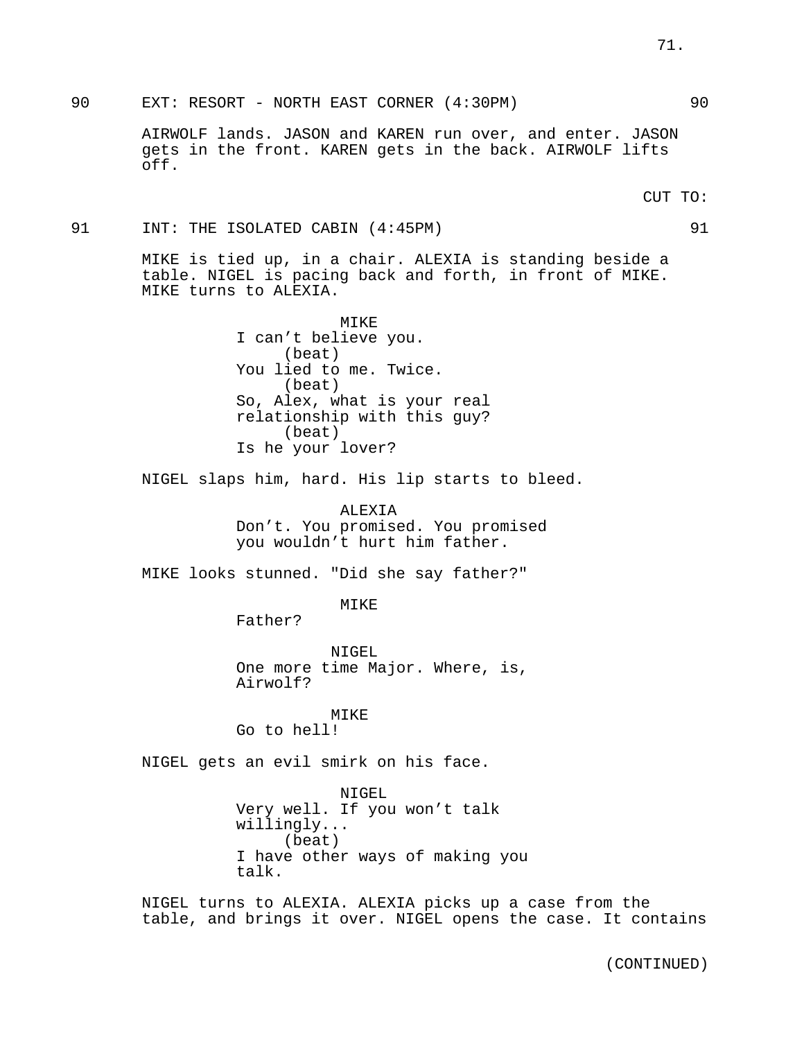90 EXT: RESORT - NORTH EAST CORNER (4:30PM) 90

AIRWOLF lands. JASON and KAREN run over, and enter. JASON gets in the front. KAREN gets in the back. AIRWOLF lifts off.

CUT TO:

91 INT: THE ISOLATED CABIN (4:45PM) 91

MIKE is tied up, in a chair. ALEXIA is standing beside a table. NIGEL is pacing back and forth, in front of MIKE. MIKE turns to ALEXIA.

MIKE
I can't believe you.
(beat)
You lied to me. Twice.
(beat)
So, Alex, what is your real relationship with this guy?
(beat)
Is he your lover?

NIGEL slaps him, hard. His lip starts to bleed.

ALEXIA
Don't. You promised. You promised you wouldn't hurt him father.

MIKE looks stunned. "Did she say father?"

MIKE
Father?

NIGEL
One more time Major. Where, is, Airwolf?

MIKE
Go to hell!

NIGEL gets an evil smirk on his face.

NIGEL
Very well. If you won't talk willingly...
(beat)
I have other ways of making you talk.

NIGEL turns to ALEXIA. ALEXIA picks up a case from the table, and brings it over. NIGEL opens the case. It contains

(CONTINUED)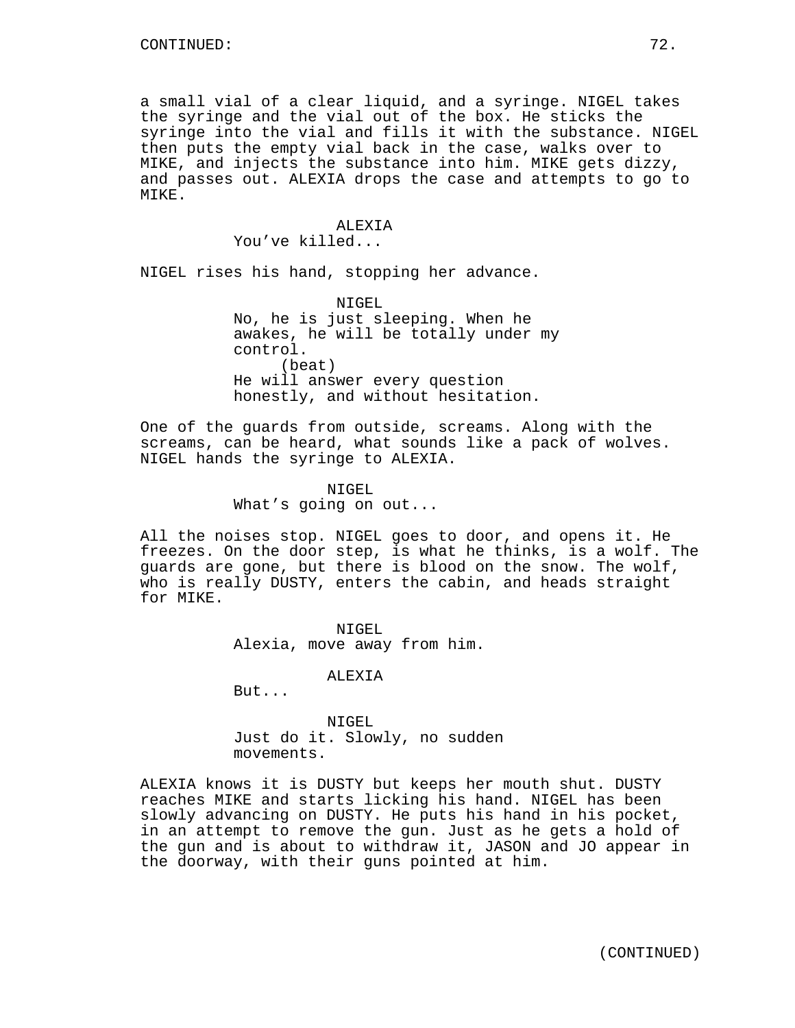CONTINUED:

a small vial of a clear liquid, and a syringe. NIGEL takes the syringe and the vial out of the box. He sticks the syringe into the vial and fills it with the substance. NIGEL then puts the empty vial back in the case, walks over to MIKE, and injects the substance into him. MIKE gets dizzy, and passes out. ALEXIA drops the case and attempts to go to MIKE.

ALEXIA
You've killed...

NIGEL rises his hand, stopping her advance.

NIGEL
No, he is just sleeping. When he awakes, he will be totally under my control.
(beat)
He will answer every question honestly, and without hesitation.

One of the guards from outside, screams. Along with the screams, can be heard, what sounds like a pack of wolves. NIGEL hands the syringe to ALEXIA.

NIGEL
What's going on out...

All the noises stop. NIGEL goes to door, and opens it. He freezes. On the door step, is what he thinks, is a wolf. The guards are gone, but there is blood on the snow. The wolf, who is really DUSTY, enters the cabin, and heads straight for MIKE.

NIGEL
Alexia, move away from him.

ALEXIA
But...

NIGEL
Just do it. Slowly, no sudden movements.

ALEXIA knows it is DUSTY but keeps her mouth shut. DUSTY reaches MIKE and starts licking his hand. NIGEL has been slowly advancing on DUSTY. He puts his hand in his pocket, in an attempt to remove the gun. Just as he gets a hold of the gun and is about to withdraw it, JASON and JO appear in the doorway, with their guns pointed at him.

(CONTINUED)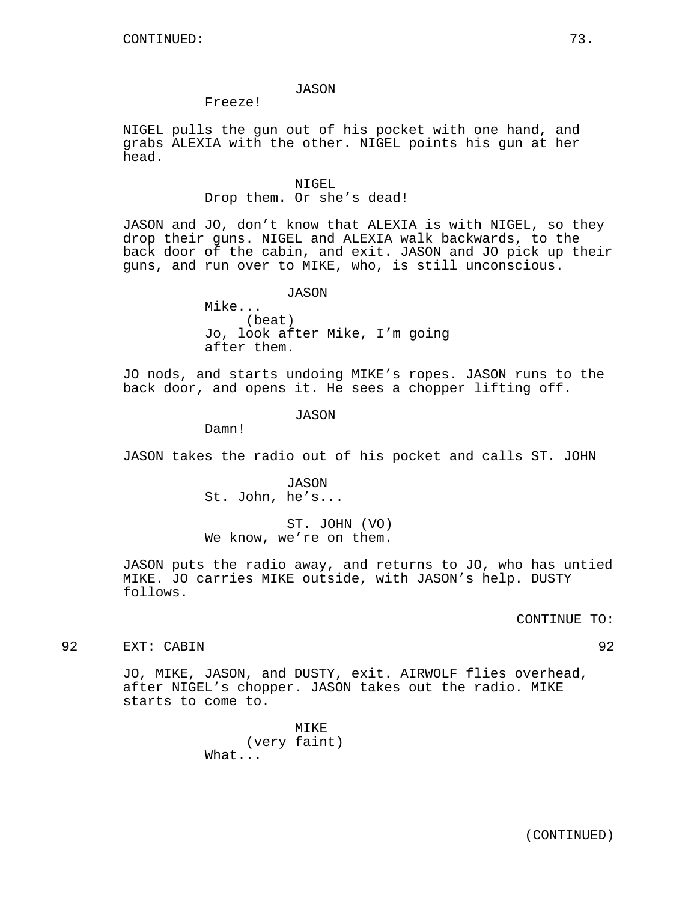CONTINUED:

JASON
Freeze!

NIGEL pulls the gun out of his pocket with one hand, and grabs ALEXIA with the other. NIGEL points his gun at her head.

NIGEL
Drop them. Or she's dead!

JASON and JO, don't know that ALEXIA is with NIGEL, so they drop their guns. NIGEL and ALEXIA walk backwards, to the back door of the cabin, and exit. JASON and JO pick up their guns, and run over to MIKE, who, is still unconscious.

JASON
Mike...
(beat)
Jo, look after Mike, I'm going after them.

JO nods, and starts undoing MIKE's ropes. JASON runs to the back door, and opens it. He sees a chopper lifting off.

JASON
Damn!

JASON takes the radio out of his pocket and calls ST. JOHN

JASON
St. John, he's...

ST. JOHN (VO)
We know, we're on them.

JASON puts the radio away, and returns to JO, who has untied MIKE. JO carries MIKE outside, with JASON's help. DUSTY follows.

CONTINUE TO:

92 EXT: CABIN 92

JO, MIKE, JASON, and DUSTY, exit. AIRWOLF flies overhead, after NIGEL's chopper. JASON takes out the radio. MIKE starts to come to.

MIKE
(very faint)
What...

(CONTINUED)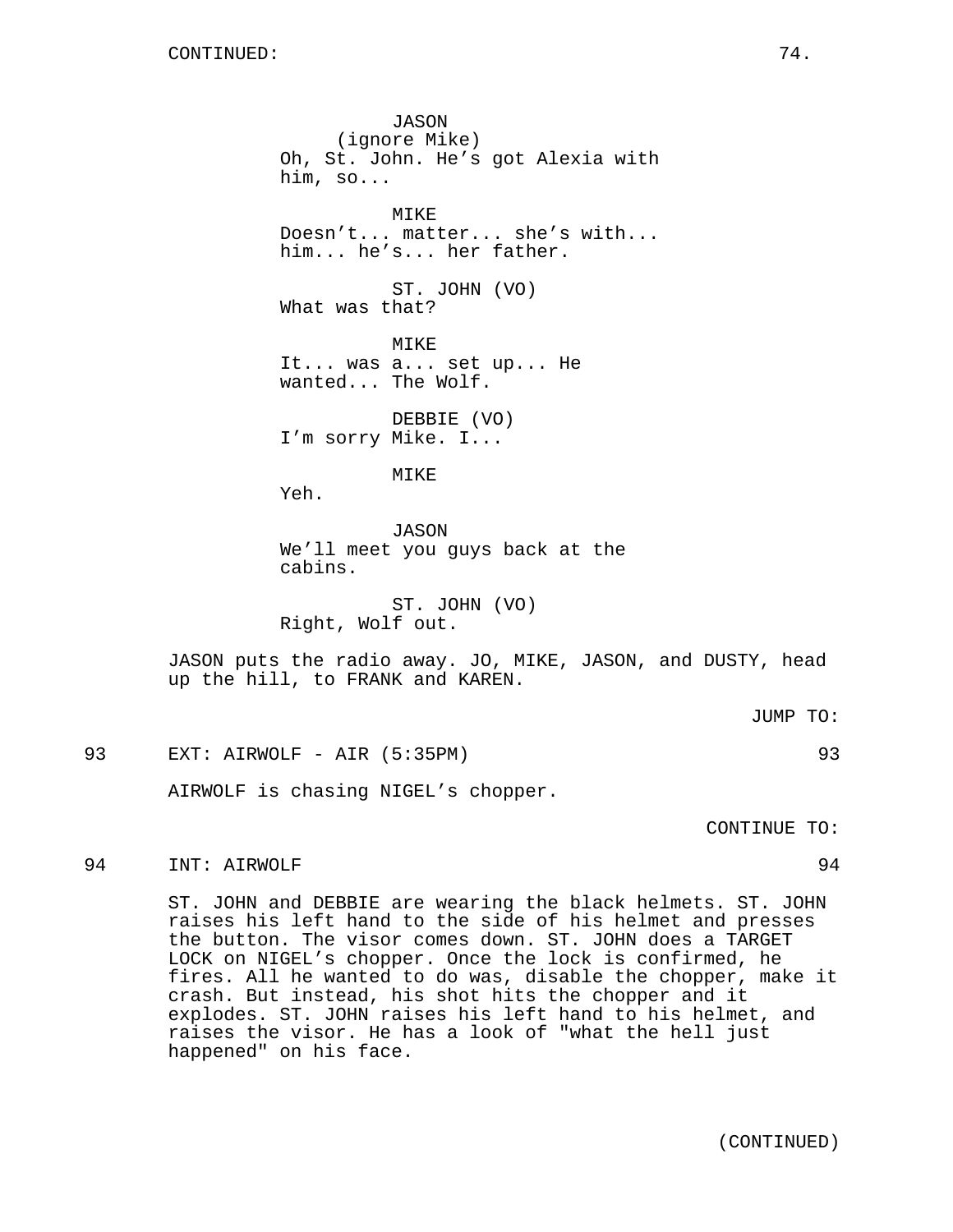CONTINUED:

JASON
(ignore Mike)
Oh, St. John. He's got Alexia with him, so...

MIKE
Doesn't... matter... she's with... him... he's... her father.

ST. JOHN (VO)
What was that?

MIKE
It... was a... set up... He wanted... The Wolf.

DEBBIE (VO)
I'm sorry Mike. I...

MIKE
Yeh.

JASON
We'll meet you guys back at the cabins.

ST. JOHN (VO)
Right, Wolf out.

JASON puts the radio away. JO, MIKE, JASON, and DUSTY, head up the hill, to FRANK and KAREN.

JUMP TO:

93 EXT: AIRWOLF - AIR (5:35PM) 93

AIRWOLF is chasing NIGEL's chopper.

CONTINUE TO:

94 INT: AIRWOLF 94

ST. JOHN and DEBBIE are wearing the black helmets. ST. JOHN raises his left hand to the side of his helmet and presses the button. The visor comes down. ST. JOHN does a TARGET LOCK on NIGEL's chopper. Once the lock is confirmed, he fires. All he wanted to do was, disable the chopper, make it crash. But instead, his shot hits the chopper and it explodes. ST. JOHN raises his left hand to his helmet, and raises the visor. He has a look of "what the hell just happened" on his face.

(CONTINUED)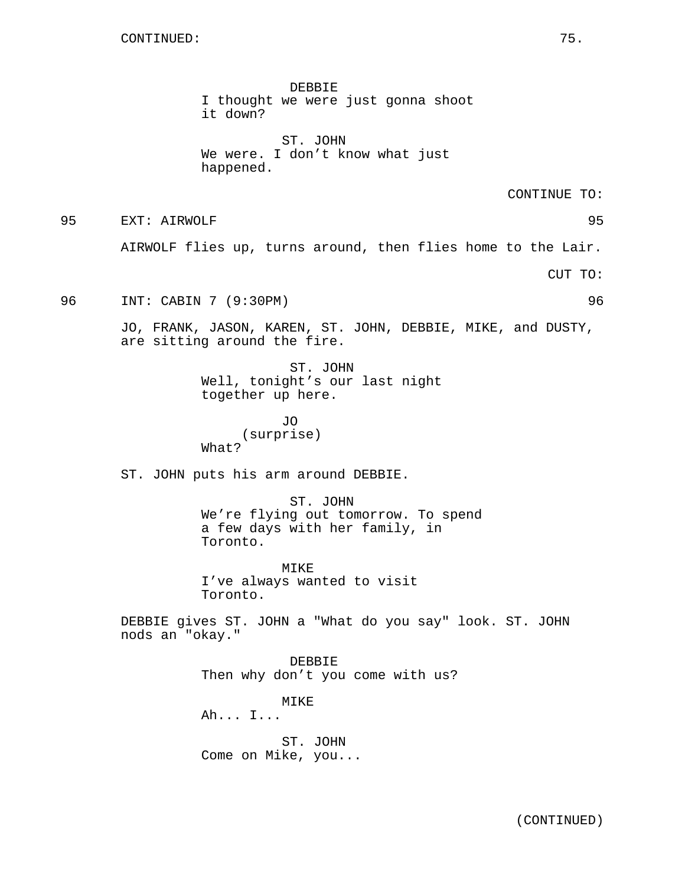CONTINUED:

DEBBIE
I thought we were just gonna shoot it down?

ST. JOHN
We were. I don't know what just happened.

CONTINUE TO:

95 EXT: AIRWOLF 95

AIRWOLF flies up, turns around, then flies home to the Lair.

CUT TO:

96 INT: CABIN 7 (9:30PM) 96

JO, FRANK, JASON, KAREN, ST. JOHN, DEBBIE, MIKE, and DUSTY, are sitting around the fire.

ST. JOHN
Well, tonight's our last night together up here.

JO
(surprise)
What?

ST. JOHN puts his arm around DEBBIE.

ST. JOHN
We're flying out tomorrow. To spend a few days with her family, in Toronto.

MIKE
I've always wanted to visit Toronto.

DEBBIE gives ST. JOHN a "What do you say" look. ST. JOHN nods an "okay."

DEBBIE
Then why don't you come with us?

MIKE
Ah... I...

ST. JOHN
Come on Mike, you...

(CONTINUED)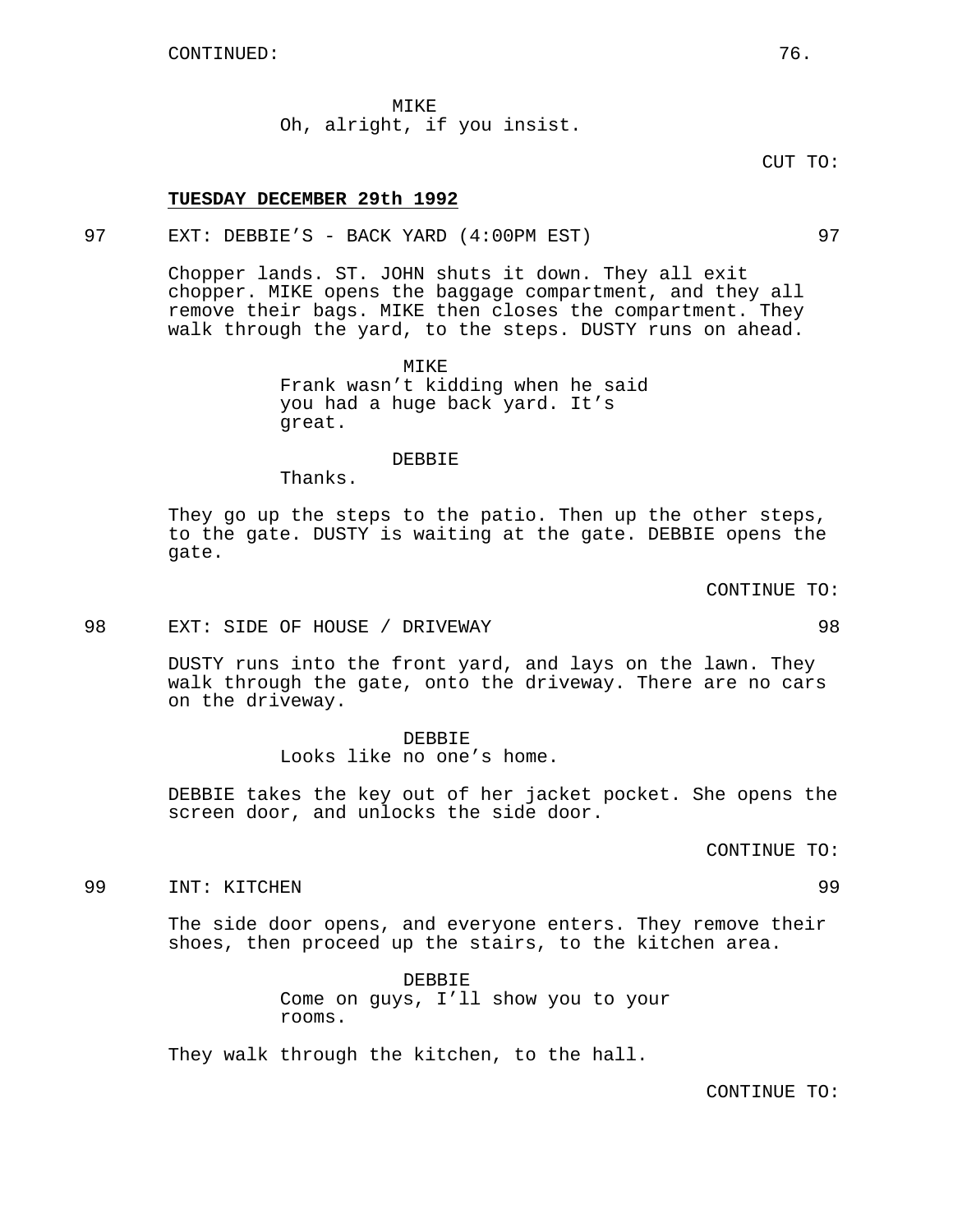CONTINUED:

MIKE
Oh, alright, if you insist.

CUT TO:

**TUESDAY DECEMBER 29th 1992**

97 EXT: DEBBIE’S - BACK YARD (4:00PM EST) 97

Chopper lands. ST. JOHN shuts it down. They all exit chopper. MIKE opens the baggage compartment, and they all remove their bags. MIKE then closes the compartment. They walk through the yard, to the steps. DUSTY runs on ahead.

MIKE
Frank wasn’t kidding when he said you had a huge back yard. It’s great.

DEBBIE
Thanks.

They go up the steps to the patio. Then up the other steps, to the gate. DUSTY is waiting at the gate. DEBBIE opens the gate.

CONTINUE TO:

98 EXT: SIDE OF HOUSE / DRIVEWAY 98

DUSTY runs into the front yard, and lays on the lawn. They walk through the gate, onto the driveway. There are no cars on the driveway.

DEBBIE
Looks like no one’s home.

DEBBIE takes the key out of her jacket pocket. She opens the screen door, and unlocks the side door.

CONTINUE TO:

99 INT: KITCHEN 99

The side door opens, and everyone enters. They remove their shoes, then proceed up the stairs, to the kitchen area.

DEBBIE
Come on guys, I’ll show you to your rooms.

They walk through the kitchen, to the hall.

CONTINUE TO: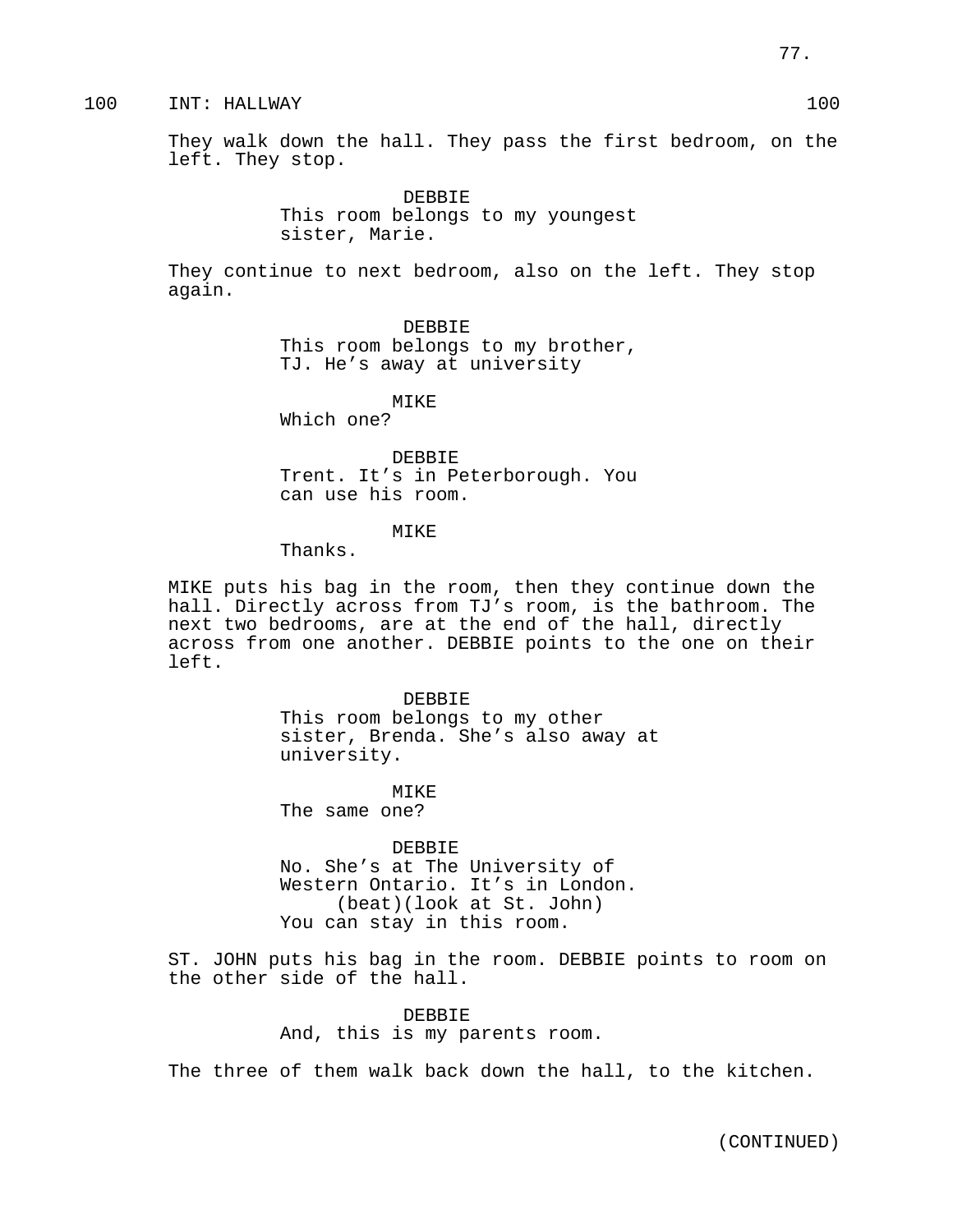100 INT: HALLWAY 100

They walk down the hall. They pass the first bedroom, on the left. They stop.

DEBBIE
This room belongs to my youngest sister, Marie.

They continue to next bedroom, also on the left. They stop again.

DEBBIE
This room belongs to my brother, TJ. He's away at university

MIKE
Which one?

DEBBIE
Trent. It's in Peterborough. You can use his room.

MIKE
Thanks.

MIKE puts his bag in the room, then they continue down the hall. Directly across from TJ's room, is the bathroom. The next two bedrooms, are at the end of the hall, directly across from one another. DEBBIE points to the one on their left.

DEBBIE
This room belongs to my other sister, Brenda. She's also away at university.

MIKE
The same one?

DEBBIE
No. She's at The University of Western Ontario. It's in London.
(beat)(look at St. John)
You can stay in this room.

ST. JOHN puts his bag in the room. DEBBIE points to room on the other side of the hall.

DEBBIE
And, this is my parents room.

The three of them walk back down the hall, to the kitchen.

(CONTINUED)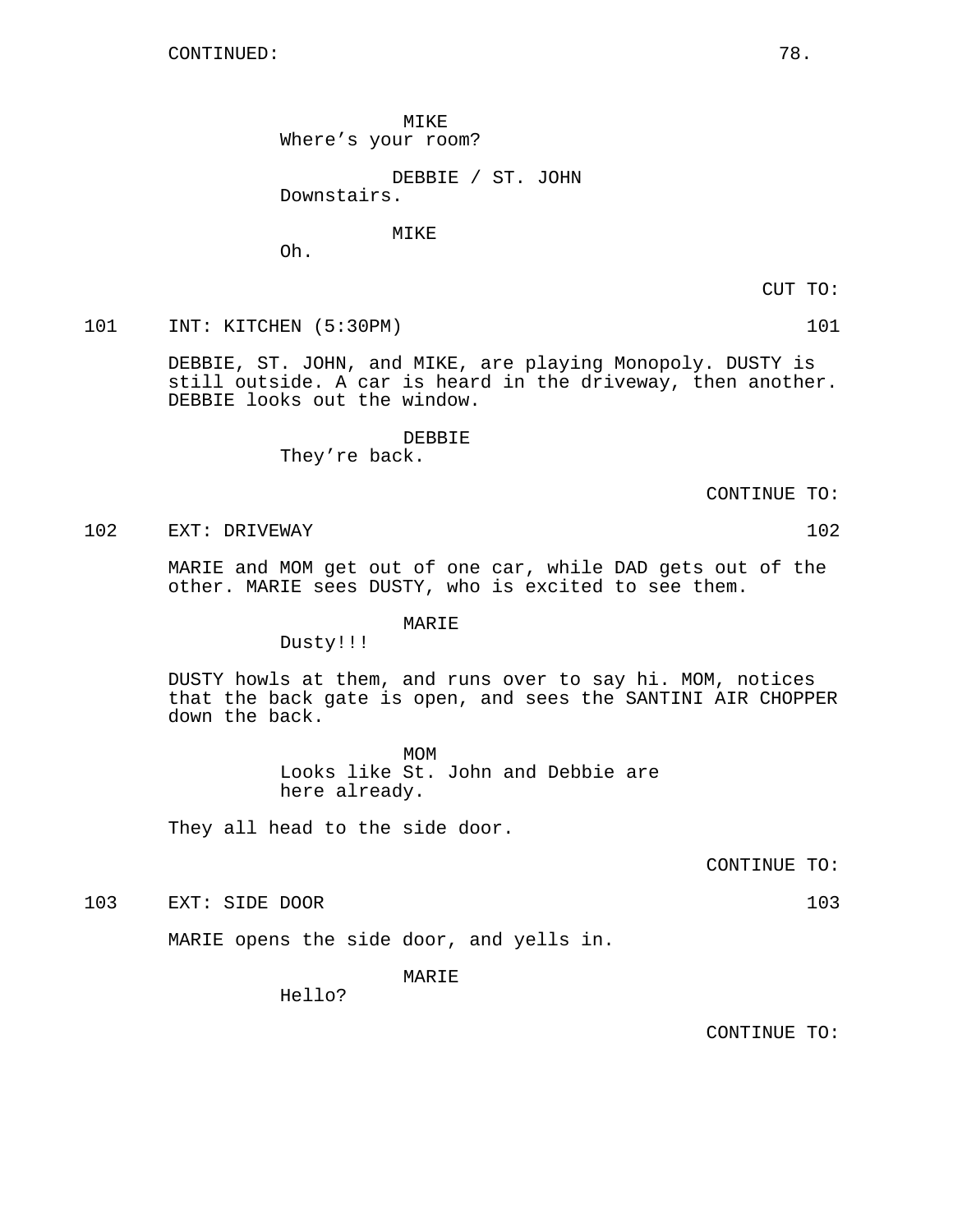CONTINUED:

MIKE
Where's your room?

DEBBIE / ST. JOHN
Downstairs.

MIKE
Oh.

CUT TO:

101 INT: KITCHEN (5:30PM) 101

DEBBIE, ST. JOHN, and MIKE, are playing Monopoly. DUSTY is still outside. A car is heard in the driveway, then another. DEBBIE looks out the window.

DEBBIE
They're back.

CONTINUE TO:

102 EXT: DRIVEWAY 102

MARIE and MOM get out of one car, while DAD gets out of the other. MARIE sees DUSTY, who is excited to see them.

MARIE
Dusty!!!

DUSTY howls at them, and runs over to say hi. MOM, notices that the back gate is open, and sees the SANTINI AIR CHOPPER down the back.

MOM
Looks like St. John and Debbie are here already.

They all head to the side door.

CONTINUE TO:

103 EXT: SIDE DOOR 103

MARIE opens the side door, and yells in.

MARIE
Hello?

CONTINUE TO: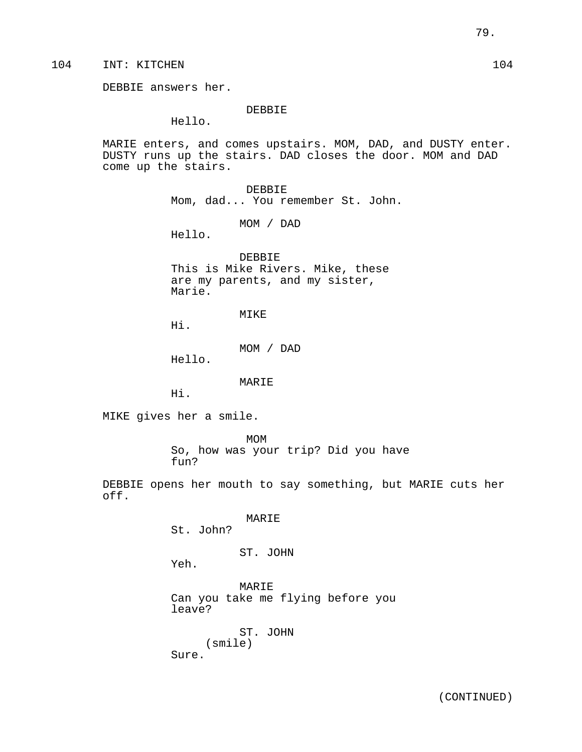104 INT: KITCHEN 104

DEBBIE answers her.

DEBBIE
Hello.

MARIE enters, and comes upstairs. MOM, DAD, and DUSTY enter. DUSTY runs up the stairs. DAD closes the door. MOM and DAD come up the stairs.

DEBBIE
Mom, dad... You remember St. John.

MOM / DAD
Hello.

DEBBIE
This is Mike Rivers. Mike, these are my parents, and my sister, Marie.

MIKE
Hi.

MOM / DAD
Hello.

MARIE
Hi.

MIKE gives her a smile.

MOM
So, how was your trip? Did you have fun?

DEBBIE opens her mouth to say something, but MARIE cuts her off.

MARIE
St. John?

ST. JOHN
Yeh.

MARIE
Can you take me flying before you leave?

ST. JOHN
(smile)
Sure.

(CONTINUED)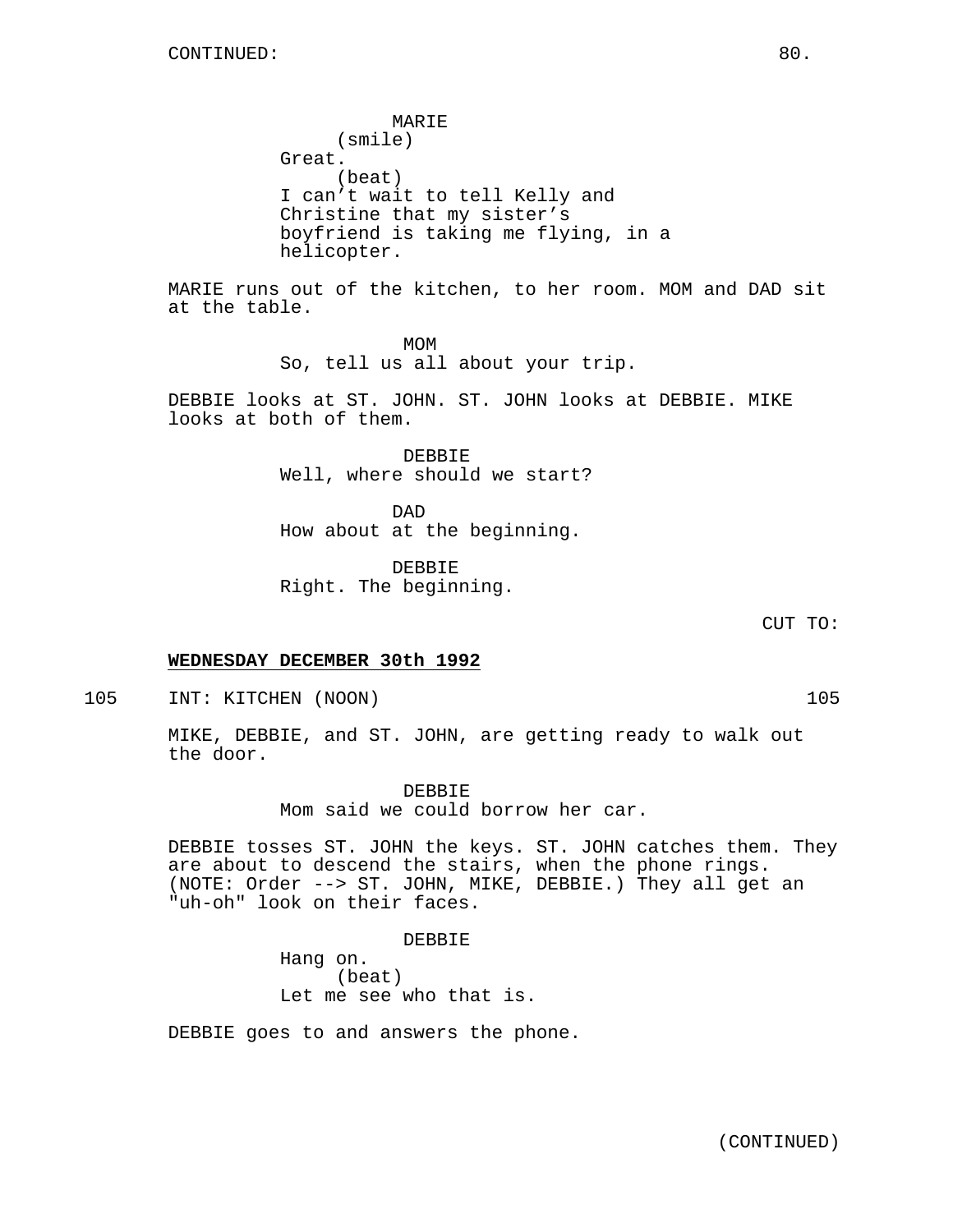CONTINUED:

MARIE
(smile)
Great.
(beat)
I can't wait to tell Kelly and Christine that my sister's boyfriend is taking me flying, in a helicopter.

MARIE runs out of the kitchen, to her room. MOM and DAD sit at the table.

MOM
So, tell us all about your trip.

DEBBIE looks at ST. JOHN. ST. JOHN looks at DEBBIE. MIKE looks at both of them.

DEBBIE
Well, where should we start?

DAD
How about at the beginning.

DEBBIE
Right. The beginning.

CUT TO:

**WEDNESDAY DECEMBER 30th 1992**

105 INT: KITCHEN (NOON) 105

MIKE, DEBBIE, and ST. JOHN, are getting ready to walk out the door.

DEBBIE
Mom said we could borrow her car.

DEBBIE tosses ST. JOHN the keys. ST. JOHN catches them. They are about to descend the stairs, when the phone rings. (NOTE: Order --> ST. JOHN, MIKE, DEBBIE.) They all get an "uh-oh" look on their faces.

DEBBIE
Hang on.
(beat)
Let me see who that is.

DEBBIE goes to and answers the phone.

(CONTINUED)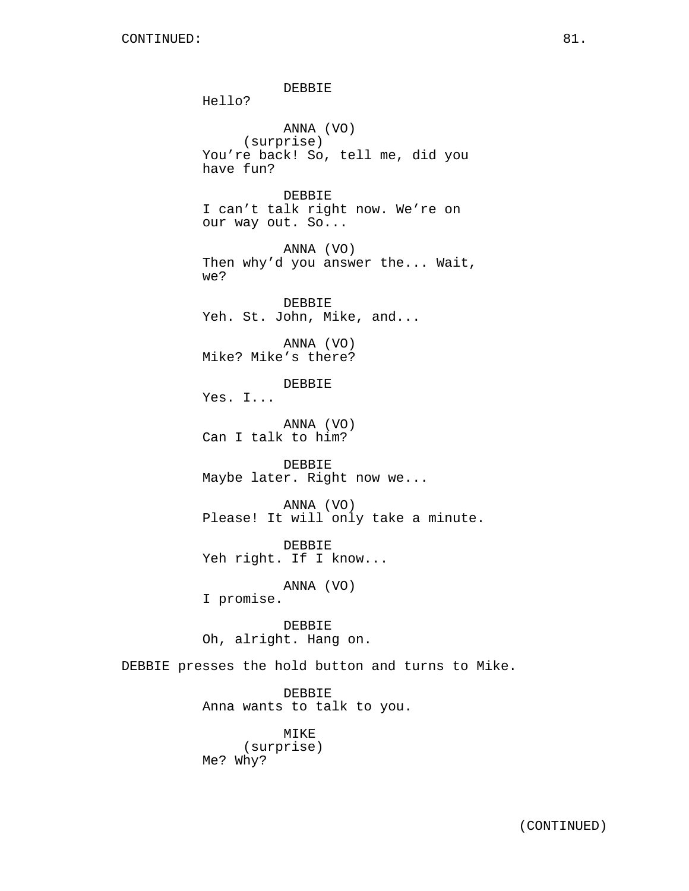DEBBIE
Hello?

ANNA (VO)
(surprise)
You're back! So, tell me, did you have fun?

DEBBIE
I can't talk right now. We're on our way out. So...

ANNA (VO)
Then why'd you answer the... Wait, we?

DEBBIE
Yeh. St. John, Mike, and...

ANNA (VO)
Mike? Mike's there?

DEBBIE
Yes. I...

ANNA (VO)
Can I talk to him?

DEBBIE
Maybe later. Right now we...

ANNA (VO)
Please! It will only take a minute.

DEBBIE
Yeh right. If I know...

ANNA (VO)
I promise.

DEBBIE
Oh, alright. Hang on.

DEBBIE presses the hold button and turns to Mike.

DEBBIE
Anna wants to talk to you.

MIKE
(surprise)
Me? Why?

(CONTINUED)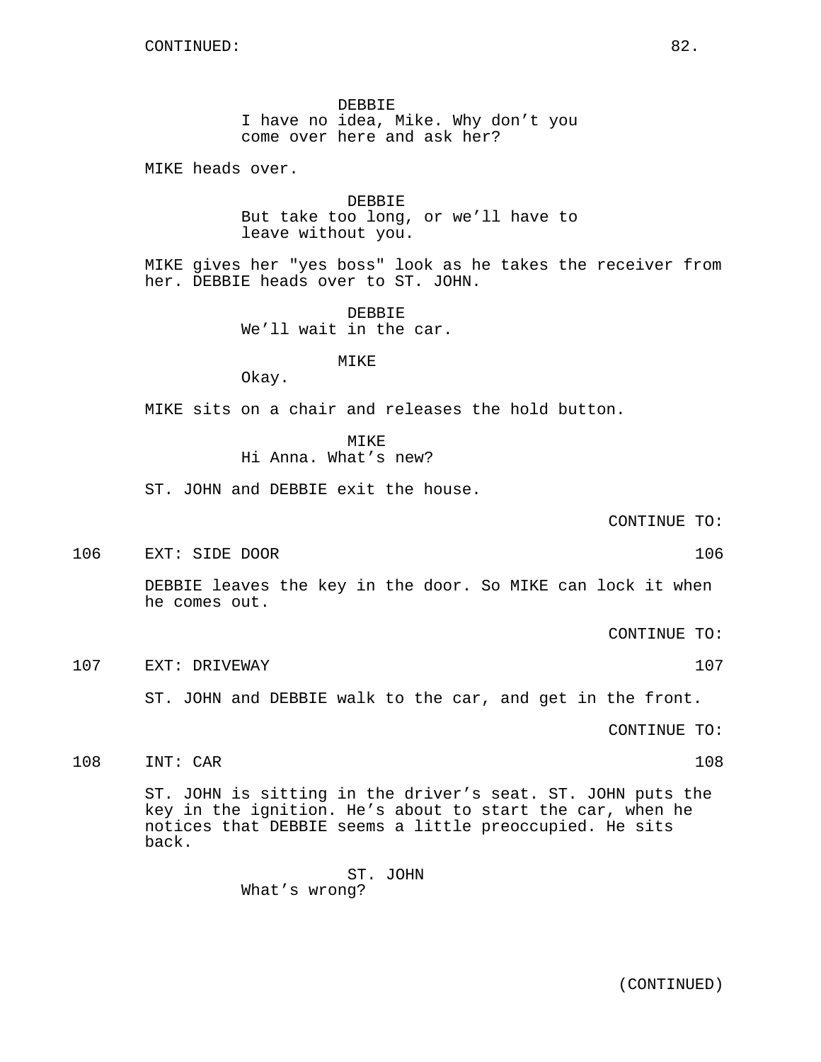CONTINUED:

DEBBIE
I have no idea, Mike. Why don't you come over here and ask her?

MIKE heads over.

DEBBIE
But take too long, or we'll have to leave without you.

MIKE gives her "yes boss" look as he takes the receiver from her. DEBBIE heads over to ST. JOHN.

DEBBIE
We'll wait in the car.

MIKE
Okay.

MIKE sits on a chair and releases the hold button.

MIKE
Hi Anna. What's new?

ST. JOHN and DEBBIE exit the house.

CONTINUE TO:

106 EXT: SIDE DOOR 106

DEBBIE leaves the key in the door. So MIKE can lock it when he comes out.

CONTINUE TO:

107 EXT: DRIVEWAY 107

ST. JOHN and DEBBIE walk to the car, and get in the front.

CONTINUE TO:

108 INT: CAR 108

ST. JOHN is sitting in the driver's seat. ST. JOHN puts the key in the ignition. He's about to start the car, when he notices that DEBBIE seems a little preoccupied. He sits back.

ST. JOHN
What's wrong?

(CONTINUED)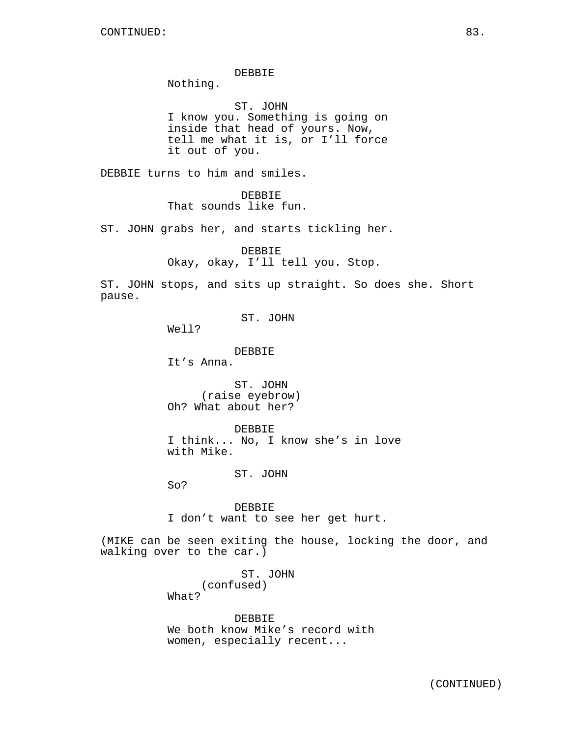CONTINUED:

DEBBIE
Nothing.

ST. JOHN
I know you. Something is going on inside that head of yours. Now, tell me what it is, or I'll force it out of you.

DEBBIE turns to him and smiles.

DEBBIE
That sounds like fun.

ST. JOHN grabs her, and starts tickling her.

DEBBIE
Okay, okay, I'll tell you. Stop.

ST. JOHN stops, and sits up straight. So does she. Short pause.

ST. JOHN
Well?

DEBBIE
It's Anna.

ST. JOHN
(raise eyebrow)
Oh? What about her?

DEBBIE
I think... No, I know she's in love with Mike.

ST. JOHN
So?

DEBBIE
I don't want to see her get hurt.

(MIKE can be seen exiting the house, locking the door, and walking over to the car.)

ST. JOHN
(confused)
What?

DEBBIE
We both know Mike's record with women, especially recent...

(CONTINUED)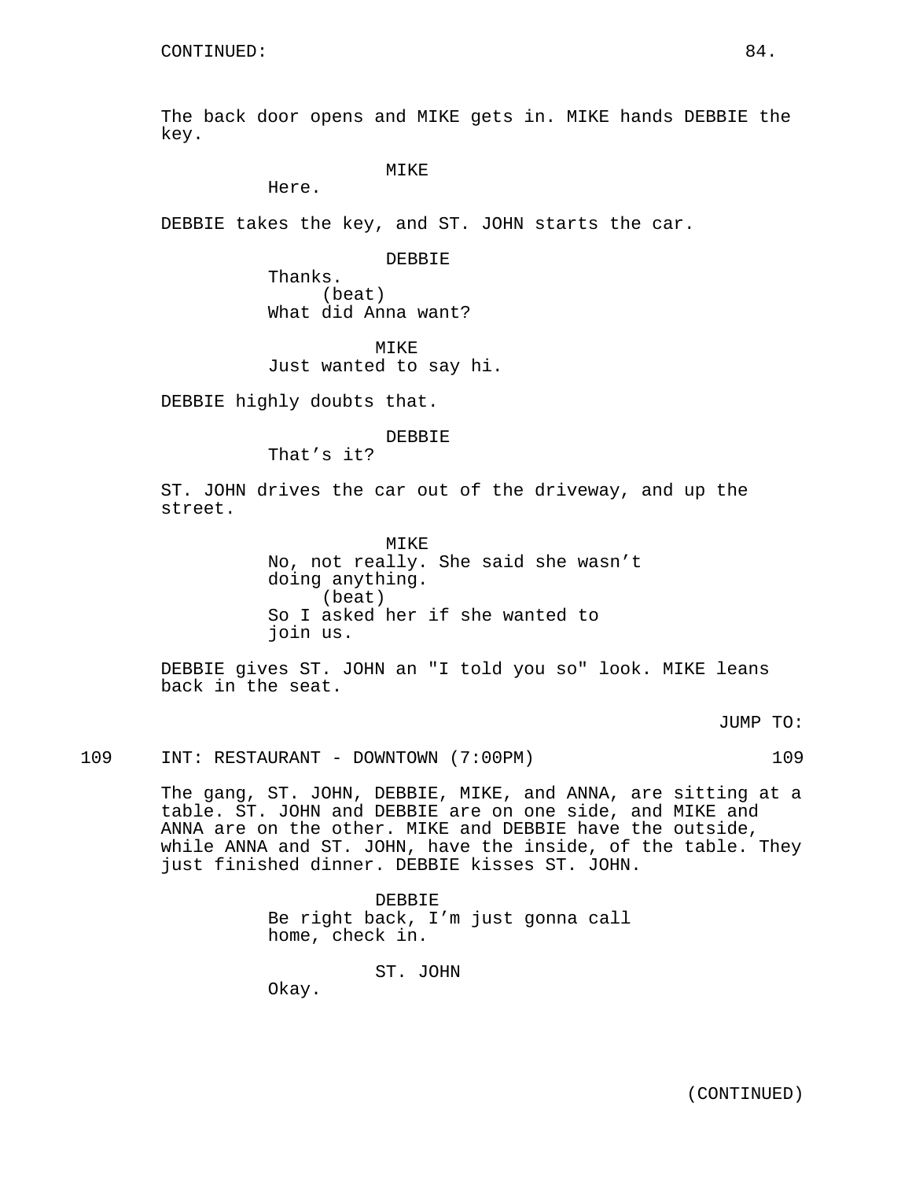CONTINUED:

The back door opens and MIKE gets in. MIKE hands DEBBIE the key.

MIKE
Here.

DEBBIE takes the key, and ST. JOHN starts the car.

DEBBIE
Thanks.
(beat)
What did Anna want?

MIKE
Just wanted to say hi.

DEBBIE highly doubts that.

DEBBIE
That's it?

ST. JOHN drives the car out of the driveway, and up the street.

MIKE
No, not really. She said she wasn't doing anything.
(beat)
So I asked her if she wanted to join us.

DEBBIE gives ST. JOHN an "I told you so" look. MIKE leans back in the seat.

JUMP TO:

109 INT: RESTAURANT - DOWNTOWN (7:00PM) 109

The gang, ST. JOHN, DEBBIE, MIKE, and ANNA, are sitting at a table. ST. JOHN and DEBBIE are on one side, and MIKE and ANNA are on the other. MIKE and DEBBIE have the outside, while ANNA and ST. JOHN, have the inside, of the table. They just finished dinner. DEBBIE kisses ST. JOHN.

DEBBIE
Be right back, I'm just gonna call home, check in.

ST. JOHN
Okay.

(CONTINUED)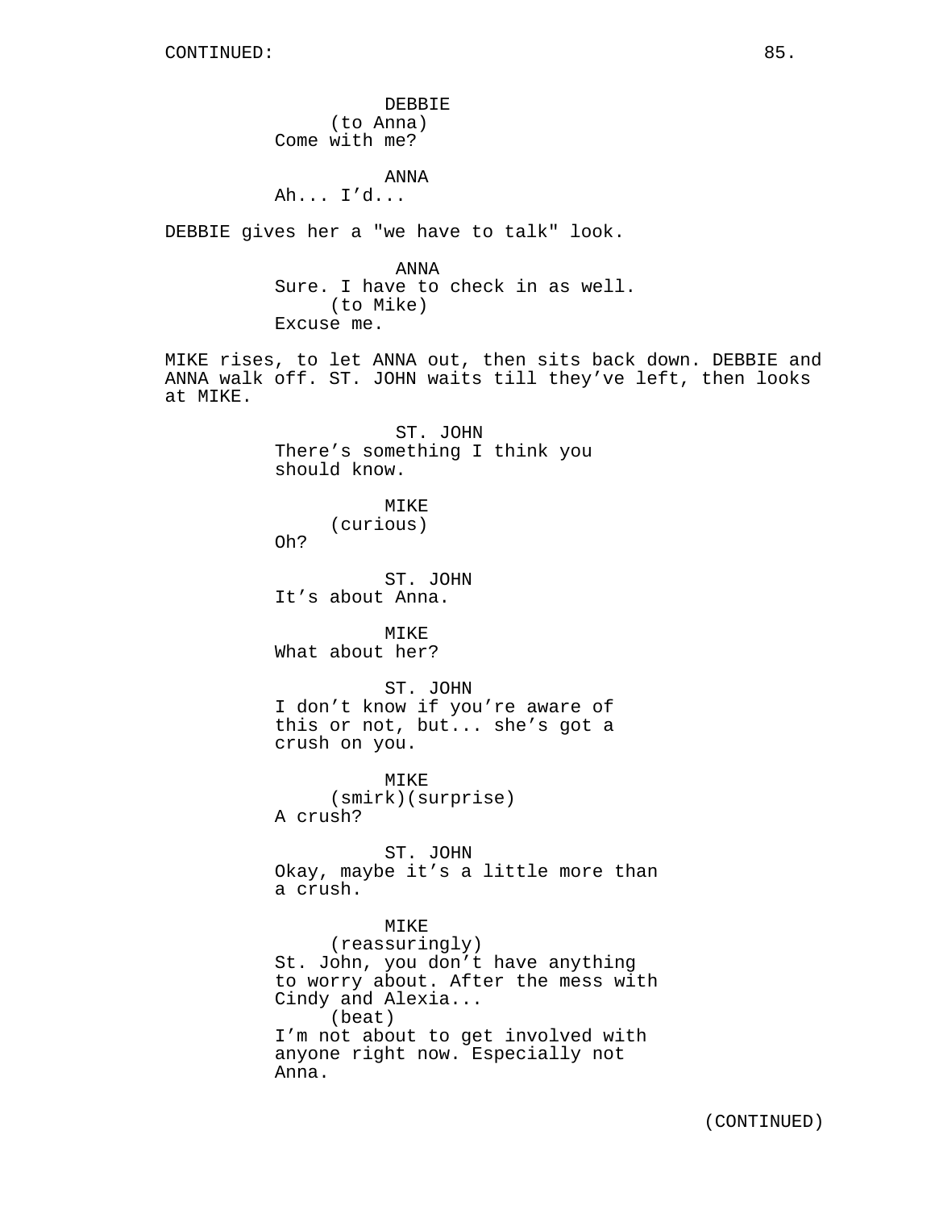DEBBIE
(to Anna)
Come with me?

ANNA
Ah... I'd...

DEBBIE gives her a "we have to talk" look.

ANNA
Sure. I have to check in as well.
(to Mike)
Excuse me.

MIKE rises, to let ANNA out, then sits back down. DEBBIE and ANNA walk off. ST. JOHN waits till they've left, then looks at MIKE.

ST. JOHN
There's something I think you should know.

MIKE
(curious)
Oh?

ST. JOHN
It's about Anna.

MIKE
What about her?

ST. JOHN
I don't know if you're aware of this or not, but... she's got a crush on you.

MIKE
(smirk)(surprise)
A crush?

ST. JOHN
Okay, maybe it's a little more than a crush.

MIKE
(reassuringly)
St. John, you don't have anything to worry about. After the mess with Cindy and Alexia...
(beat)
I'm not about to get involved with anyone right now. Especially not Anna.

(CONTINUED)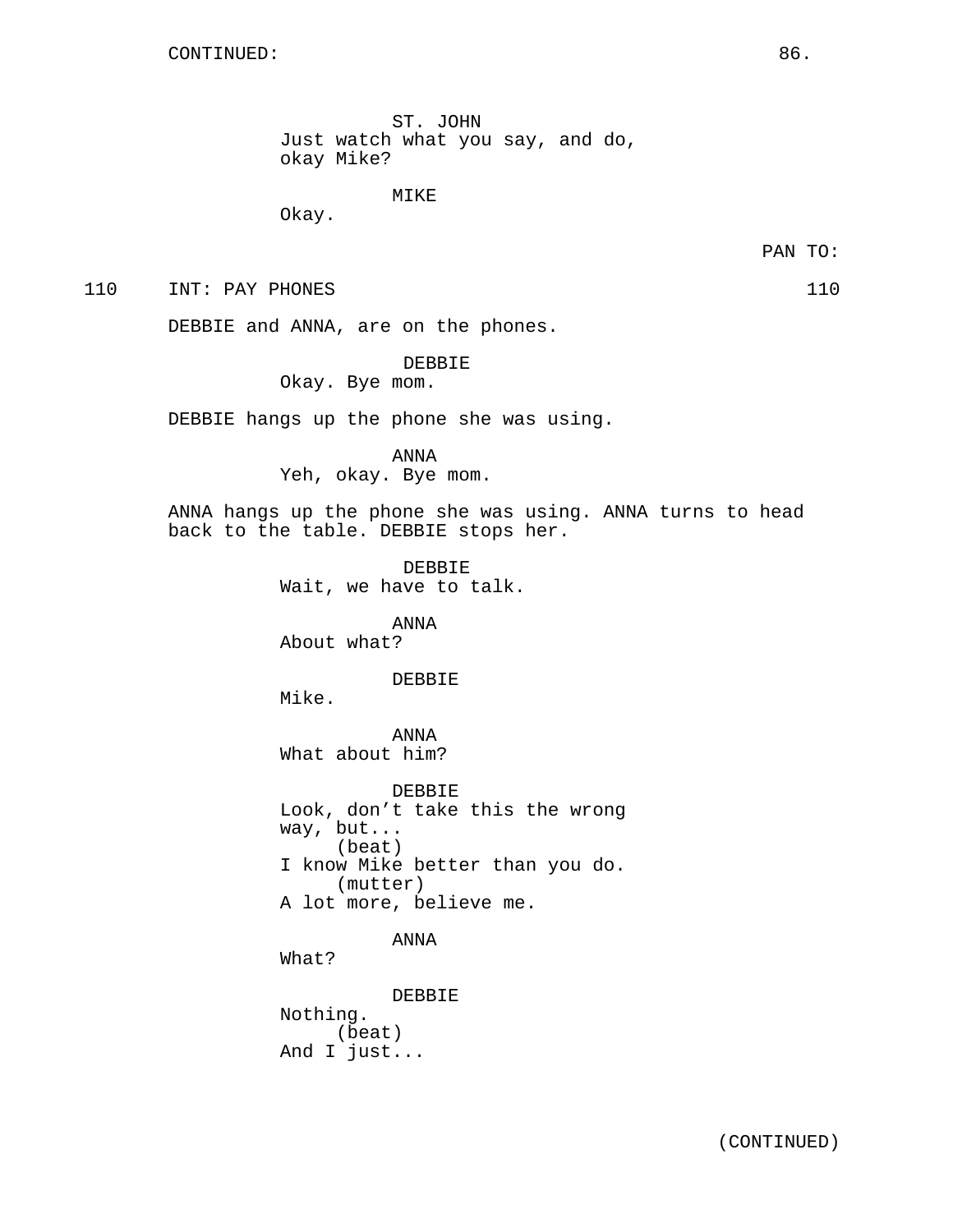CONTINUED:

ST. JOHN
Just watch what you say, and do, okay Mike?

MIKE
Okay.

PAN TO:

110 INT: PAY PHONES 110

DEBBIE and ANNA, are on the phones.

DEBBIE
Okay. Bye mom.

DEBBIE hangs up the phone she was using.

ANNA
Yeh, okay. Bye mom.

ANNA hangs up the phone she was using. ANNA turns to head back to the table. DEBBIE stops her.

DEBBIE
Wait, we have to talk.

ANNA
About what?

DEBBIE
Mike.

ANNA
What about him?

DEBBIE
Look, don't take this the wrong way, but...
(beat)
I know Mike better than you do.
(mutter)
A lot more, believe me.

ANNA
What?

DEBBIE
Nothing.
(beat)
And I just...

(CONTINUED)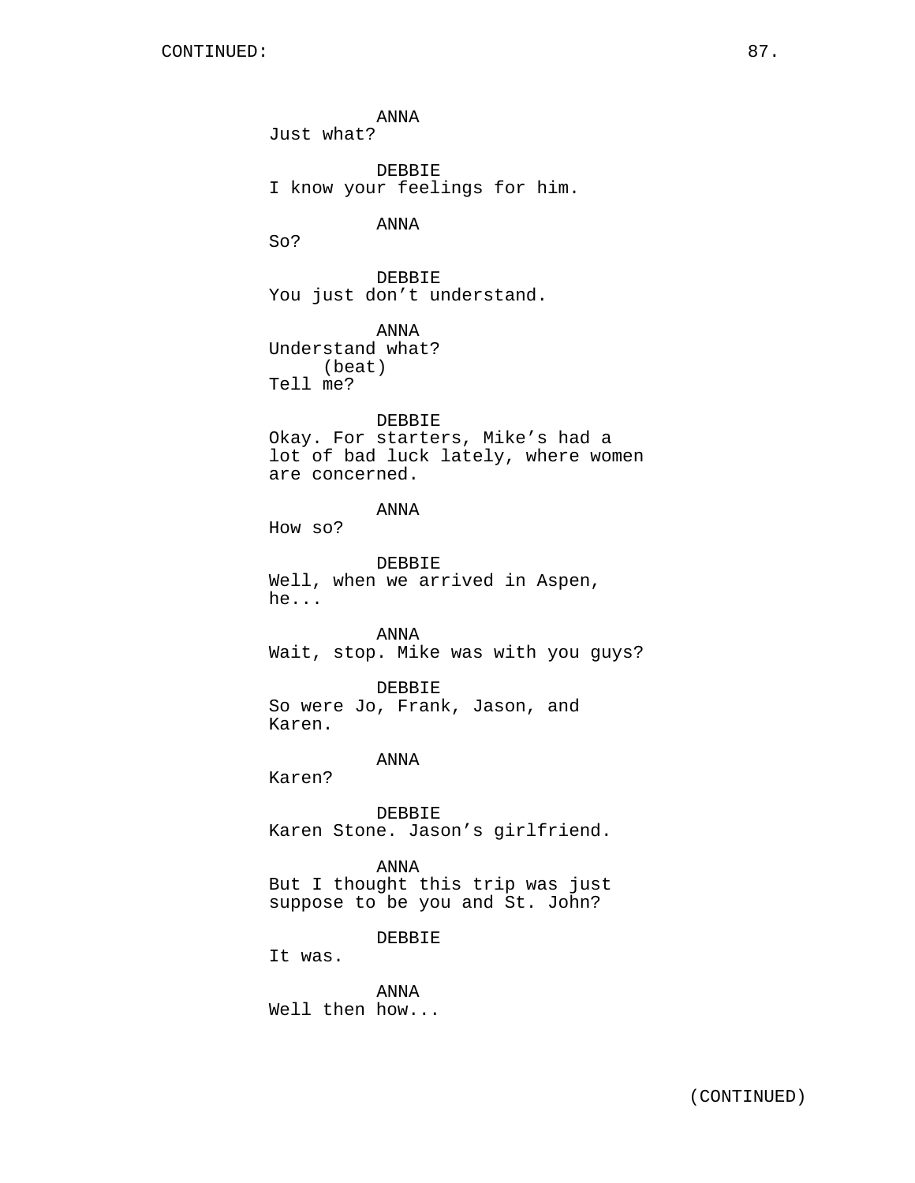ANNA
Just what?

DEBBIE
I know your feelings for him.

ANNA
So?

DEBBIE
You just don't understand.

ANNA
Understand what?
(beat)
Tell me?

DEBBIE
Okay. For starters, Mike's had a lot of bad luck lately, where women are concerned.

ANNA
How so?

DEBBIE
Well, when we arrived in Aspen, he...

ANNA
Wait, stop. Mike was with you guys?

DEBBIE
So were Jo, Frank, Jason, and Karen.

ANNA
Karen?

DEBBIE
Karen Stone. Jason's girlfriend.

ANNA
But I thought this trip was just suppose to be you and St. John?

DEBBIE
It was.

ANNA
Well then how...

(CONTINUED)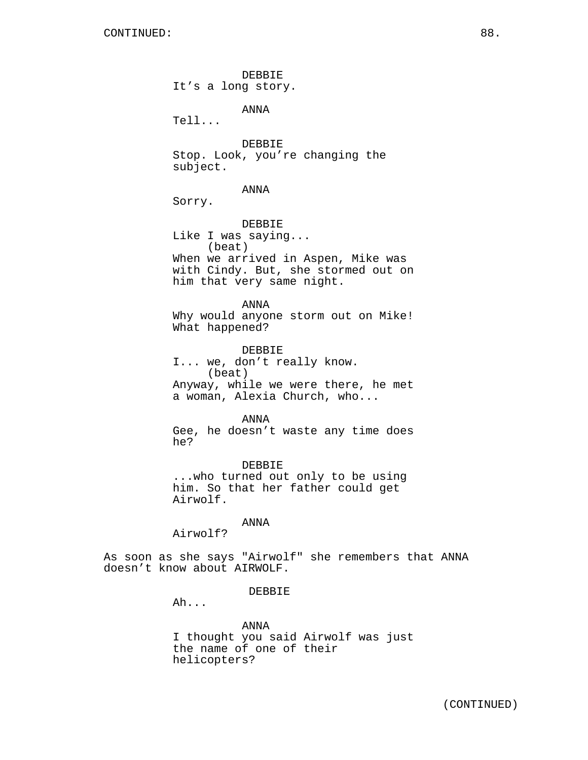CONTINUED:

DEBBIE
It’s a long story.

ANNA
Tell...

DEBBIE
Stop. Look, you’re changing the subject.

ANNA
Sorry.

DEBBIE
Like I was saying...
(beat)
When we arrived in Aspen, Mike was with Cindy. But, she stormed out on him that very same night.

ANNA
Why would anyone storm out on Mike! What happened?

DEBBIE
I... we, don’t really know.
(beat)
Anyway, while we were there, he met a woman, Alexia Church, who...

ANNA
Gee, he doesn’t waste any time does he?

DEBBIE
...who turned out only to be using him. So that her father could get Airwolf.

ANNA
Airwolf?

As soon as she says "Airwolf" she remembers that ANNA doesn’t know about AIRWOLF.

DEBBIE
Ah...

ANNA
I thought you said Airwolf was just the name of one of their helicopters?

(CONTINUED)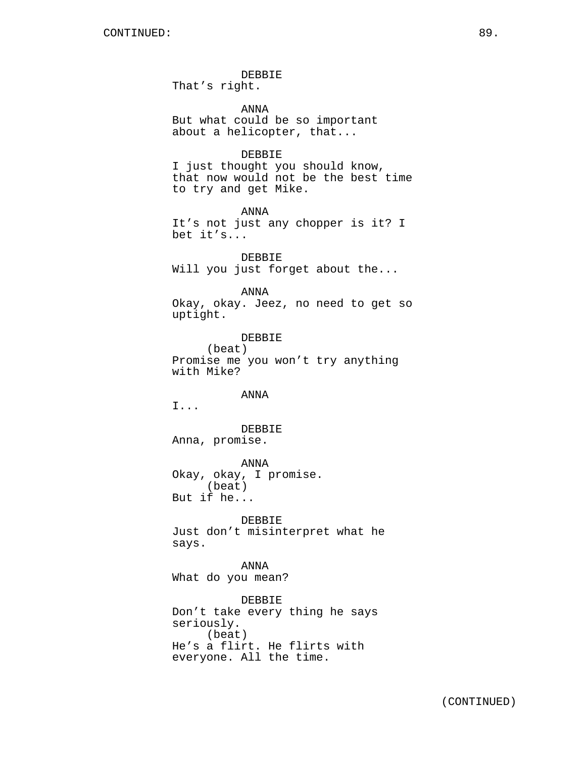CONTINUED:

DEBBIE
That's right.

ANNA
But what could be so important about a helicopter, that...

DEBBIE
I just thought you should know, that now would not be the best time to try and get Mike.

ANNA
It's not just any chopper is it? I bet it's...

DEBBIE
Will you just forget about the...

ANNA
Okay, okay. Jeez, no need to get so uptight.

DEBBIE
(beat)
Promise me you won't try anything with Mike?

ANNA
I...

DEBBIE
Anna, promise.

ANNA
Okay, okay, I promise.
(beat)
But if he...

DEBBIE
Just don't misinterpret what he says.

ANNA
What do you mean?

DEBBIE
Don't take every thing he says seriously.
(beat)
He's a flirt. He flirts with everyone. All the time.

(CONTINUED)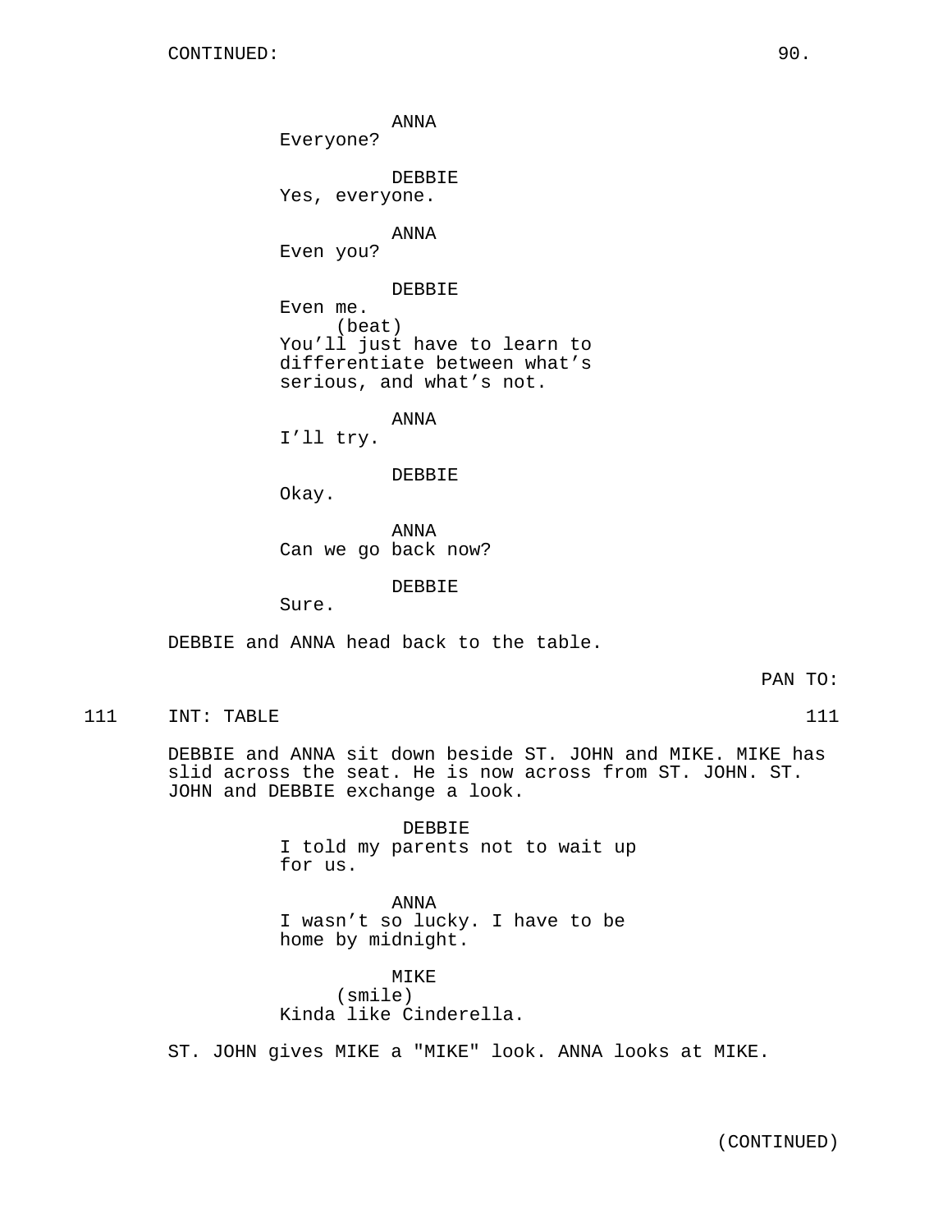CONTINUED:

ANNA
Everyone?

DEBBIE
Yes, everyone.

ANNA
Even you?

DEBBIE
Even me.
(beat)
You'll just have to learn to differentiate between what's serious, and what's not.

ANNA
I'll try.

DEBBIE
Okay.

ANNA
Can we go back now?

DEBBIE
Sure.

DEBBIE and ANNA head back to the table.

PAN TO:

111 INT: TABLE 111

DEBBIE and ANNA sit down beside ST. JOHN and MIKE. MIKE has slid across the seat. He is now across from ST. JOHN. ST. JOHN and DEBBIE exchange a look.

DEBBIE
I told my parents not to wait up for us.

ANNA
I wasn't so lucky. I have to be home by midnight.

MIKE
(smile)
Kinda like Cinderella.

ST. JOHN gives MIKE a "MIKE" look. ANNA looks at MIKE.

(CONTINUED)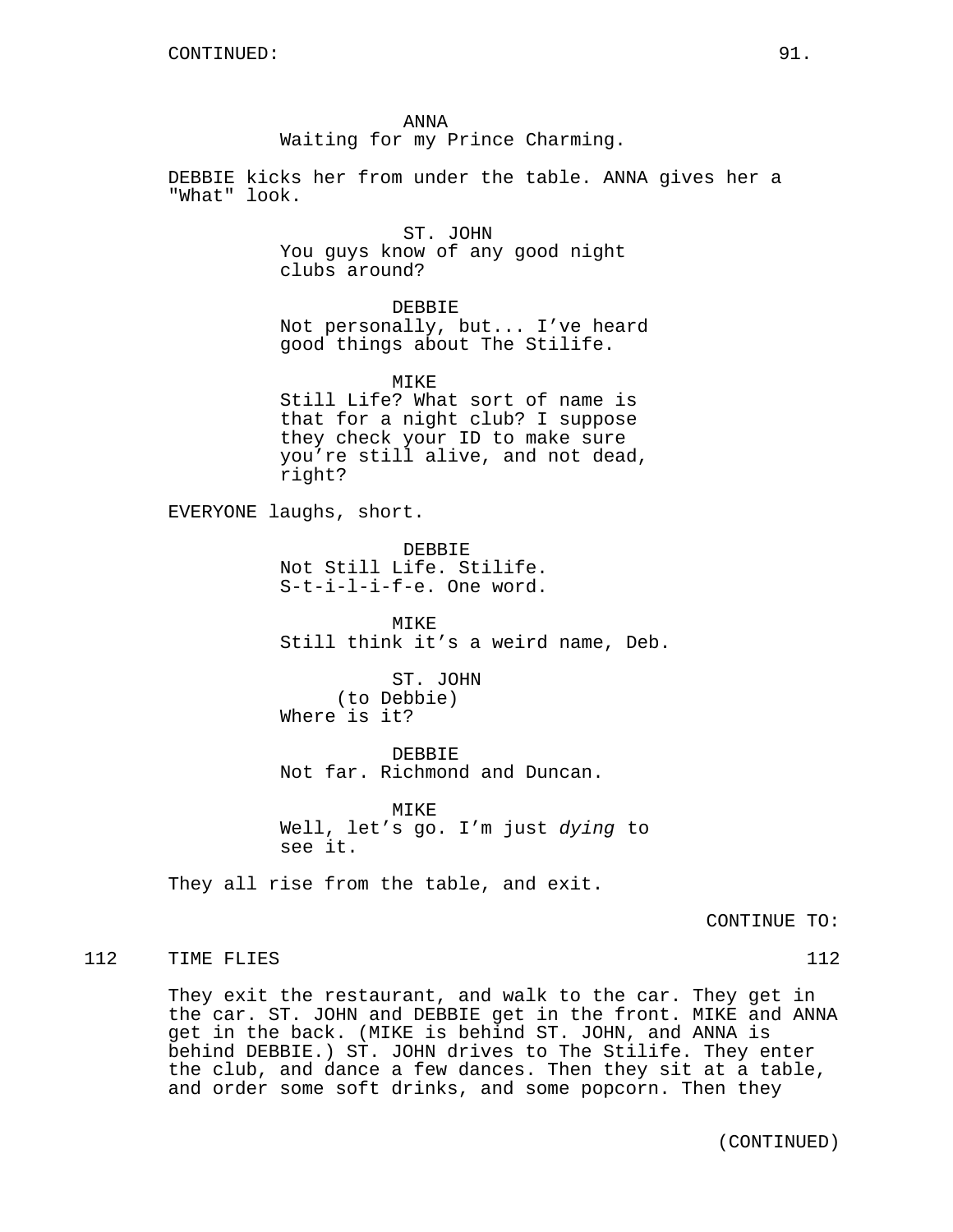CONTINUED:

ANNA
Waiting for my Prince Charming.

DEBBIE kicks her from under the table. ANNA gives her a "What" look.

ST. JOHN
You guys know of any good night clubs around?

DEBBIE
Not personally, but... I've heard good things about The Stilife.

MIKE
Still Life? What sort of name is that for a night club? I suppose they check your ID to make sure you're still alive, and not dead, right?

EVERYONE laughs, short.

DEBBIE
Not Still Life. Stilife. S-t-i-l-i-f-e. One word.

MIKE
Still think it's a weird name, Deb.

ST. JOHN
(to Debbie)
Where is it?

DEBBIE
Not far. Richmond and Duncan.

MIKE
Well, let's go. I'm just *dying* to see it.

They all rise from the table, and exit.

CONTINUE TO:

112 TIME FLIES 112

They exit the restaurant, and walk to the car. They get in the car. ST. JOHN and DEBBIE get in the front. MIKE and ANNA get in the back. (MIKE is behind ST. JOHN, and ANNA is behind DEBBIE.) ST. JOHN drives to The Stilife. They enter the club, and dance a few dances. Then they sit at a table, and order some soft drinks, and some popcorn. Then they

(CONTINUED)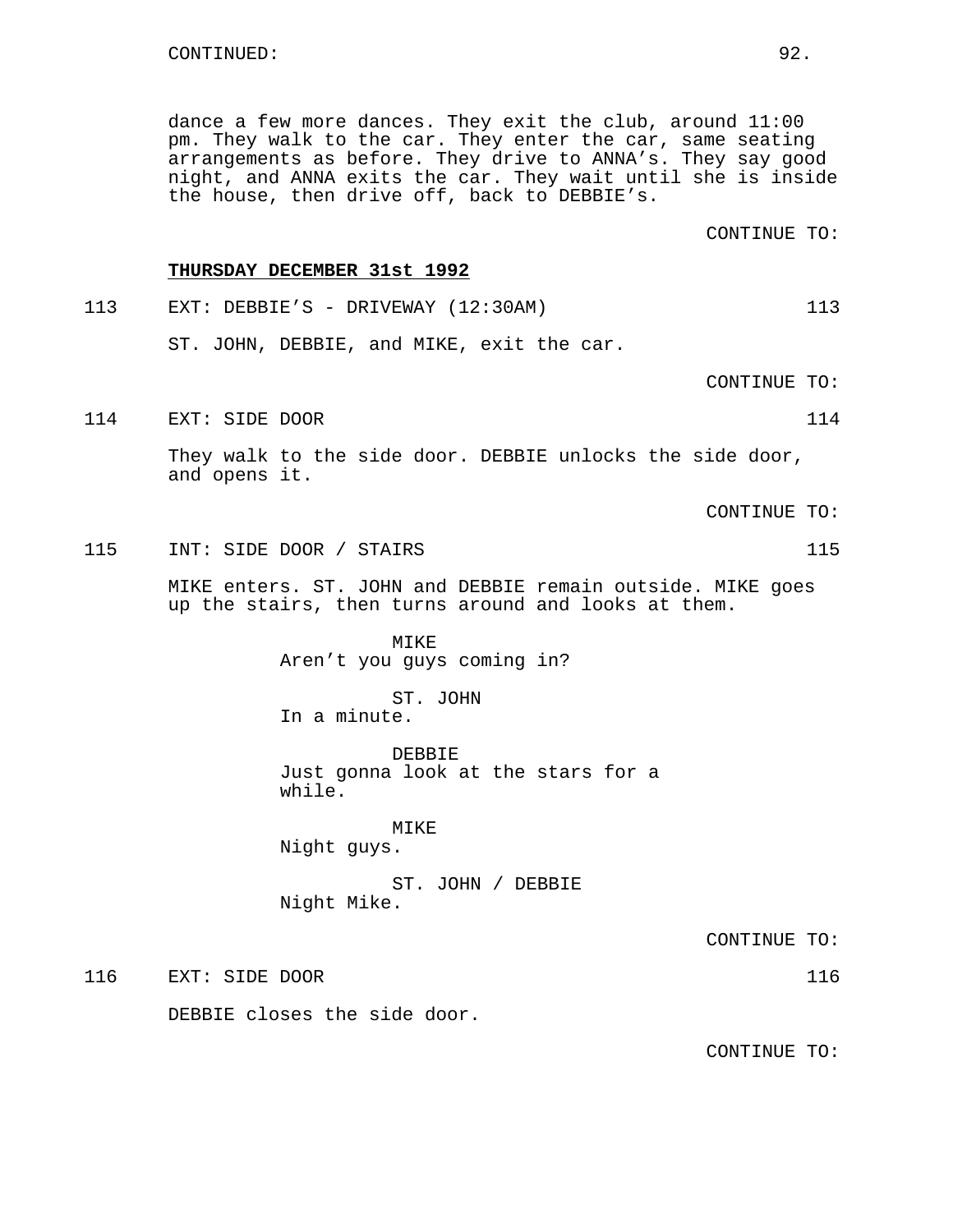CONTINUED:

dance a few more dances. They exit the club, around 11:00 pm. They walk to the car. They enter the car, same seating arrangements as before. They drive to ANNA's. They say good night, and ANNA exits the car. They wait until she is inside the house, then drive off, back to DEBBIE's.

CONTINUE TO:

**THURSDAY DECEMBER 31st 1992**

113 EXT: DEBBIE'S - DRIVEWAY (12:30AM) 113

ST. JOHN, DEBBIE, and MIKE, exit the car.

CONTINUE TO:

114 EXT: SIDE DOOR 114

They walk to the side door. DEBBIE unlocks the side door, and opens it.

CONTINUE TO:

115 INT: SIDE DOOR / STAIRS 115

MIKE enters. ST. JOHN and DEBBIE remain outside. MIKE goes up the stairs, then turns around and looks at them.

MIKE
Aren't you guys coming in?

ST. JOHN
In a minute.

DEBBIE
Just gonna look at the stars for a while.

MIKE
Night guys.

ST. JOHN / DEBBIE
Night Mike.

CONTINUE TO:

116 EXT: SIDE DOOR 116

DEBBIE closes the side door.

CONTINUE TO: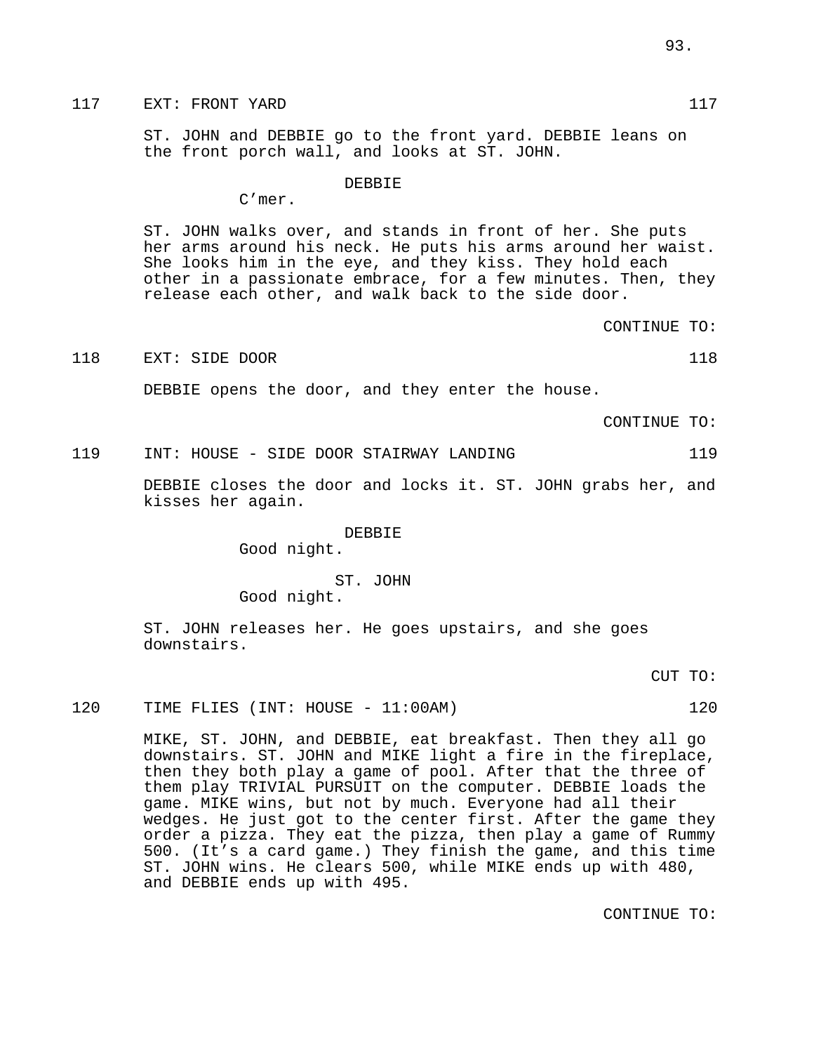117 EXT: FRONT YARD 117

ST. JOHN and DEBBIE go to the front yard. DEBBIE leans on the front porch wall, and looks at ST. JOHN.

DEBBIE
C'mer.

ST. JOHN walks over, and stands in front of her. She puts her arms around his neck. He puts his arms around her waist. She looks him in the eye, and they kiss. They hold each other in a passionate embrace, for a few minutes. Then, they release each other, and walk back to the side door.

CONTINUE TO:

118 EXT: SIDE DOOR 118

DEBBIE opens the door, and they enter the house.

CONTINUE TO:

119 INT: HOUSE - SIDE DOOR STAIRWAY LANDING 119

DEBBIE closes the door and locks it. ST. JOHN grabs her, and kisses her again.

DEBBIE
Good night.

ST. JOHN
Good night.

ST. JOHN releases her. He goes upstairs, and she goes downstairs.

CUT TO:

120 TIME FLIES (INT: HOUSE - 11:00AM) 120

MIKE, ST. JOHN, and DEBBIE, eat breakfast. Then they all go downstairs. ST. JOHN and MIKE light a fire in the fireplace, then they both play a game of pool. After that the three of them play TRIVIAL PURSUIT on the computer. DEBBIE loads the game. MIKE wins, but not by much. Everyone had all their wedges. He just got to the center first. After the game they order a pizza. They eat the pizza, then play a game of Rummy 500. (It's a card game.) They finish the game, and this time ST. JOHN wins. He clears 500, while MIKE ends up with 480, and DEBBIE ends up with 495.

CONTINUE TO: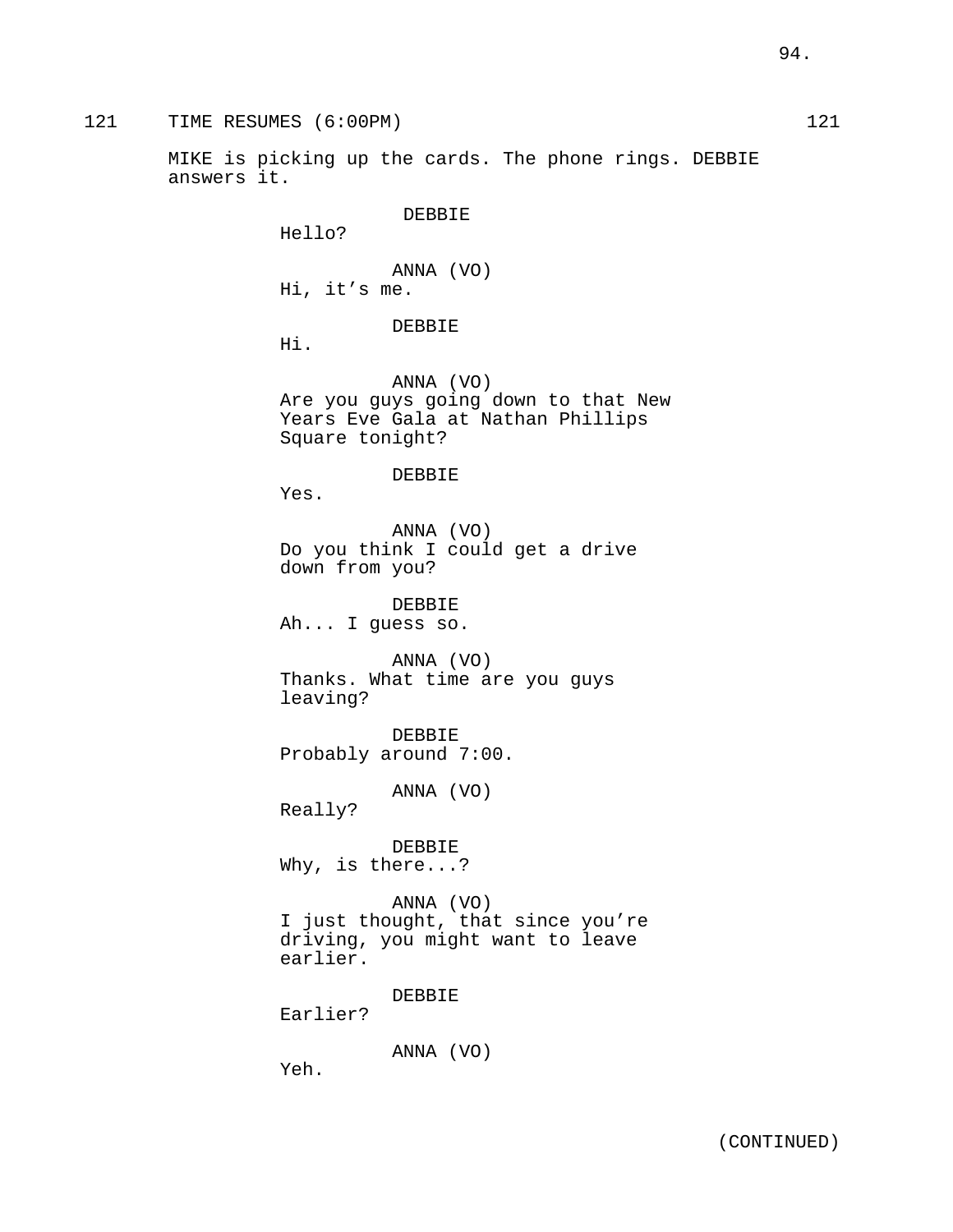121 TIME RESUMES (6:00PM) 121

MIKE is picking up the cards. The phone rings. DEBBIE answers it.

DEBBIE
Hello?

ANNA (VO)
Hi, it’s me.

DEBBIE
Hi.

ANNA (VO)
Are you guys going down to that New Years Eve Gala at Nathan Phillips Square tonight?

DEBBIE
Yes.

ANNA (VO)
Do you think I could get a drive down from you?

DEBBIE
Ah... I guess so.

ANNA (VO)
Thanks. What time are you guys leaving?

DEBBIE
Probably around 7:00.

ANNA (VO)
Really?

DEBBIE
Why, is there...?

ANNA (VO)
I just thought, that since you’re driving, you might want to leave earlier.

DEBBIE
Earlier?

ANNA (VO)
Yeh.

(CONTINUED)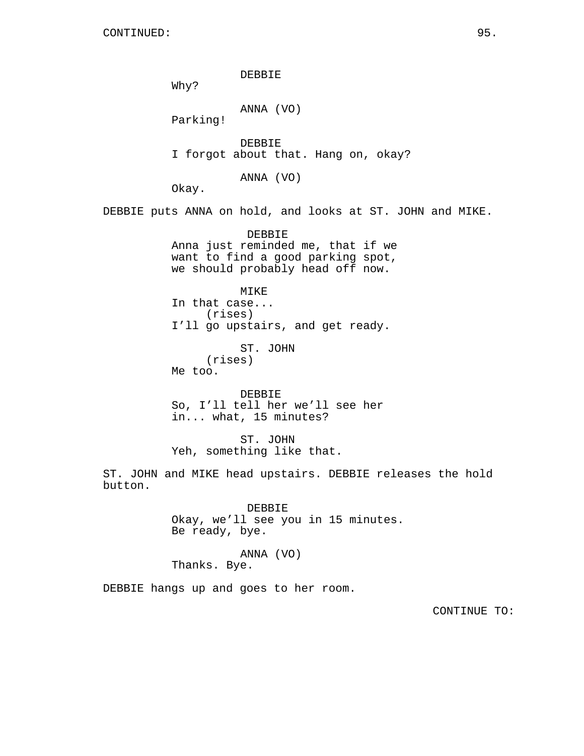DEBBIE
Why?

ANNA (VO)
Parking!

DEBBIE
I forgot about that. Hang on, okay?

ANNA (VO)
Okay.

DEBBIE puts ANNA on hold, and looks at ST. JOHN and MIKE.

DEBBIE
Anna just reminded me, that if we want to find a good parking spot, we should probably head off now.

MIKE
In that case...
(rises)
I'll go upstairs, and get ready.

ST. JOHN
(rises)
Me too.

DEBBIE
So, I'll tell her we'll see her in... what, 15 minutes?

ST. JOHN
Yeh, something like that.

ST. JOHN and MIKE head upstairs. DEBBIE releases the hold button.

DEBBIE
Okay, we'll see you in 15 minutes. Be ready, bye.

ANNA (VO)
Thanks. Bye.

DEBBIE hangs up and goes to her room.

CONTINUE TO: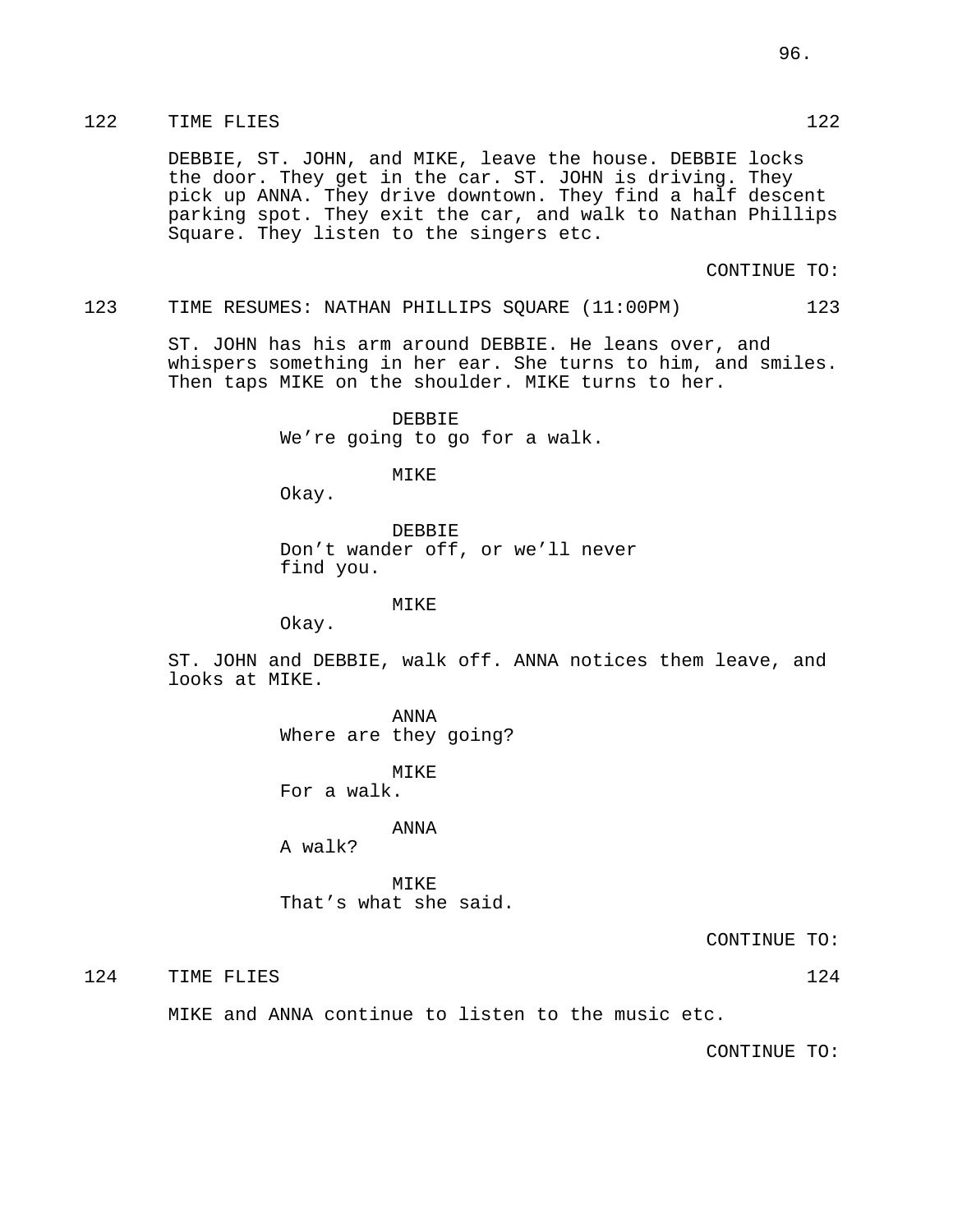122 TIME FLIES 122

DEBBIE, ST. JOHN, and MIKE, leave the house. DEBBIE locks the door. They get in the car. ST. JOHN is driving. They pick up ANNA. They drive downtown. They find a half descent parking spot. They exit the car, and walk to Nathan Phillips Square. They listen to the singers etc.

CONTINUE TO:

123 TIME RESUMES: NATHAN PHILLIPS SQUARE (11:00PM) 123

ST. JOHN has his arm around DEBBIE. He leans over, and whispers something in her ear. She turns to him, and smiles. Then taps MIKE on the shoulder. MIKE turns to her.

DEBBIE
We're going to go for a walk.

MIKE
Okay.

DEBBIE
Don't wander off, or we'll never find you.

MIKE
Okay.

ST. JOHN and DEBBIE, walk off. ANNA notices them leave, and looks at MIKE.

ANNA
Where are they going?

MIKE
For a walk.

ANNA
A walk?

MIKE
That's what she said.

CONTINUE TO:

124 TIME FLIES 124

MIKE and ANNA continue to listen to the music etc.

CONTINUE TO: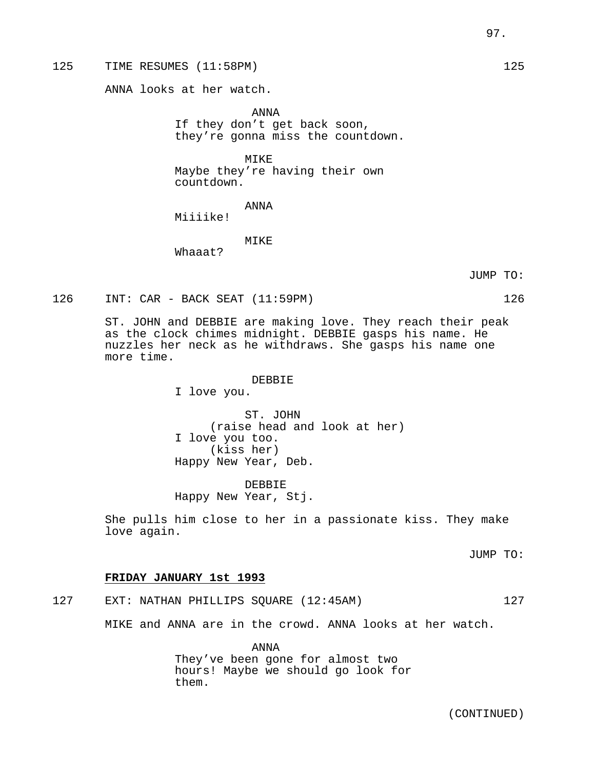125 TIME RESUMES (11:58PM) 125

ANNA looks at her watch.

ANNA
If they don't get back soon, they're gonna miss the countdown.

MIKE
Maybe they're having their own countdown.

ANNA
Miiiike!

MIKE
Whaaat?

JUMP TO:

126 INT: CAR - BACK SEAT (11:59PM) 126

ST. JOHN and DEBBIE are making love. They reach their peak as the clock chimes midnight. DEBBIE gasps his name. He nuzzles her neck as he withdraws. She gasps his name one more time.

DEBBIE
I love you.

ST. JOHN
(raise head and look at her)
I love you too.
(kiss her)
Happy New Year, Deb.

DEBBIE
Happy New Year, Stj.

She pulls him close to her in a passionate kiss. They make love again.

JUMP TO:

**FRIDAY JANUARY 1st 1993**

127 EXT: NATHAN PHILLIPS SQUARE (12:45AM) 127

MIKE and ANNA are in the crowd. ANNA looks at her watch.

ANNA
They've been gone for almost two hours! Maybe we should go look for them.

(CONTINUED)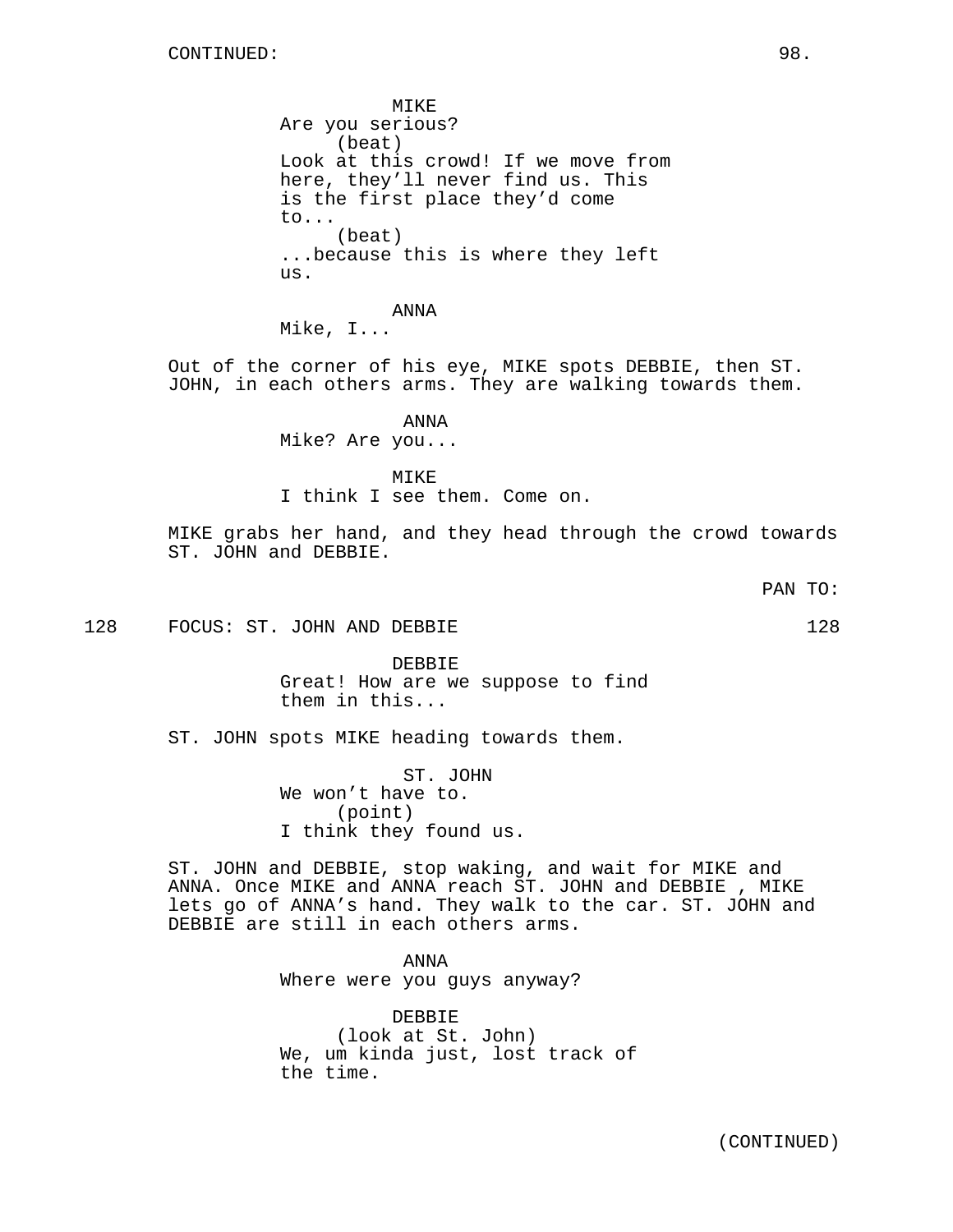CONTINUED:

MIKE
Are you serious?
(beat)
Look at this crowd! If we move from here, they'll never find us. This is the first place they'd come to...
(beat)
...because this is where they left us.

ANNA
Mike, I...

Out of the corner of his eye, MIKE spots DEBBIE, then ST. JOHN, in each others arms. They are walking towards them.

ANNA
Mike? Are you...

MIKE
I think I see them. Come on.

MIKE grabs her hand, and they head through the crowd towards ST. JOHN and DEBBIE.

PAN TO:

128 FOCUS: ST. JOHN AND DEBBIE 128

DEBBIE
Great! How are we suppose to find them in this...

ST. JOHN spots MIKE heading towards them.

ST. JOHN
We won't have to.
(point)
I think they found us.

ST. JOHN and DEBBIE, stop waking, and wait for MIKE and ANNA. Once MIKE and ANNA reach ST. JOHN and DEBBIE , MIKE lets go of ANNA's hand. They walk to the car. ST. JOHN and DEBBIE are still in each others arms.

ANNA
Where were you guys anyway?

DEBBIE
(look at St. John)
We, um kinda just, lost track of the time.

(CONTINUED)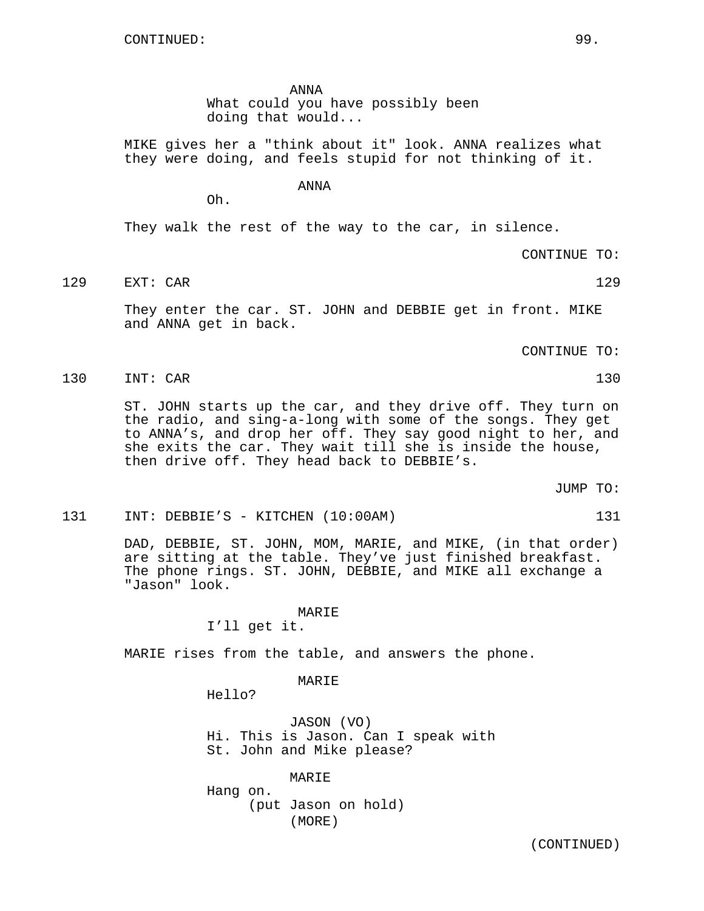CONTINUED:

ANNA
What could you have possibly been doing that would...

MIKE gives her a "think about it" look. ANNA realizes what they were doing, and feels stupid for not thinking of it.

ANNA
Oh.

They walk the rest of the way to the car, in silence.

CONTINUE TO:

129 EXT: CAR 129

They enter the car. ST. JOHN and DEBBIE get in front. MIKE and ANNA get in back.

CONTINUE TO:

130 INT: CAR 130

ST. JOHN starts up the car, and they drive off. They turn on the radio, and sing-a-long with some of the songs. They get to ANNA's, and drop her off. They say good night to her, and she exits the car. They wait till she is inside the house, then drive off. They head back to DEBBIE's.

JUMP TO:

131 INT: DEBBIE'S - KITCHEN (10:00AM) 131

DAD, DEBBIE, ST. JOHN, MOM, MARIE, and MIKE, (in that order) are sitting at the table. They've just finished breakfast. The phone rings. ST. JOHN, DEBBIE, and MIKE all exchange a "Jason" look.

MARIE
I'll get it.

MARIE rises from the table, and answers the phone.

MARIE
Hello?

JASON (VO)
Hi. This is Jason. Can I speak with St. John and Mike please?

MARIE
Hang on.
(put Jason on hold)
(MORE)

(CONTINUED)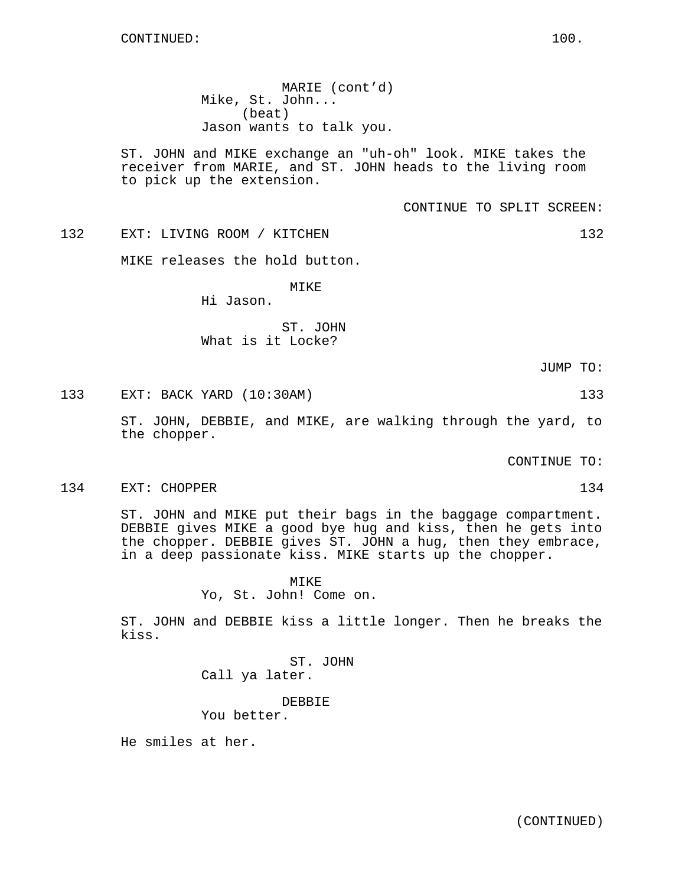CONTINUED:

MARIE (cont'd)
Mike, St. John...
(beat)
Jason wants to talk you.

ST. JOHN and MIKE exchange an "uh-oh" look. MIKE takes the receiver from MARIE, and ST. JOHN heads to the living room to pick up the extension.

CONTINUE TO SPLIT SCREEN:

132 EXT: LIVING ROOM / KITCHEN 132

MIKE releases the hold button.

MIKE
Hi Jason.

ST. JOHN
What is it Locke?

JUMP TO:

133 EXT: BACK YARD (10:30AM) 133

ST. JOHN, DEBBIE, and MIKE, are walking through the yard, to the chopper.

CONTINUE TO:

134 EXT: CHOPPER 134

ST. JOHN and MIKE put their bags in the baggage compartment. DEBBIE gives MIKE a good bye hug and kiss, then he gets into the chopper. DEBBIE gives ST. JOHN a hug, then they embrace, in a deep passionate kiss. MIKE starts up the chopper.

MIKE
Yo, St. John! Come on.

ST. JOHN and DEBBIE kiss a little longer. Then he breaks the kiss.

ST. JOHN
Call ya later.

DEBBIE
You better.

He smiles at her.

(CONTINUED)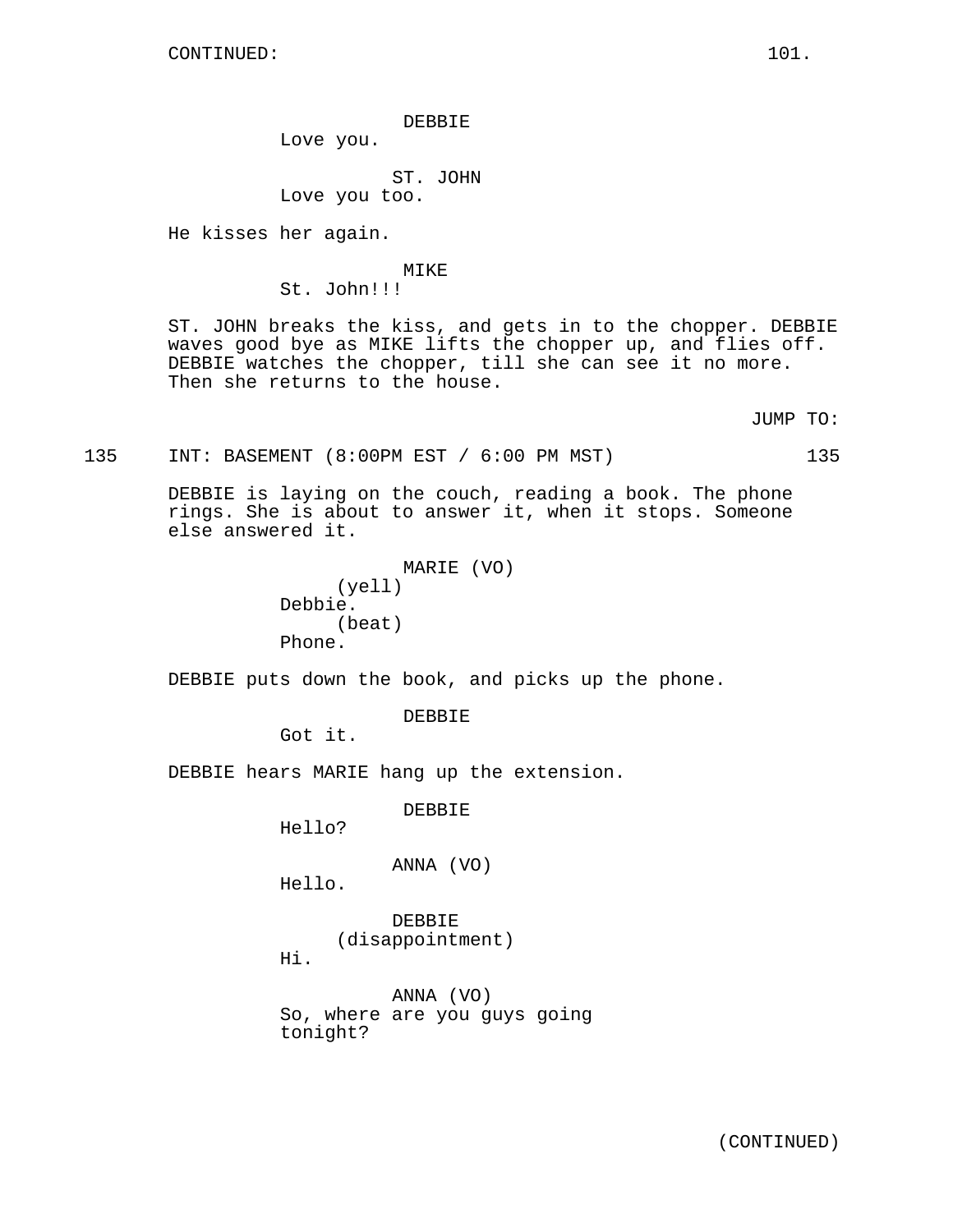CONTINUED:

DEBBIE
Love you.

ST. JOHN
Love you too.

He kisses her again.

MIKE
St. John!!!

ST. JOHN breaks the kiss, and gets in to the chopper. DEBBIE waves good bye as MIKE lifts the chopper up, and flies off. DEBBIE watches the chopper, till she can see it no more. Then she returns to the house.

JUMP TO:

135 INT: BASEMENT (8:00PM EST / 6:00 PM MST) 135

DEBBIE is laying on the couch, reading a book. The phone rings. She is about to answer it, when it stops. Someone else answered it.

MARIE (VO)
(yell)
Debbie.
(beat)
Phone.

DEBBIE puts down the book, and picks up the phone.

DEBBIE
Got it.

DEBBIE hears MARIE hang up the extension.

DEBBIE
Hello?

ANNA (VO)
Hello.

DEBBIE
(disappointment)
Hi.

ANNA (VO)
So, where are you guys going tonight?

(CONTINUED)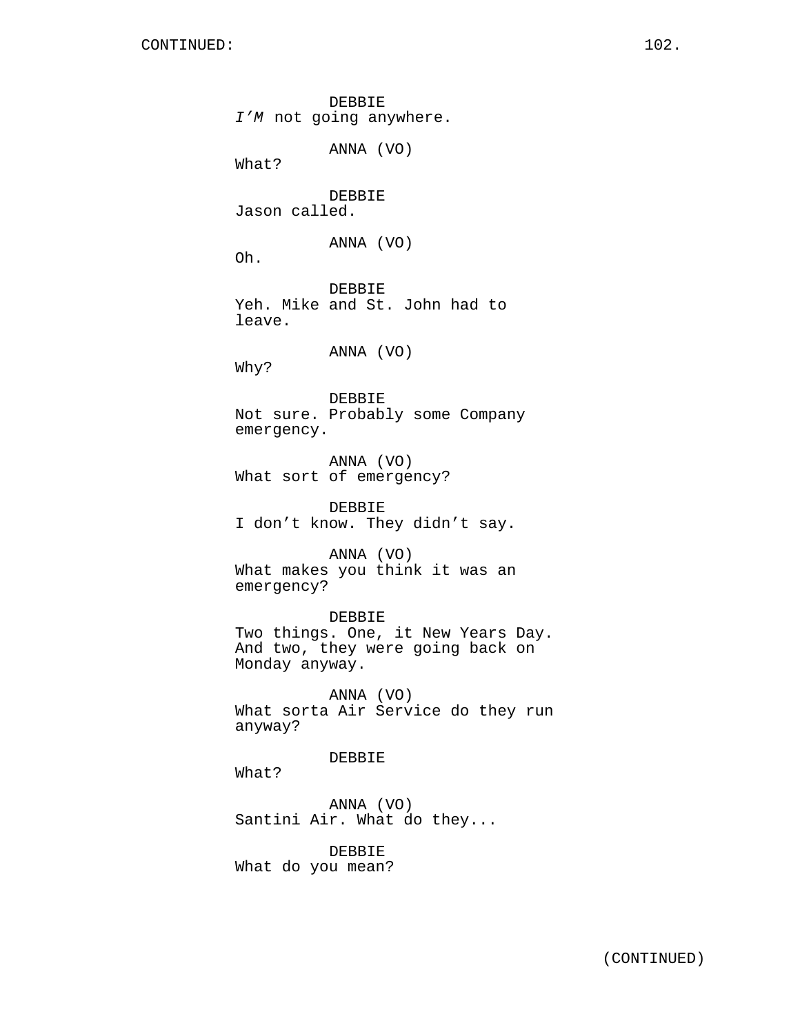DEBBIE
*I'M* not going anywhere.

ANNA (VO)
What?

DEBBIE
Jason called.

ANNA (VO)
Oh.

DEBBIE
Yeh. Mike and St. John had to leave.

ANNA (VO)
Why?

DEBBIE
Not sure. Probably some Company emergency.

ANNA (VO)
What sort of emergency?

DEBBIE
I don't know. They didn't say.

ANNA (VO)
What makes you think it was an emergency?

DEBBIE
Two things. One, it New Years Day. And two, they were going back on Monday anyway.

ANNA (VO)
What sorta Air Service do they run anyway?

DEBBIE
What?

ANNA (VO)
Santini Air. What do they...

DEBBIE
What do you mean?

(CONTINUED)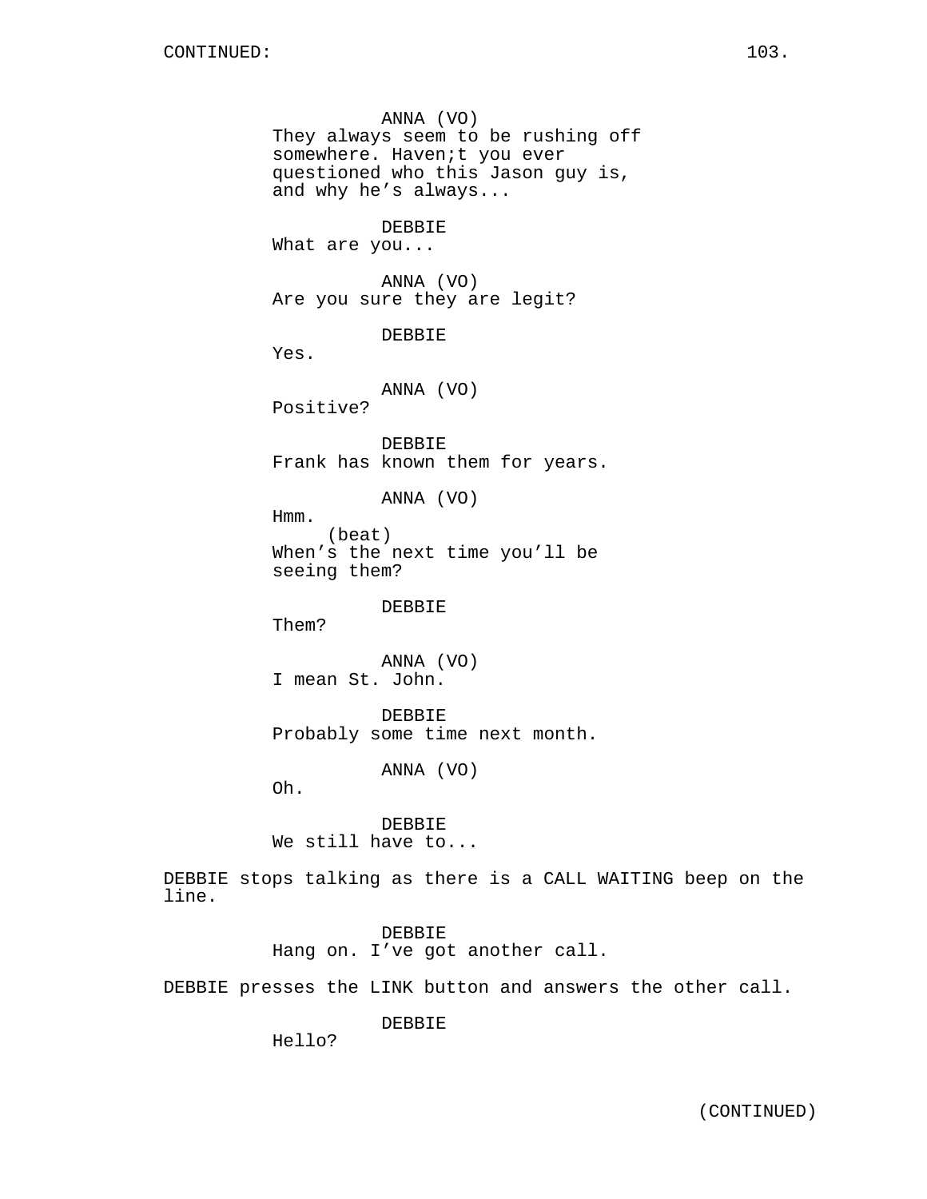CONTINUED:

ANNA (VO)
They always seem to be rushing off somewhere. Haven;t you ever questioned who this Jason guy is, and why he's always...

DEBBIE
What are you...

ANNA (VO)
Are you sure they are legit?

DEBBIE
Yes.

ANNA (VO)
Positive?

DEBBIE
Frank has known them for years.

ANNA (VO)
Hmm.
(beat)
When's the next time you'll be seeing them?

DEBBIE
Them?

ANNA (VO)
I mean St. John.

DEBBIE
Probably some time next month.

ANNA (VO)
Oh.

DEBBIE
We still have to...

DEBBIE stops talking as there is a CALL WAITING beep on the line.

DEBBIE
Hang on. I've got another call.

DEBBIE presses the LINK button and answers the other call.

DEBBIE
Hello?

(CONTINUED)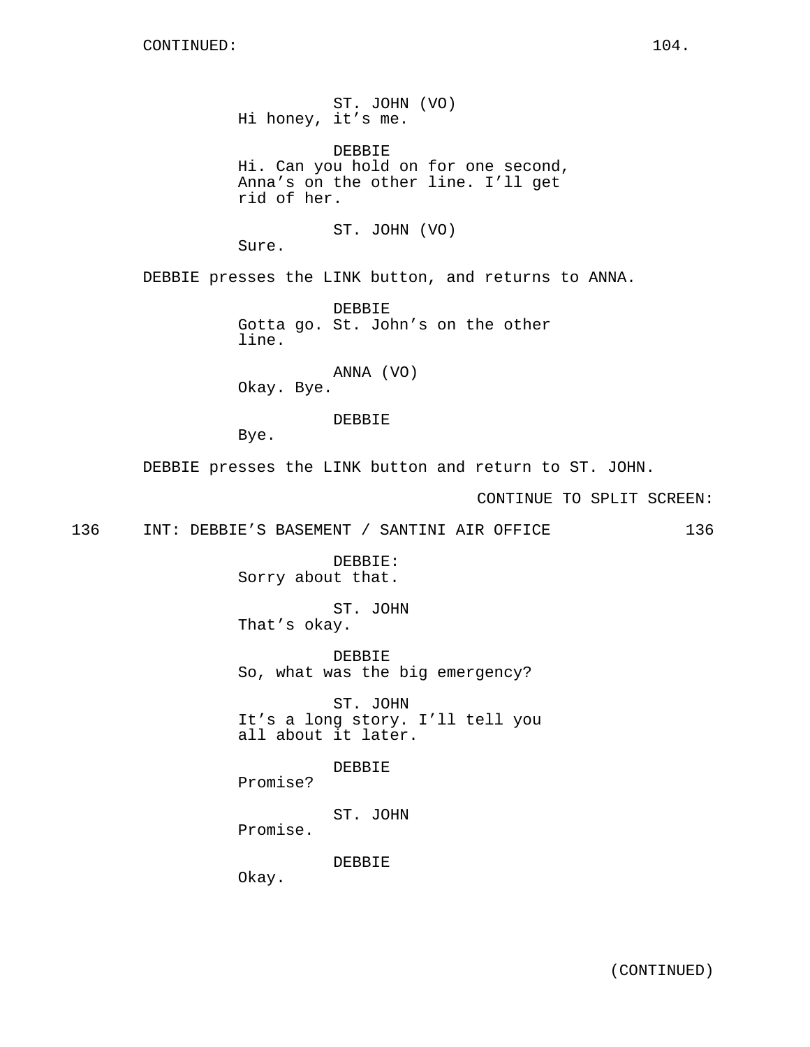CONTINUED:

ST. JOHN (VO)
Hi honey, it's me.

DEBBIE
Hi. Can you hold on for one second, Anna's on the other line. I'll get rid of her.

ST. JOHN (VO)
Sure.

DEBBIE presses the LINK button, and returns to ANNA.

DEBBIE
Gotta go. St. John's on the other line.

ANNA (VO)
Okay. Bye.

DEBBIE
Bye.

DEBBIE presses the LINK button and return to ST. JOHN.

CONTINUE TO SPLIT SCREEN:

136 INT: DEBBIE'S BASEMENT / SANTINI AIR OFFICE 136

DEBBIE:
Sorry about that.

ST. JOHN
That's okay.

DEBBIE
So, what was the big emergency?

ST. JOHN
It's a long story. I'll tell you all about it later.

DEBBIE
Promise?

ST. JOHN
Promise.

DEBBIE
Okay.

(CONTINUED)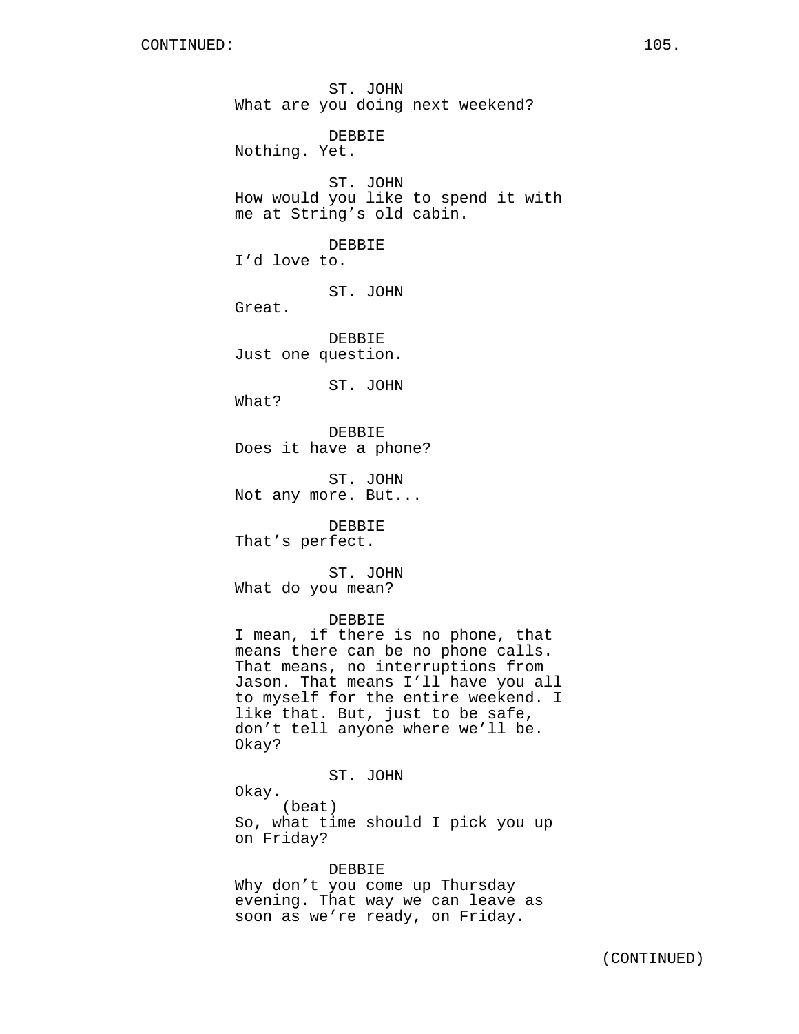ST. JOHN
What are you doing next weekend?

DEBBIE
Nothing. Yet.

ST. JOHN
How would you like to spend it with me at String's old cabin.

DEBBIE
I'd love to.

ST. JOHN
Great.

DEBBIE
Just one question.

ST. JOHN
What?

DEBBIE
Does it have a phone?

ST. JOHN
Not any more. But...

DEBBIE
That's perfect.

ST. JOHN
What do you mean?

DEBBIE
I mean, if there is no phone, that means there can be no phone calls. That means, no interruptions from Jason. That means I'll have you all to myself for the entire weekend. I like that. But, just to be safe, don't tell anyone where we'll be. Okay?

ST. JOHN
Okay.
(beat)
So, what time should I pick you up on Friday?

DEBBIE
Why don't you come up Thursday evening. That way we can leave as soon as we're ready, on Friday.

(CONTINUED)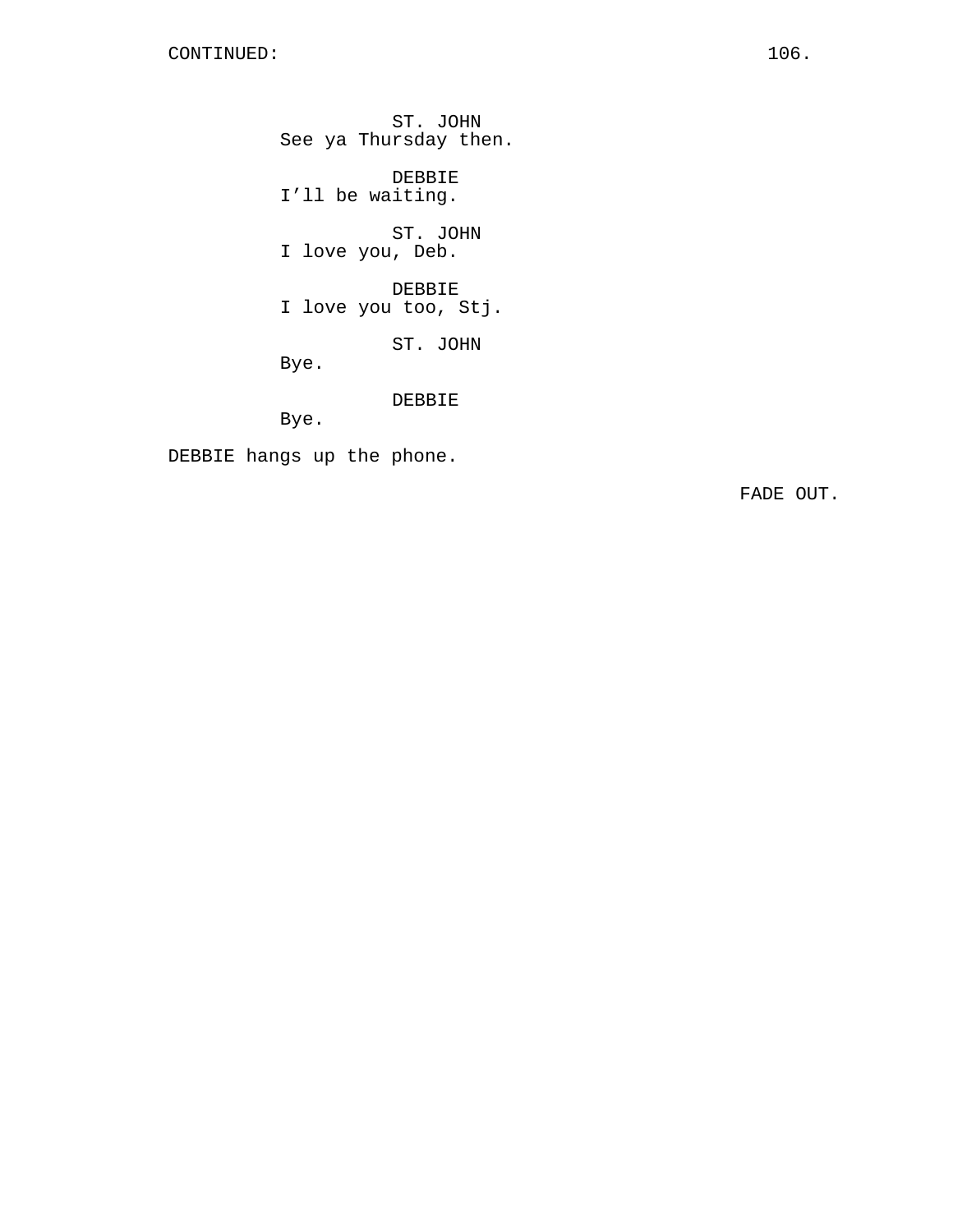CONTINUED:

ST. JOHN
See ya Thursday then.

DEBBIE
I’ll be waiting.

ST. JOHN
I love you, Deb.

DEBBIE
I love you too, Stj.

ST. JOHN
Bye.

DEBBIE
Bye.

DEBBIE hangs up the phone.

FADE OUT.